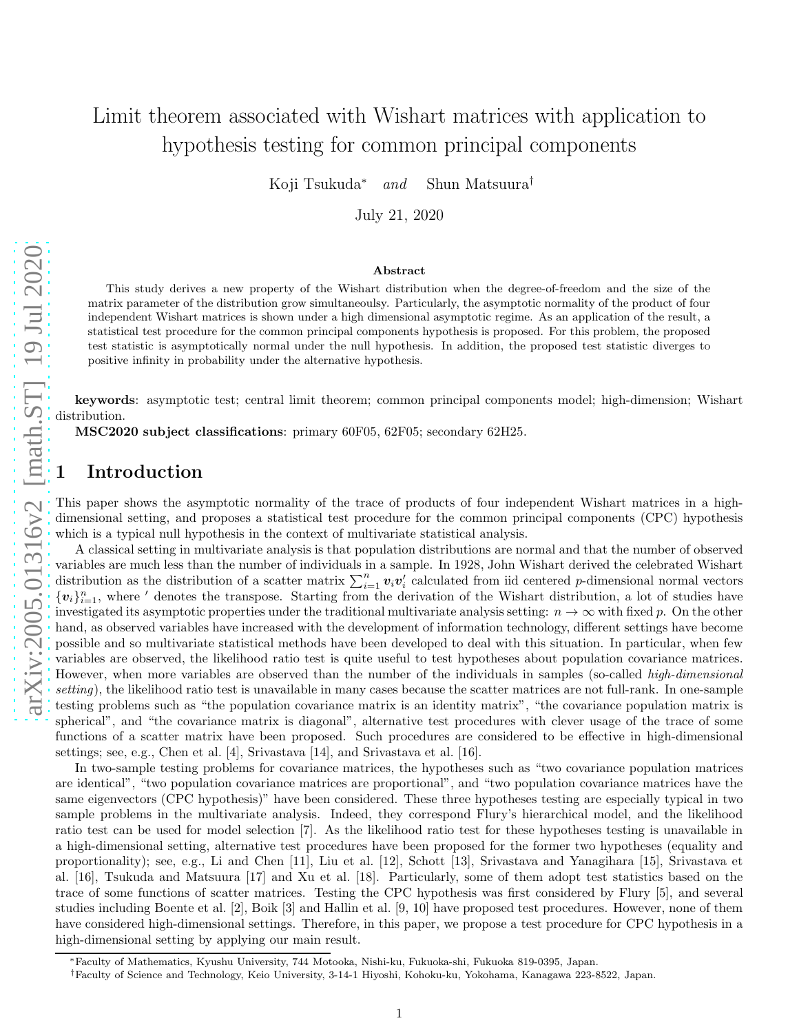# Limit theorem associated with Wishart matrices with application to hypothesis testing for common principal components

Koji Tsukuda* *and* Shun Matsuura†

July 21, 2020

### Abstract

This study derives a new property of the Wishart distribution when the degree-of-freedom and the size of the matrix parameter of the distribution grow simultaneoulsy. Particularly, the asymptotic normality of the product of four independent Wishart matrices is shown under a high dimensional asymptotic regime. As an application of the result, a statistical test procedure for the common principal components hypothesis is proposed. For this problem, the proposed test statistic is asymptotically normal under the null hypothesis. In addition, the proposed test statistic diverges to positive infinity in probability under the alternative hypothesis.

**keywords**: asymptotic test; central limit theorem; common principal components model; high-dimension; Wishart distribution.

**MSC2020 subject classifications**: primary 60F05, 62F05; secondary 62H25.

## 1 Introduction

This paper shows the asymptotic normality of the trace of products of four independent Wishart matrices in a high-dimensional setting, and proposes a statistical test procedure for the common principal components (CPC) hypothesis which is a typical null hypothesis in the context of multivariate statistical analysis.

A classical setting in multivariate analysis is that population distributions are normal and that the number of observed variables are much less than the number of individuals in a sample. In 1928, John Wishart derived the celebrated Wishart distribution as the distribution of a scatter matrix $\sum_{i=1}^{n} \boldsymbol{v}_i \boldsymbol{v}_i'$ calculated from iid centered $p$-dimensional normal vectors $\{\boldsymbol{v}_i\}_{i=1}^{n}$, where $'$ denotes the transpose. Starting from the derivation of the Wishart distribution, a lot of studies have investigated its asymptotic properties under the traditional multivariate analysis setting: $n \to \infty$ with fixed $p$. On the other hand, as observed variables have increased with the development of information technology, different settings have become possible and so multivariate statistical methods have been developed to deal with this situation. In particular, when few variables are observed, the likelihood ratio test is quite useful to test hypotheses about population covariance matrices. However, when more variables are observed than the number of the individuals in samples (so-called *high-dimensional setting*), the likelihood ratio test is unavailable in many cases because the scatter matrices are not full-rank. In one-sample testing problems such as "the population covariance matrix is an identity matrix", "the covariance population matrix is spherical", and "the covariance matrix is diagonal", alternative test procedures with clever usage of the trace of some functions of a scatter matrix have been proposed. Such procedures are considered to be effective in high-dimensional settings; see, e.g., Chen et al. [4], Srivastava [14], and Srivastava et al. [16].

In two-sample testing problems for covariance matrices, the hypotheses such as "two covariance population matrices are identical", "two population covariance matrices are proportional", and "two population covariance matrices have the same eigenvectors (CPC hypothesis)" have been considered. These three hypotheses testing are especially typical in two sample problems in the multivariate analysis. Indeed, they correspond Flury's hierarchical model, and the likelihood ratio test can be used for model selection [7]. As the likelihood ratio test for these hypotheses testing is unavailable in a high-dimensional setting, alternative test procedures have been proposed for the former two hypotheses (equality and proportionality); see, e.g., Li and Chen [11], Liu et al. [12], Schott [13], Srivastava and Yanagihara [15], Srivastava et al. [16], Tsukuda and Matsuura [17] and Xu et al. [18]. Particularly, some of them adopt test statistics based on the trace of some functions of scatter matrices. Testing the CPC hypothesis was first considered by Flury [5], and several studies including Boente et al. [2], Boik [3] and Hallin et al. [9, 10] have proposed test procedures. However, none of them have considered high-dimensional settings. Therefore, in this paper, we propose a test procedure for CPC hypothesis in a high-dimensional setting by applying our main result.

---

*Faculty of Mathematics, Kyushu University, 744 Motooka, Nishi-ku, Fukuoka-shi, Fukuoka 819-0395, Japan.

†Faculty of Science and Technology, Keio University, 3-14-1 Hiyoshi, Kohoku-ku, Yokohama, Kanagawa 223-8522, Japan.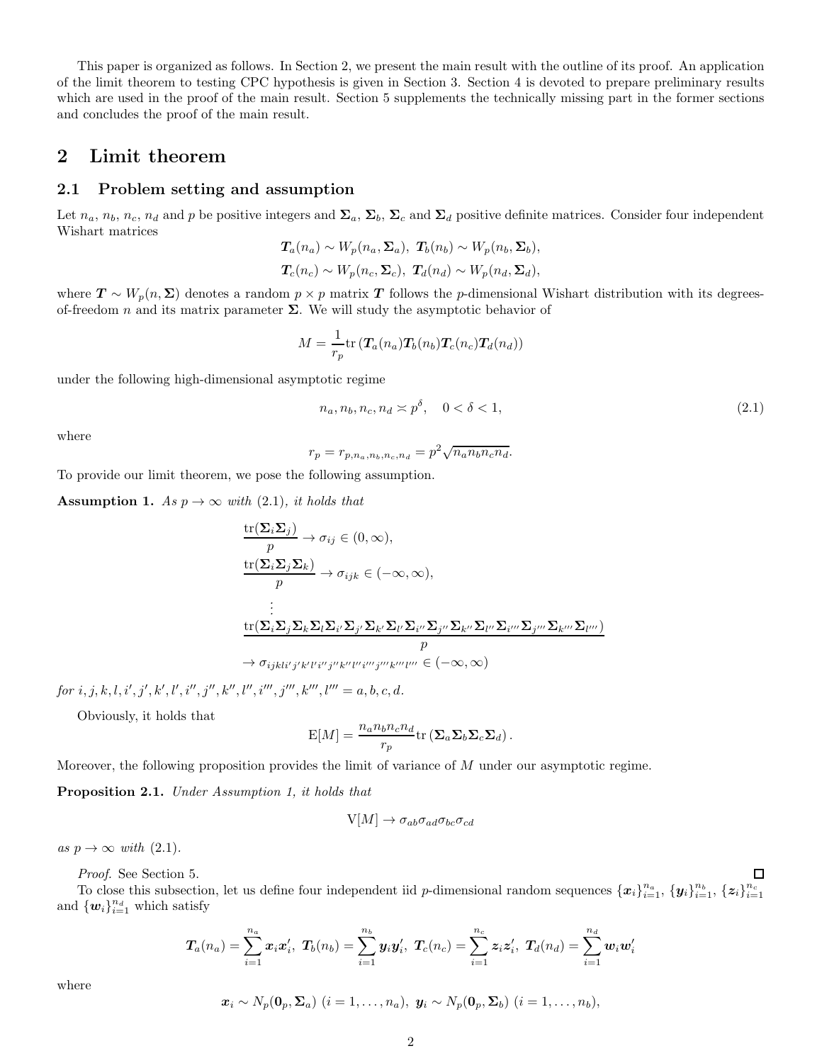This paper is organized as follows. In Section 2, we present the main result with the outline of its proof. An application of the limit theorem to testing CPC hypothesis is given in Section 3. Section 4 is devoted to prepare preliminary results which are used in the proof of the main result. Section 5 supplements the technically missing part in the former sections and concludes the proof of the main result.

# 2 Limit theorem

## 2.1 Problem setting and assumption

Let $n_a$, $n_b$, $n_c$, $n_d$ and $p$ be positive integers and $\boldsymbol{\Sigma}_a$, $\boldsymbol{\Sigma}_b$, $\boldsymbol{\Sigma}_c$ and $\boldsymbol{\Sigma}_d$ positive definite matrices. Consider four independent Wishart matrices

$$\boldsymbol{T}_a(n_a) \sim W_p(n_a, \boldsymbol{\Sigma}_a),\ \boldsymbol{T}_b(n_b) \sim W_p(n_b, \boldsymbol{\Sigma}_b),$$
$$\boldsymbol{T}_c(n_c) \sim W_p(n_c, \boldsymbol{\Sigma}_c),\ \boldsymbol{T}_d(n_d) \sim W_p(n_d, \boldsymbol{\Sigma}_d),$$

where $\boldsymbol{T} \sim W_p(n, \boldsymbol{\Sigma})$ denotes a random $p \times p$ matrix $\boldsymbol{T}$ follows the $p$-dimensional Wishart distribution with its degrees-of-freedom $n$ and its matrix parameter $\boldsymbol{\Sigma}$. We will study the asymptotic behavior of

$$M = \frac{1}{r_p}\mathrm{tr}\left(\boldsymbol{T}_a(n_a)\boldsymbol{T}_b(n_b)\boldsymbol{T}_c(n_c)\boldsymbol{T}_d(n_d)\right)$$

under the following high-dimensional asymptotic regime

$$n_a, n_b, n_c, n_d \asymp p^{\delta}, \quad 0 < \delta < 1, \tag{2.1}$$

where

$$r_p = r_{p,n_a,n_b,n_c,n_d} = p^2\sqrt{n_a n_b n_c n_d}.$$

To provide our limit theorem, we pose the following assumption.

**Assumption 1.** *As $p \to \infty$ with (2.1), it holds that*

$$\begin{aligned}
&\frac{\mathrm{tr}(\boldsymbol{\Sigma}_i\boldsymbol{\Sigma}_j)}{p} \to \sigma_{ij} \in (0, \infty),\\
&\frac{\mathrm{tr}(\boldsymbol{\Sigma}_i\boldsymbol{\Sigma}_j\boldsymbol{\Sigma}_k)}{p} \to \sigma_{ijk} \in (-\infty, \infty),\\
&\qquad\vdots\\
&\frac{\mathrm{tr}(\boldsymbol{\Sigma}_i\boldsymbol{\Sigma}_j\boldsymbol{\Sigma}_k\boldsymbol{\Sigma}_l\boldsymbol{\Sigma}_{i'}\boldsymbol{\Sigma}_{j'}\boldsymbol{\Sigma}_{k'}\boldsymbol{\Sigma}_{l'}\boldsymbol{\Sigma}_{i''}\boldsymbol{\Sigma}_{j''}\boldsymbol{\Sigma}_{k''}\boldsymbol{\Sigma}_{l''}\boldsymbol{\Sigma}_{i'''}\boldsymbol{\Sigma}_{j'''}\boldsymbol{\Sigma}_{k'''}\boldsymbol{\Sigma}_{l'''})}{p}\\
&\to \sigma_{ijkli'j'k'l'i''j''k''l''i'''j'''k'''l'''} \in (-\infty, \infty)
\end{aligned}$$

*for $i, j, k, l, i', j', k', l', i'', j'', k'', l'', i''', j''', k''', l''' = a, b, c, d$.*

Obviously, it holds that

$$\mathrm{E}[M] = \frac{n_a n_b n_c n_d}{r_p}\mathrm{tr}\left(\boldsymbol{\Sigma}_a\boldsymbol{\Sigma}_b\boldsymbol{\Sigma}_c\boldsymbol{\Sigma}_d\right).$$

Moreover, the following proposition provides the limit of variance of $M$ under our asymptotic regime.

**Proposition 2.1.** *Under Assumption 1, it holds that*

$$\mathrm{V}[M] \to \sigma_{ab}\sigma_{ad}\sigma_{bc}\sigma_{cd}$$

*as $p \to \infty$ with (2.1).*

*Proof.* See Section 5. □

To close this subsection, let us define four independent iid $p$-dimensional random sequences $\{\boldsymbol{x}_i\}_{i=1}^{n_a}$, $\{\boldsymbol{y}_i\}_{i=1}^{n_b}$, $\{\boldsymbol{z}_i\}_{i=1}^{n_c}$ and $\{\boldsymbol{w}_i\}_{i=1}^{n_d}$ which satisfy

$$\boldsymbol{T}_a(n_a) = \sum_{i=1}^{n_a}\boldsymbol{x}_i\boldsymbol{x}_i',\ \boldsymbol{T}_b(n_b) = \sum_{i=1}^{n_b}\boldsymbol{y}_i\boldsymbol{y}_i',\ \boldsymbol{T}_c(n_c) = \sum_{i=1}^{n_c}\boldsymbol{z}_i\boldsymbol{z}_i',\ \boldsymbol{T}_d(n_d) = \sum_{i=1}^{n_d}\boldsymbol{w}_i\boldsymbol{w}_i'$$

where

$$\boldsymbol{x}_i \sim N_p(\boldsymbol{0}_p, \boldsymbol{\Sigma}_a)\ (i = 1, \ldots, n_a),\ \boldsymbol{y}_i \sim N_p(\boldsymbol{0}_p, \boldsymbol{\Sigma}_b)\ (i = 1, \ldots, n_b),$$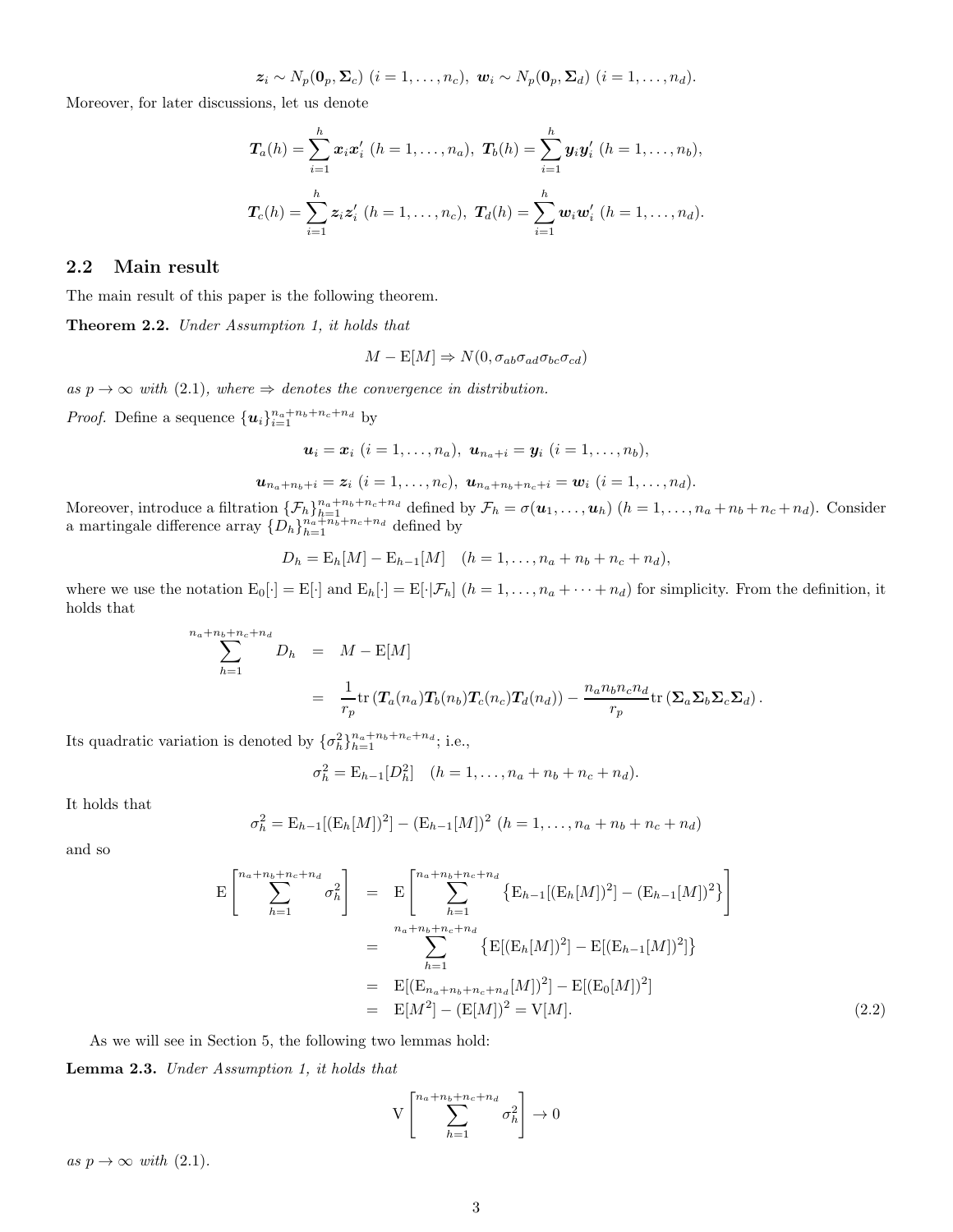$$\boldsymbol{z}_i \sim N_p(\mathbf{0}_p, \boldsymbol{\Sigma}_c) \ (i = 1, \ldots, n_c), \ \boldsymbol{w}_i \sim N_p(\mathbf{0}_p, \boldsymbol{\Sigma}_d) \ (i = 1, \ldots, n_d).$$

Moreover, for later discussions, let us denote

$$\boldsymbol{T}_a(h) = \sum_{i=1}^{h} \boldsymbol{x}_i \boldsymbol{x}_i' \ (h = 1, \ldots, n_a), \ \boldsymbol{T}_b(h) = \sum_{i=1}^{h} \boldsymbol{y}_i \boldsymbol{y}_i' \ (h = 1, \ldots, n_b),$$

$$\boldsymbol{T}_c(h) = \sum_{i=1}^{h} \boldsymbol{z}_i \boldsymbol{z}_i' \ (h = 1, \ldots, n_c), \ \boldsymbol{T}_d(h) = \sum_{i=1}^{h} \boldsymbol{w}_i \boldsymbol{w}_i' \ (h = 1, \ldots, n_d).$$

## 2.2 Main result

The main result of this paper is the following theorem.

**Theorem 2.2.** *Under Assumption 1, it holds that*

$$M - \mathrm{E}[M] \Rightarrow N(0, \sigma_{ab}\sigma_{ad}\sigma_{bc}\sigma_{cd})$$

*as $p \to \infty$ with (2.1), where $\Rightarrow$ denotes the convergence in distribution.*

*Proof.* Define a sequence $\{\boldsymbol{u}_i\}_{i=1}^{n_a+n_b+n_c+n_d}$ by

$$\boldsymbol{u}_i = \boldsymbol{x}_i \ (i = 1, \ldots, n_a), \ \boldsymbol{u}_{n_a+i} = \boldsymbol{y}_i \ (i = 1, \ldots, n_b),$$

$$\boldsymbol{u}_{n_a+n_b+i} = \boldsymbol{z}_i \ (i = 1, \ldots, n_c), \ \boldsymbol{u}_{n_a+n_b+n_c+i} = \boldsymbol{w}_i \ (i = 1, \ldots, n_d).$$

Moreover, introduce a filtration $\{\mathcal{F}_h\}_{h=1}^{n_a+n_b+n_c+n_d}$ defined by $\mathcal{F}_h = \sigma(\boldsymbol{u}_1, \ldots, \boldsymbol{u}_h)$ $(h = 1, \ldots, n_a + n_b + n_c + n_d)$. Consider a martingale difference array $\{D_h\}_{h=1}^{n_a+n_b+n_c+n_d}$ defined by

$$D_h = \mathrm{E}_h[M] - \mathrm{E}_{h-1}[M] \quad (h = 1, \ldots, n_a + n_b + n_c + n_d),$$

where we use the notation $\mathrm{E}_0[\cdot] = \mathrm{E}[\cdot]$ and $\mathrm{E}_h[\cdot] = \mathrm{E}[\cdot|\mathcal{F}_h]$ $(h = 1, \ldots, n_a + \cdots + n_d)$ for simplicity. From the definition, it holds that

$$\begin{aligned}
\sum_{h=1}^{n_a+n_b+n_c+n_d} D_h &= M - \mathrm{E}[M] \\
&= \frac{1}{r_p} \mathrm{tr}\left(\boldsymbol{T}_a(n_a)\boldsymbol{T}_b(n_b)\boldsymbol{T}_c(n_c)\boldsymbol{T}_d(n_d)\right) - \frac{n_a n_b n_c n_d}{r_p} \mathrm{tr}\left(\boldsymbol{\Sigma}_a\boldsymbol{\Sigma}_b\boldsymbol{\Sigma}_c\boldsymbol{\Sigma}_d\right).
\end{aligned}$$

Its quadratic variation is denoted by $\{\sigma_h^2\}_{h=1}^{n_a+n_b+n_c+n_d}$; i.e.,

$$\sigma_h^2 = \mathrm{E}_{h-1}[D_h^2] \quad (h = 1, \ldots, n_a + n_b + n_c + n_d).$$

It holds that

$$\sigma_h^2 = \mathrm{E}_{h-1}[(\mathrm{E}_h[M])^2] - (\mathrm{E}_{h-1}[M])^2 \ (h = 1, \ldots, n_a + n_b + n_c + n_d)$$

and so

$$\begin{aligned}
\mathrm{E}\left[\sum_{h=1}^{n_a+n_b+n_c+n_d} \sigma_h^2\right] &= \mathrm{E}\left[\sum_{h=1}^{n_a+n_b+n_c+n_d} \left\{\mathrm{E}_{h-1}[(\mathrm{E}_h[M])^2] - (\mathrm{E}_{h-1}[M])^2\right\}\right] \\
&= \sum_{h=1}^{n_a+n_b+n_c+n_d} \left\{\mathrm{E}[(\mathrm{E}_h[M])^2] - \mathrm{E}[(\mathrm{E}_{h-1}[M])^2]\right\} \\
&= \mathrm{E}[(\mathrm{E}_{n_a+n_b+n_c+n_d}[M])^2] - \mathrm{E}[(\mathrm{E}_0[M])^2] \\
&= \mathrm{E}[M^2] - (\mathrm{E}[M])^2 = \mathrm{V}[M]. \qquad (2.2)
\end{aligned}$$

As we will see in Section 5, the following two lemmas hold:

**Lemma 2.3.** *Under Assumption 1, it holds that*

$$\mathrm{V}\left[\sum_{h=1}^{n_a+n_b+n_c+n_d} \sigma_h^2\right] \to 0$$

*as $p \to \infty$ with (2.1).*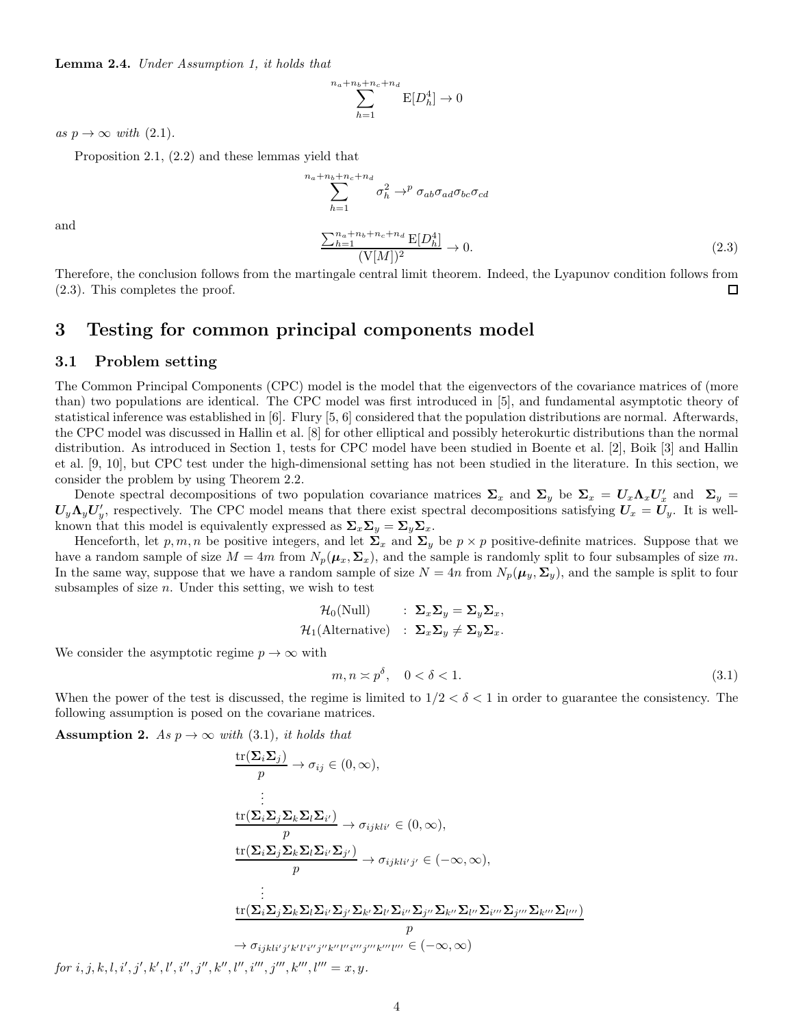**Lemma 2.4.** *Under Assumption 1, it holds that*

$$\sum_{h=1}^{n_a+n_b+n_c+n_d} \mathrm{E}[D_h^4] \to 0$$

*as $p \to \infty$ with* (2.1).

Proposition 2.1, (2.2) and these lemmas yield that

$$\sum_{h=1}^{n_a+n_b+n_c+n_d} \sigma_h^2 \to^p \sigma_{ab}\sigma_{ad}\sigma_{bc}\sigma_{cd}$$

and

$$\frac{\sum_{h=1}^{n_a+n_b+n_c+n_d} \mathrm{E}[D_h^4]}{(\mathrm{V}[M])^2} \to 0. \tag{2.3}$$

Therefore, the conclusion follows from the martingale central limit theorem. Indeed, the Lyapunov condition follows from (2.3). This completes the proof. $\square$

# 3 Testing for common principal components model

## 3.1 Problem setting

The Common Principal Components (CPC) model is the model that the eigenvectors of the covariance matrices of (more than) two populations are identical. The CPC model was first introduced in [5], and fundamental asymptotic theory of statistical inference was established in [6]. Flury [5, 6] considered that the population distributions are normal. Afterwards, the CPC model was discussed in Hallin et al. [8] for other elliptical and possibly heterokurtic distributions than the normal distribution. As introduced in Section 1, tests for CPC model have been studied in Boente et al. [2], Boik [3] and Hallin et al. [9, 10], but CPC test under the high-dimensional setting has not been studied in the literature. In this section, we consider the problem by using Theorem 2.2.

Denote spectral decompositions of two population covariance matrices $\boldsymbol{\Sigma}_x$ and $\boldsymbol{\Sigma}_y$ be $\boldsymbol{\Sigma}_x = \boldsymbol{U}_x\boldsymbol{\Lambda}_x\boldsymbol{U}_x'$ and $\boldsymbol{\Sigma}_y = \boldsymbol{U}_y\boldsymbol{\Lambda}_y\boldsymbol{U}_y'$, respectively. The CPC model means that there exist spectral decompositions satisfying $\boldsymbol{U}_x = \boldsymbol{U}_y$. It is well-known that this model is equivalently expressed as $\boldsymbol{\Sigma}_x\boldsymbol{\Sigma}_y = \boldsymbol{\Sigma}_y\boldsymbol{\Sigma}_x$.

Henceforth, let $p, m, n$ be positive integers, and let $\boldsymbol{\Sigma}_x$ and $\boldsymbol{\Sigma}_y$ be $p \times p$ positive-definite matrices. Suppose that we have a random sample of size $M = 4m$ from $N_p(\boldsymbol{\mu}_x, \boldsymbol{\Sigma}_x)$, and the sample is randomly split to four subsamples of size $m$. In the same way, suppose that we have a random sample of size $N = 4n$ from $N_p(\boldsymbol{\mu}_y, \boldsymbol{\Sigma}_y)$, and the sample is split to four subsamples of size $n$. Under this setting, we wish to test

$$\begin{aligned}
\mathcal{H}_0(\text{Null}) \quad &: \ \boldsymbol{\Sigma}_x\boldsymbol{\Sigma}_y = \boldsymbol{\Sigma}_y\boldsymbol{\Sigma}_x, \\
\mathcal{H}_1(\text{Alternative}) \quad &: \ \boldsymbol{\Sigma}_x\boldsymbol{\Sigma}_y \neq \boldsymbol{\Sigma}_y\boldsymbol{\Sigma}_x.
\end{aligned}$$

We consider the asymptotic regime $p \to \infty$ with

$$m, n \asymp p^{\delta}, \quad 0 < \delta < 1. \tag{3.1}$$

When the power of the test is discussed, the regime is limited to $1/2 < \delta < 1$ in order to guarantee the consistency. The following assumption is posed on the covariane matrices.

**Assumption 2.** *As $p \to \infty$ with* (3.1), *it holds that*

$$\begin{aligned}
&\frac{\mathrm{tr}(\boldsymbol{\Sigma}_i\boldsymbol{\Sigma}_j)}{p} \to \sigma_{ij} \in (0, \infty), \\
&\quad\vdots \\
&\frac{\mathrm{tr}(\boldsymbol{\Sigma}_i\boldsymbol{\Sigma}_j\boldsymbol{\Sigma}_k\boldsymbol{\Sigma}_l\boldsymbol{\Sigma}_{i'})}{p} \to \sigma_{ijkli'} \in (0, \infty), \\
&\frac{\mathrm{tr}(\boldsymbol{\Sigma}_i\boldsymbol{\Sigma}_j\boldsymbol{\Sigma}_k\boldsymbol{\Sigma}_l\boldsymbol{\Sigma}_{i'}\boldsymbol{\Sigma}_{j'})}{p} \to \sigma_{ijkli'j'} \in (-\infty, \infty), \\
&\quad\vdots \\
&\frac{\mathrm{tr}(\boldsymbol{\Sigma}_i\boldsymbol{\Sigma}_j\boldsymbol{\Sigma}_k\boldsymbol{\Sigma}_l\boldsymbol{\Sigma}_{i'}\boldsymbol{\Sigma}_{j'}\boldsymbol{\Sigma}_{k'}\boldsymbol{\Sigma}_{l'}\boldsymbol{\Sigma}_{i''}\boldsymbol{\Sigma}_{j''}\boldsymbol{\Sigma}_{k''}\boldsymbol{\Sigma}_{l''}\boldsymbol{\Sigma}_{i'''}\boldsymbol{\Sigma}_{j'''}\boldsymbol{\Sigma}_{k'''}\boldsymbol{\Sigma}_{l'''})}{p} \\
&\to \sigma_{ijkli'j'k'l'i''j''k''l''i'''j'''k'''l'''} \in (-\infty, \infty)
\end{aligned}$$

*for $i, j, k, l, i', j', k', l', i'', j'', k'', l'', i''', j''', k''', l''' = x, y$.*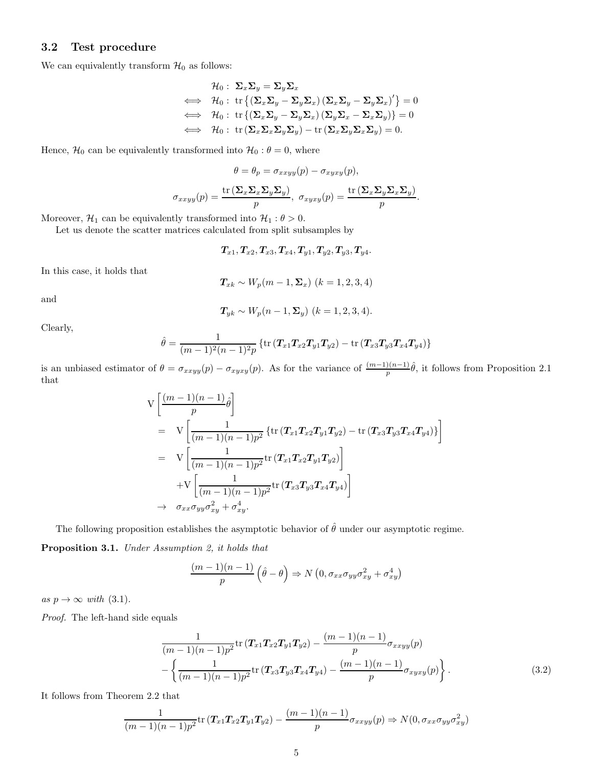### 3.2 Test procedure

We can equivalently transform $\mathcal{H}_0$ as follows:

$$
\begin{aligned}
& \mathcal{H}_0 : \ \boldsymbol{\Sigma}_x \boldsymbol{\Sigma}_y = \boldsymbol{\Sigma}_y \boldsymbol{\Sigma}_x \\
\iff \quad & \mathcal{H}_0 : \ \operatorname{tr}\left\{ \left( \boldsymbol{\Sigma}_x \boldsymbol{\Sigma}_y - \boldsymbol{\Sigma}_y \boldsymbol{\Sigma}_x \right) \left( \boldsymbol{\Sigma}_x \boldsymbol{\Sigma}_y - \boldsymbol{\Sigma}_y \boldsymbol{\Sigma}_x \right)' \right\} = 0 \\
\iff \quad & \mathcal{H}_0 : \ \operatorname{tr}\left\{ \left( \boldsymbol{\Sigma}_x \boldsymbol{\Sigma}_y - \boldsymbol{\Sigma}_y \boldsymbol{\Sigma}_x \right) \left( \boldsymbol{\Sigma}_y \boldsymbol{\Sigma}_x - \boldsymbol{\Sigma}_x \boldsymbol{\Sigma}_y \right) \right\} = 0 \\
\iff \quad & \mathcal{H}_0 : \ \operatorname{tr}\left( \boldsymbol{\Sigma}_x \boldsymbol{\Sigma}_x \boldsymbol{\Sigma}_y \boldsymbol{\Sigma}_y \right) - \operatorname{tr}\left( \boldsymbol{\Sigma}_x \boldsymbol{\Sigma}_y \boldsymbol{\Sigma}_x \boldsymbol{\Sigma}_y \right) = 0.
\end{aligned}
$$

Hence, $\mathcal{H}_0$ can be equivalently transformed into $\mathcal{H}_0 : \theta = 0$, where

$$
\theta = \theta_p = \sigma_{xxyy}(p) - \sigma_{xyxy}(p),
$$

$$
\sigma_{xxyy}(p) = \frac{\operatorname{tr}\left( \boldsymbol{\Sigma}_x \boldsymbol{\Sigma}_x \boldsymbol{\Sigma}_y \boldsymbol{\Sigma}_y \right)}{p}, \ \sigma_{xyxy}(p) = \frac{\operatorname{tr}\left( \boldsymbol{\Sigma}_x \boldsymbol{\Sigma}_y \boldsymbol{\Sigma}_x \boldsymbol{\Sigma}_y \right)}{p}.
$$

Moreover, $\mathcal{H}_1$ can be equivalently transformed into $\mathcal{H}_1 : \theta > 0$.

Let us denote the scatter matrices calculated from split subsamples by

$$
\boldsymbol{T}_{x1}, \boldsymbol{T}_{x2}, \boldsymbol{T}_{x3}, \boldsymbol{T}_{x4}, \boldsymbol{T}_{y1}, \boldsymbol{T}_{y2}, \boldsymbol{T}_{y3}, \boldsymbol{T}_{y4}.
$$

In this case, it holds that

$$
\boldsymbol{T}_{xk} \sim W_p(m-1, \boldsymbol{\Sigma}_x) \ (k = 1, 2, 3, 4)
$$

and

$$
\boldsymbol{T}_{yk} \sim W_p(n-1, \boldsymbol{\Sigma}_y) \ (k = 1, 2, 3, 4).
$$

Clearly,

$$
\hat{\theta} = \frac{1}{(m-1)^2(n-1)^2 p} \left\{ \operatorname{tr}\left( \boldsymbol{T}_{x1} \boldsymbol{T}_{x2} \boldsymbol{T}_{y1} \boldsymbol{T}_{y2} \right) - \operatorname{tr}\left( \boldsymbol{T}_{x3} \boldsymbol{T}_{y3} \boldsymbol{T}_{x4} \boldsymbol{T}_{y4} \right) \right\}
$$

is an unbiased estimator of $\theta = \sigma_{xxyy}(p) - \sigma_{xyxy}(p)$. As for the variance of $\frac{(m-1)(n-1)}{p}\hat{\theta}$, it follows from Proposition 2.1 that

$$
\begin{aligned}
& \mathrm{V}\left[ \frac{(m-1)(n-1)}{p} \hat{\theta} \right] \\
= \quad & \mathrm{V}\left[ \frac{1}{(m-1)(n-1)p^2} \left\{ \operatorname{tr}\left( \boldsymbol{T}_{x1} \boldsymbol{T}_{x2} \boldsymbol{T}_{y1} \boldsymbol{T}_{y2} \right) - \operatorname{tr}\left( \boldsymbol{T}_{x3} \boldsymbol{T}_{y3} \boldsymbol{T}_{x4} \boldsymbol{T}_{y4} \right) \right\} \right] \\
= \quad & \mathrm{V}\left[ \frac{1}{(m-1)(n-1)p^2} \operatorname{tr}\left( \boldsymbol{T}_{x1} \boldsymbol{T}_{x2} \boldsymbol{T}_{y1} \boldsymbol{T}_{y2} \right) \right] \\
& + \mathrm{V}\left[ \frac{1}{(m-1)(n-1)p^2} \operatorname{tr}\left( \boldsymbol{T}_{x3} \boldsymbol{T}_{y3} \boldsymbol{T}_{x4} \boldsymbol{T}_{y4} \right) \right] \\
\to \quad & \sigma_{xx}\sigma_{yy}\sigma_{xy}^2 + \sigma_{xy}^4.
\end{aligned}
$$

The following proposition establishes the asymptotic behavior of $\hat{\theta}$ under our asymptotic regime.

**Proposition 3.1.** *Under Assumption 2, it holds that*

$$
\frac{(m-1)(n-1)}{p} \left( \hat{\theta} - \theta \right) \Rightarrow N\left( 0, \sigma_{xx}\sigma_{yy}\sigma_{xy}^2 + \sigma_{xy}^4 \right)
$$

*as $p \to \infty$ with* (3.1).

*Proof.* The left-hand side equals

$$
\begin{aligned}
& \frac{1}{(m-1)(n-1)p^2} \operatorname{tr}\left( \boldsymbol{T}_{x1} \boldsymbol{T}_{x2} \boldsymbol{T}_{y1} \boldsymbol{T}_{y2} \right) - \frac{(m-1)(n-1)}{p} \sigma_{xxyy}(p) \\
& - \left\{ \frac{1}{(m-1)(n-1)p^2} \operatorname{tr}\left( \boldsymbol{T}_{x3} \boldsymbol{T}_{y3} \boldsymbol{T}_{x4} \boldsymbol{T}_{y4} \right) - \frac{(m-1)(n-1)}{p} \sigma_{xyxy}(p) \right\}.
\end{aligned} \tag{3.2}
$$

It follows from Theorem 2.2 that

$$
\frac{1}{(m-1)(n-1)p^2} \operatorname{tr}\left( \boldsymbol{T}_{x1} \boldsymbol{T}_{x2} \boldsymbol{T}_{y1} \boldsymbol{T}_{y2} \right) - \frac{(m-1)(n-1)}{p} \sigma_{xxyy}(p) \Rightarrow N(0, \sigma_{xx}\sigma_{yy}\sigma_{xy}^2)
$$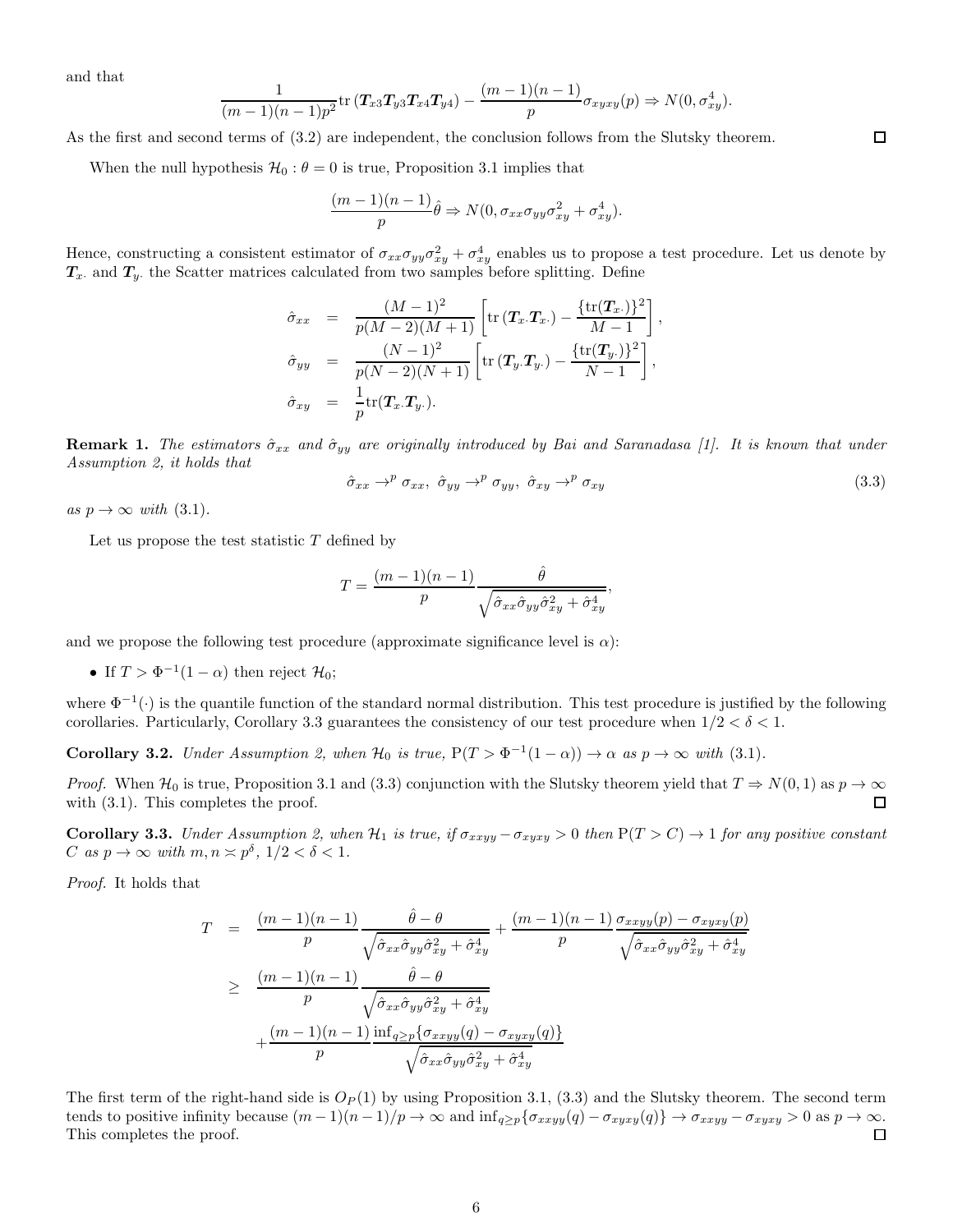and that

$$
\frac{1}{(m-1)(n-1)p^2}\mathrm{tr}\,(\boldsymbol{T}_{x3}\boldsymbol{T}_{y3}\boldsymbol{T}_{x4}\boldsymbol{T}_{y4}) - \frac{(m-1)(n-1)}{p}\sigma_{xyxy}(p) \Rightarrow N(0, \sigma_{xy}^4).
$$

As the first and second terms of (3.2) are independent, the conclusion follows from the Slutsky theorem. $\square$

When the null hypothesis $\mathcal{H}_0 : \theta = 0$ is true, Proposition 3.1 implies that

$$
\frac{(m-1)(n-1)}{p}\hat{\theta} \Rightarrow N(0, \sigma_{xx}\sigma_{yy}\sigma_{xy}^2 + \sigma_{xy}^4).
$$

Hence, constructing a consistent estimator of $\sigma_{xx}\sigma_{yy}\sigma_{xy}^2 + \sigma_{xy}^4$ enables us to propose a test procedure. Let us denote by $\boldsymbol{T}_{x\cdot}$ and $\boldsymbol{T}_{y\cdot}$ the Scatter matrices calculated from two samples before splitting. Define

$$
\begin{aligned}
\hat{\sigma}_{xx} &= \frac{(M-1)^2}{p(M-2)(M+1)}\left[\mathrm{tr}\,(\boldsymbol{T}_{x\cdot}\boldsymbol{T}_{x\cdot}) - \frac{\{\mathrm{tr}(\boldsymbol{T}_{x\cdot})\}^2}{M-1}\right], \\
\hat{\sigma}_{yy} &= \frac{(N-1)^2}{p(N-2)(N+1)}\left[\mathrm{tr}\,(\boldsymbol{T}_{y\cdot}\boldsymbol{T}_{y\cdot}) - \frac{\{\mathrm{tr}(\boldsymbol{T}_{y\cdot})\}^2}{N-1}\right], \\
\hat{\sigma}_{xy} &= \frac{1}{p}\mathrm{tr}(\boldsymbol{T}_{x\cdot}\boldsymbol{T}_{y\cdot}).
\end{aligned}
$$

**Remark 1.** *The estimators $\hat{\sigma}_{xx}$ and $\hat{\sigma}_{yy}$ are originally introduced by Bai and Saranadasa [1]. It is known that under Assumption 2, it holds that*

$$
\hat{\sigma}_{xx} \to^p \sigma_{xx},\ \hat{\sigma}_{yy} \to^p \sigma_{yy},\ \hat{\sigma}_{xy} \to^p \sigma_{xy} \tag{3.3}
$$

*as $p \to \infty$ with* (3.1).

Let us propose the test statistic $T$ defined by

$$
T = \frac{(m-1)(n-1)}{p}\frac{\hat{\theta}}{\sqrt{\hat{\sigma}_{xx}\hat{\sigma}_{yy}\hat{\sigma}_{xy}^2 + \hat{\sigma}_{xy}^4}},
$$

and we propose the following test procedure (approximate significance level is $\alpha$):

- If $T > \Phi^{-1}(1-\alpha)$ then reject $\mathcal{H}_0$;

where $\Phi^{-1}(\cdot)$ is the quantile function of the standard normal distribution. This test procedure is justified by the following corollaries. Particularly, Corollary 3.3 guarantees the consistency of our test procedure when $1/2 < \delta < 1$.

**Corollary 3.2.** *Under Assumption 2, when $\mathcal{H}_0$ is true,* $\mathrm{P}(T > \Phi^{-1}(1-\alpha)) \to \alpha$ *as $p \to \infty$ with* (3.1).

*Proof.* When $\mathcal{H}_0$ is true, Proposition 3.1 and (3.3) conjunction with the Slutsky theorem yield that $T \Rightarrow N(0, 1)$ as $p \to \infty$ with (3.1). This completes the proof. $\square$

**Corollary 3.3.** *Under Assumption 2, when $\mathcal{H}_1$ is true, if $\sigma_{xxyy} - \sigma_{xyxy} > 0$ then $\mathrm{P}(T > C) \to 1$ for any positive constant $C$ as $p \to \infty$ with $m, n \asymp p^\delta$, $1/2 < \delta < 1$.*

*Proof.* It holds that

$$
\begin{aligned}
T &= \frac{(m-1)(n-1)}{p}\frac{\hat{\theta} - \theta}{\sqrt{\hat{\sigma}_{xx}\hat{\sigma}_{yy}\hat{\sigma}_{xy}^2 + \hat{\sigma}_{xy}^4}} + \frac{(m-1)(n-1)}{p}\frac{\sigma_{xxyy}(p) - \sigma_{xyxy}(p)}{\sqrt{\hat{\sigma}_{xx}\hat{\sigma}_{yy}\hat{\sigma}_{xy}^2 + \hat{\sigma}_{xy}^4}} \\
&\geq \frac{(m-1)(n-1)}{p}\frac{\hat{\theta} - \theta}{\sqrt{\hat{\sigma}_{xx}\hat{\sigma}_{yy}\hat{\sigma}_{xy}^2 + \hat{\sigma}_{xy}^4}} \\
&\quad + \frac{(m-1)(n-1)}{p}\frac{\inf_{q \geq p}\{\sigma_{xxyy}(q) - \sigma_{xyxy}(q)\}}{\sqrt{\hat{\sigma}_{xx}\hat{\sigma}_{yy}\hat{\sigma}_{xy}^2 + \hat{\sigma}_{xy}^4}}
\end{aligned}
$$

The first term of the right-hand side is $O_P(1)$ by using Proposition 3.1, (3.3) and the Slutsky theorem. The second term tends to positive infinity because $(m-1)(n-1)/p \to \infty$ and $\inf_{q \geq p}\{\sigma_{xxyy}(q) - \sigma_{xyxy}(q)\} \to \sigma_{xxyy} - \sigma_{xyxy} > 0$ as $p \to \infty$. This completes the proof. $\square$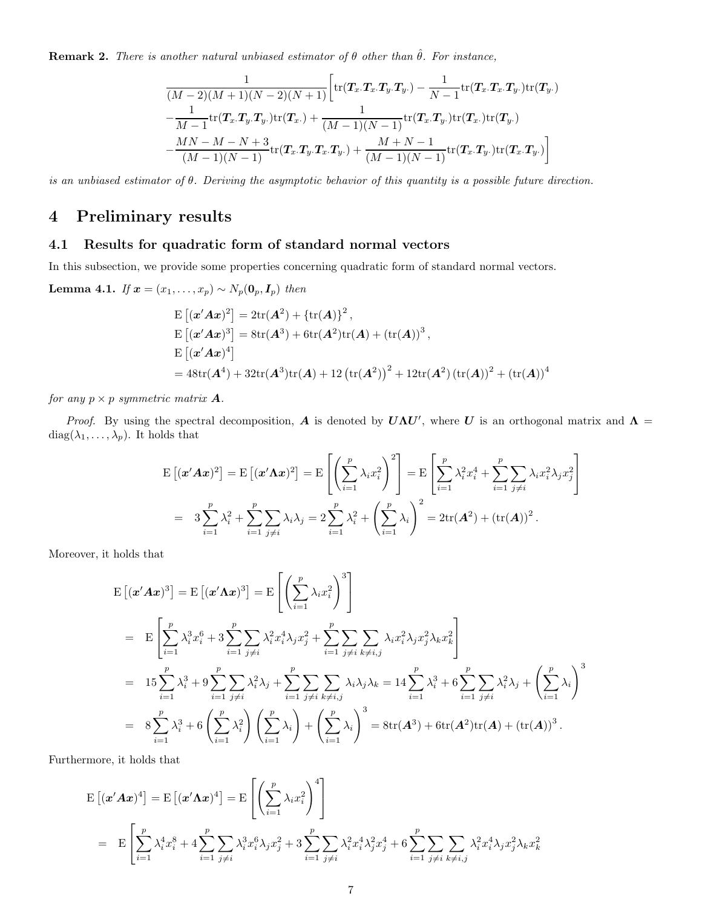**Remark 2.** *There is another natural unbiased estimator of $\theta$ other than $\hat{\theta}$. For instance,*

$$
\begin{aligned}
&\frac{1}{(M-2)(M+1)(N-2)(N+1)}\Big[\mathrm{tr}(\boldsymbol{T}_{x\cdot}\boldsymbol{T}_{x\cdot}\boldsymbol{T}_{y\cdot}\boldsymbol{T}_{y\cdot}) - \frac{1}{N-1}\mathrm{tr}(\boldsymbol{T}_{x\cdot}\boldsymbol{T}_{x\cdot}\boldsymbol{T}_{y\cdot})\mathrm{tr}(\boldsymbol{T}_{y\cdot}) \\
&-\frac{1}{M-1}\mathrm{tr}(\boldsymbol{T}_{x\cdot}\boldsymbol{T}_{y\cdot}\boldsymbol{T}_{y\cdot})\mathrm{tr}(\boldsymbol{T}_{x\cdot}) + \frac{1}{(M-1)(N-1)}\mathrm{tr}(\boldsymbol{T}_{x\cdot}\boldsymbol{T}_{y\cdot})\mathrm{tr}(\boldsymbol{T}_{x\cdot})\mathrm{tr}(\boldsymbol{T}_{y\cdot}) \\
&-\frac{MN-M-N+3}{(M-1)(N-1)}\mathrm{tr}(\boldsymbol{T}_{x\cdot}\boldsymbol{T}_{y\cdot}\boldsymbol{T}_{x\cdot}\boldsymbol{T}_{y\cdot}) + \frac{M+N-1}{(M-1)(N-1)}\mathrm{tr}(\boldsymbol{T}_{x\cdot}\boldsymbol{T}_{y\cdot})\mathrm{tr}(\boldsymbol{T}_{x\cdot}\boldsymbol{T}_{y\cdot})\Big]
\end{aligned}
$$

*is an unbiased estimator of $\theta$. Deriving the asymptotic behavior of this quantity is a possible future direction.*

# 4 Preliminary results

## 4.1 Results for quadratic form of standard normal vectors

In this subsection, we provide some properties concerning quadratic form of standard normal vectors.

**Lemma 4.1.** *If $\boldsymbol{x} = (x_1, \ldots, x_p) \sim N_p(\boldsymbol{0}_p, \boldsymbol{I}_p)$ then*

$$
\begin{aligned}
&\mathrm{E}\left[(\boldsymbol{x}'\boldsymbol{A}\boldsymbol{x})^2\right] = 2\mathrm{tr}(\boldsymbol{A}^2) + \{\mathrm{tr}(\boldsymbol{A})\}^2, \\
&\mathrm{E}\left[(\boldsymbol{x}'\boldsymbol{A}\boldsymbol{x})^3\right] = 8\mathrm{tr}(\boldsymbol{A}^3) + 6\mathrm{tr}(\boldsymbol{A}^2)\mathrm{tr}(\boldsymbol{A}) + (\mathrm{tr}(\boldsymbol{A}))^3, \\
&\mathrm{E}\left[(\boldsymbol{x}'\boldsymbol{A}\boldsymbol{x})^4\right] \\
&= 48\mathrm{tr}(\boldsymbol{A}^4) + 32\mathrm{tr}(\boldsymbol{A}^3)\mathrm{tr}(\boldsymbol{A}) + 12\left(\mathrm{tr}(\boldsymbol{A}^2)\right)^2 + 12\mathrm{tr}(\boldsymbol{A}^2)\left(\mathrm{tr}(\boldsymbol{A})\right)^2 + (\mathrm{tr}(\boldsymbol{A}))^4
\end{aligned}
$$

*for any $p \times p$ symmetric matrix $\boldsymbol{A}$.*

*Proof.* By using the spectral decomposition, $\boldsymbol{A}$ is denoted by $\boldsymbol{U}\boldsymbol{\Lambda}\boldsymbol{U}'$, where $\boldsymbol{U}$ is an orthogonal matrix and $\boldsymbol{\Lambda} = \mathrm{diag}(\lambda_1, \ldots, \lambda_p)$. It holds that

$$
\begin{aligned}
\mathrm{E}\left[(\boldsymbol{x}'\boldsymbol{A}\boldsymbol{x})^2\right] &= \mathrm{E}\left[(\boldsymbol{x}'\boldsymbol{\Lambda}\boldsymbol{x})^2\right] = \mathrm{E}\left[\left(\sum_{i=1}^p \lambda_i x_i^2\right)^2\right] = \mathrm{E}\left[\sum_{i=1}^p \lambda_i^2 x_i^4 + \sum_{i=1}^p\sum_{j\neq i}\lambda_i x_i^2 \lambda_j x_j^2\right] \\
&= 3\sum_{i=1}^p \lambda_i^2 + \sum_{i=1}^p\sum_{j\neq i}\lambda_i\lambda_j = 2\sum_{i=1}^p\lambda_i^2 + \left(\sum_{i=1}^p\lambda_i\right)^2 = 2\mathrm{tr}(\boldsymbol{A}^2) + (\mathrm{tr}(\boldsymbol{A}))^2.
\end{aligned}
$$

Moreover, it holds that

$$
\begin{aligned}
&\mathrm{E}\left[(\boldsymbol{x}'\boldsymbol{A}\boldsymbol{x})^3\right] = \mathrm{E}\left[(\boldsymbol{x}'\boldsymbol{\Lambda}\boldsymbol{x})^3\right] = \mathrm{E}\left[\left(\sum_{i=1}^p\lambda_i x_i^2\right)^3\right] \\
&= \mathrm{E}\left[\sum_{i=1}^p \lambda_i^3 x_i^6 + 3\sum_{i=1}^p\sum_{j\neq i}\lambda_i^2 x_i^4 \lambda_j x_j^2 + \sum_{i=1}^p\sum_{j\neq i}\sum_{k\neq i,j}\lambda_i x_i^2\lambda_j x_j^2 \lambda_k x_k^2\right] \\
&= 15\sum_{i=1}^p\lambda_i^3 + 9\sum_{i=1}^p\sum_{j\neq i}\lambda_i^2\lambda_j + \sum_{i=1}^p\sum_{j\neq i}\sum_{k\neq i,j}\lambda_i\lambda_j\lambda_k = 14\sum_{i=1}^p\lambda_i^3 + 6\sum_{i=1}^p\sum_{j\neq i}\lambda_i^2\lambda_j + \left(\sum_{i=1}^p\lambda_i\right)^3 \\
&= 8\sum_{i=1}^p\lambda_i^3 + 6\left(\sum_{i=1}^p\lambda_i^2\right)\left(\sum_{i=1}^p\lambda_i\right) + \left(\sum_{i=1}^p\lambda_i\right)^3 = 8\mathrm{tr}(\boldsymbol{A}^3) + 6\mathrm{tr}(\boldsymbol{A}^2)\mathrm{tr}(\boldsymbol{A}) + (\mathrm{tr}(\boldsymbol{A}))^3.
\end{aligned}
$$

Furthermore, it holds that

$$
\begin{aligned}
&\mathrm{E}\left[(\boldsymbol{x}'\boldsymbol{A}\boldsymbol{x})^4\right] = \mathrm{E}\left[(\boldsymbol{x}'\boldsymbol{\Lambda}\boldsymbol{x})^4\right] = \mathrm{E}\left[\left(\sum_{i=1}^p\lambda_i x_i^2\right)^4\right] \\
&= \mathrm{E}\Bigg[\sum_{i=1}^p\lambda_i^4 x_i^8 + 4\sum_{i=1}^p\sum_{j\neq i}\lambda_i^3 x_i^6\lambda_j x_j^2 + 3\sum_{i=1}^p\sum_{j\neq i}\lambda_i^2 x_i^4\lambda_j^2 x_j^4 + 6\sum_{i=1}^p\sum_{j\neq i}\sum_{k\neq i,j}\lambda_i^2 x_i^4\lambda_j x_j^2\lambda_k x_k^2
\end{aligned}
$$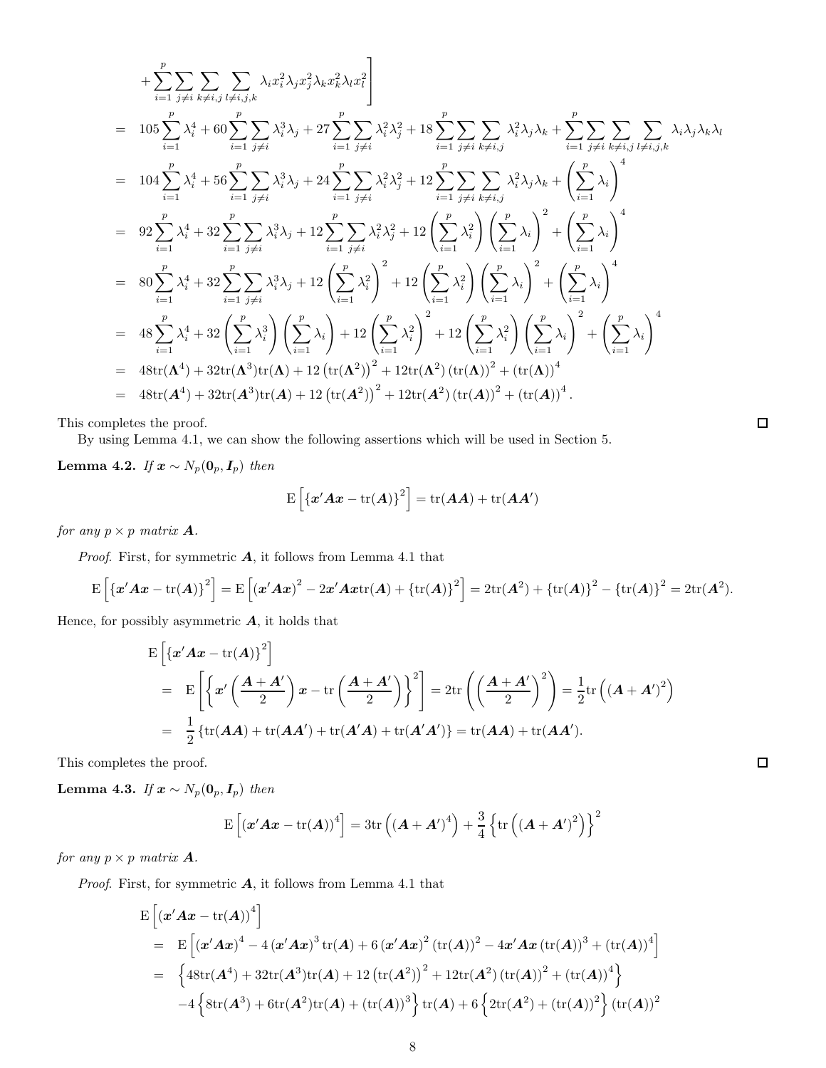$$
\begin{aligned}
&\quad + \sum_{i=1}^{p}\sum_{j\neq i}\sum_{k\neq i,j}\sum_{l\neq i,j,k} \lambda_i x_i^2 \lambda_j x_j^2 \lambda_k x_k^2 \lambda_l x_l^2 \Bigg] \\
&= 105\sum_{i=1}^{p}\lambda_i^4 + 60\sum_{i=1}^{p}\sum_{j\neq i}\lambda_i^3\lambda_j + 27\sum_{i=1}^{p}\sum_{j\neq i}\lambda_i^2\lambda_j^2 + 18\sum_{i=1}^{p}\sum_{j\neq i}\sum_{k\neq i,j}\lambda_i^2\lambda_j\lambda_k + \sum_{i=1}^{p}\sum_{j\neq i}\sum_{k\neq i,j}\sum_{l\neq i,j,k}\lambda_i\lambda_j\lambda_k\lambda_l \\
&= 104\sum_{i=1}^{p}\lambda_i^4 + 56\sum_{i=1}^{p}\sum_{j\neq i}\lambda_i^3\lambda_j + 24\sum_{i=1}^{p}\sum_{j\neq i}\lambda_i^2\lambda_j^2 + 12\sum_{i=1}^{p}\sum_{j\neq i}\sum_{k\neq i,j}\lambda_i^2\lambda_j\lambda_k + \left(\sum_{i=1}^{p}\lambda_i\right)^4 \\
&= 92\sum_{i=1}^{p}\lambda_i^4 + 32\sum_{i=1}^{p}\sum_{j\neq i}\lambda_i^3\lambda_j + 12\sum_{i=1}^{p}\sum_{j\neq i}\lambda_i^2\lambda_j^2 + 12\left(\sum_{i=1}^{p}\lambda_i^2\right)\left(\sum_{i=1}^{p}\lambda_i\right)^2 + \left(\sum_{i=1}^{p}\lambda_i\right)^4 \\
&= 80\sum_{i=1}^{p}\lambda_i^4 + 32\sum_{i=1}^{p}\sum_{j\neq i}\lambda_i^3\lambda_j + 12\left(\sum_{i=1}^{p}\lambda_i^2\right)^2 + 12\left(\sum_{i=1}^{p}\lambda_i^2\right)\left(\sum_{i=1}^{p}\lambda_i\right)^2 + \left(\sum_{i=1}^{p}\lambda_i\right)^4 \\
&= 48\sum_{i=1}^{p}\lambda_i^4 + 32\left(\sum_{i=1}^{p}\lambda_i^3\right)\left(\sum_{i=1}^{p}\lambda_i\right) + 12\left(\sum_{i=1}^{p}\lambda_i^2\right)^2 + 12\left(\sum_{i=1}^{p}\lambda_i^2\right)\left(\sum_{i=1}^{p}\lambda_i\right)^2 + \left(\sum_{i=1}^{p}\lambda_i\right)^4 \\
&= 48\mathrm{tr}(\boldsymbol{\Lambda}^4) + 32\mathrm{tr}(\boldsymbol{\Lambda}^3)\mathrm{tr}(\boldsymbol{\Lambda}) + 12\left(\mathrm{tr}(\boldsymbol{\Lambda}^2)\right)^2 + 12\mathrm{tr}(\boldsymbol{\Lambda}^2)\left(\mathrm{tr}(\boldsymbol{\Lambda})\right)^2 + \left(\mathrm{tr}(\boldsymbol{\Lambda})\right)^4 \\
&= 48\mathrm{tr}(\boldsymbol{A}^4) + 32\mathrm{tr}(\boldsymbol{A}^3)\mathrm{tr}(\boldsymbol{A}) + 12\left(\mathrm{tr}(\boldsymbol{A}^2)\right)^2 + 12\mathrm{tr}(\boldsymbol{A}^2)\left(\mathrm{tr}(\boldsymbol{A})\right)^2 + \left(\mathrm{tr}(\boldsymbol{A})\right)^4.
\end{aligned}
$$

This completes the proof. ◻

By using Lemma 4.1, we can show the following assertions which will be used in Section 5.

**Lemma 4.2.** *If* $\boldsymbol{x} \sim N_p(\boldsymbol{0}_p, \boldsymbol{I}_p)$ *then*

$$
\mathrm{E}\left[\{\boldsymbol{x}'\boldsymbol{A}\boldsymbol{x} - \mathrm{tr}(\boldsymbol{A})\}^2\right] = \mathrm{tr}(\boldsymbol{A}\boldsymbol{A}) + \mathrm{tr}(\boldsymbol{A}\boldsymbol{A}')
$$

*for any* $p \times p$ *matrix* $\boldsymbol{A}$.

*Proof.* First, for symmetric $\boldsymbol{A}$, it follows from Lemma 4.1 that

$$
\mathrm{E}\left[\{\boldsymbol{x}'\boldsymbol{A}\boldsymbol{x} - \mathrm{tr}(\boldsymbol{A})\}^2\right] = \mathrm{E}\left[(\boldsymbol{x}'\boldsymbol{A}\boldsymbol{x})^2 - 2\boldsymbol{x}'\boldsymbol{A}\boldsymbol{x}\mathrm{tr}(\boldsymbol{A}) + \{\mathrm{tr}(\boldsymbol{A})\}^2\right] = 2\mathrm{tr}(\boldsymbol{A}^2) + \{\mathrm{tr}(\boldsymbol{A})\}^2 - \{\mathrm{tr}(\boldsymbol{A})\}^2 = 2\mathrm{tr}(\boldsymbol{A}^2).
$$

Hence, for possibly asymmetric $\boldsymbol{A}$, it holds that

$$
\begin{aligned}
&\mathrm{E}\left[\{\boldsymbol{x}'\boldsymbol{A}\boldsymbol{x} - \mathrm{tr}(\boldsymbol{A})\}^2\right] \\
&= \mathrm{E}\left[\left\{\boldsymbol{x}'\left(\frac{\boldsymbol{A}+\boldsymbol{A}'}{2}\right)\boldsymbol{x} - \mathrm{tr}\left(\frac{\boldsymbol{A}+\boldsymbol{A}'}{2}\right)\right\}^2\right] = 2\mathrm{tr}\left(\left(\frac{\boldsymbol{A}+\boldsymbol{A}'}{2}\right)^2\right) = \frac{1}{2}\mathrm{tr}\left((\boldsymbol{A}+\boldsymbol{A}')^2\right) \\
&= \frac{1}{2}\left\{\mathrm{tr}(\boldsymbol{A}\boldsymbol{A}) + \mathrm{tr}(\boldsymbol{A}\boldsymbol{A}') + \mathrm{tr}(\boldsymbol{A}'\boldsymbol{A}) + \mathrm{tr}(\boldsymbol{A}'\boldsymbol{A}')\right\} = \mathrm{tr}(\boldsymbol{A}\boldsymbol{A}) + \mathrm{tr}(\boldsymbol{A}\boldsymbol{A}').
\end{aligned}
$$

This completes the proof. ◻

**Lemma 4.3.** *If* $\boldsymbol{x} \sim N_p(\boldsymbol{0}_p, \boldsymbol{I}_p)$ *then*

$$
\mathrm{E}\left[(\boldsymbol{x}'\boldsymbol{A}\boldsymbol{x} - \mathrm{tr}(\boldsymbol{A}))^4\right] = 3\mathrm{tr}\left((\boldsymbol{A}+\boldsymbol{A}')^4\right) + \frac{3}{4}\left\{\mathrm{tr}\left((\boldsymbol{A}+\boldsymbol{A}')^2\right)\right\}^2
$$

*for any* $p \times p$ *matrix* $\boldsymbol{A}$.

*Proof.* First, for symmetric $\boldsymbol{A}$, it follows from Lemma 4.1 that

$$
\begin{aligned}
&\mathrm{E}\left[(\boldsymbol{x}'\boldsymbol{A}\boldsymbol{x} - \mathrm{tr}(\boldsymbol{A}))^4\right] \\
&= \mathrm{E}\left[(\boldsymbol{x}'\boldsymbol{A}\boldsymbol{x})^4 - 4(\boldsymbol{x}'\boldsymbol{A}\boldsymbol{x})^3\mathrm{tr}(\boldsymbol{A}) + 6(\boldsymbol{x}'\boldsymbol{A}\boldsymbol{x})^2(\mathrm{tr}(\boldsymbol{A}))^2 - 4\boldsymbol{x}'\boldsymbol{A}\boldsymbol{x}(\mathrm{tr}(\boldsymbol{A}))^3 + (\mathrm{tr}(\boldsymbol{A}))^4\right] \\
&= \left\{48\mathrm{tr}(\boldsymbol{A}^4) + 32\mathrm{tr}(\boldsymbol{A}^3)\mathrm{tr}(\boldsymbol{A}) + 12\left(\mathrm{tr}(\boldsymbol{A}^2)\right)^2 + 12\mathrm{tr}(\boldsymbol{A}^2)(\mathrm{tr}(\boldsymbol{A}))^2 + (\mathrm{tr}(\boldsymbol{A}))^4\right\} \\
&\quad -4\left\{8\mathrm{tr}(\boldsymbol{A}^3) + 6\mathrm{tr}(\boldsymbol{A}^2)\mathrm{tr}(\boldsymbol{A}) + (\mathrm{tr}(\boldsymbol{A}))^3\right\}\mathrm{tr}(\boldsymbol{A}) + 6\left\{2\mathrm{tr}(\boldsymbol{A}^2) + (\mathrm{tr}(\boldsymbol{A}))^2\right\}(\mathrm{tr}(\boldsymbol{A}))^2
\end{aligned}
$$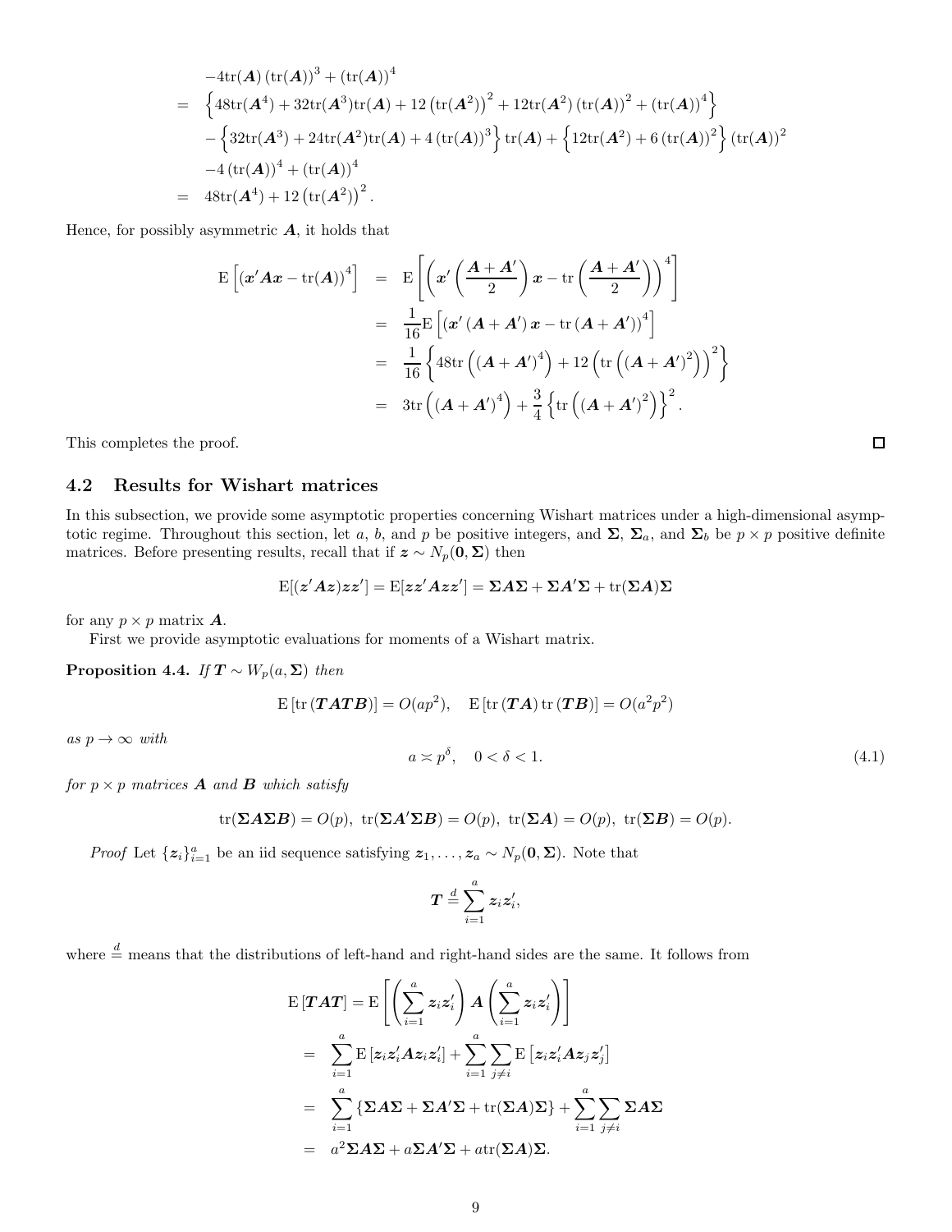$$
\begin{aligned}
& -4\mathrm{tr}(\boldsymbol{A})\left(\mathrm{tr}(\boldsymbol{A})\right)^3 + \left(\mathrm{tr}(\boldsymbol{A})\right)^4 \\
= \;& \left\{48\mathrm{tr}(\boldsymbol{A}^4) + 32\mathrm{tr}(\boldsymbol{A}^3)\mathrm{tr}(\boldsymbol{A}) + 12\left(\mathrm{tr}(\boldsymbol{A}^2)\right)^2 + 12\mathrm{tr}(\boldsymbol{A}^2)\left(\mathrm{tr}(\boldsymbol{A})\right)^2 + \left(\mathrm{tr}(\boldsymbol{A})\right)^4\right\} \\
& - \left\{32\mathrm{tr}(\boldsymbol{A}^3) + 24\mathrm{tr}(\boldsymbol{A}^2)\mathrm{tr}(\boldsymbol{A}) + 4\left(\mathrm{tr}(\boldsymbol{A})\right)^3\right\}\mathrm{tr}(\boldsymbol{A}) + \left\{12\mathrm{tr}(\boldsymbol{A}^2) + 6\left(\mathrm{tr}(\boldsymbol{A})\right)^2\right\}\left(\mathrm{tr}(\boldsymbol{A})\right)^2 \\
& -4\left(\mathrm{tr}(\boldsymbol{A})\right)^4 + \left(\mathrm{tr}(\boldsymbol{A})\right)^4 \\
= \;& 48\mathrm{tr}(\boldsymbol{A}^4) + 12\left(\mathrm{tr}(\boldsymbol{A}^2)\right)^2.
\end{aligned}
$$

Hence, for possibly asymmetric $\boldsymbol{A}$, it holds that

$$
\begin{aligned}
\mathrm{E}\left[\left(\boldsymbol{x}'\boldsymbol{A}\boldsymbol{x} - \mathrm{tr}(\boldsymbol{A})\right)^4\right] &= \mathrm{E}\left[\left(\boldsymbol{x}'\left(\frac{\boldsymbol{A}+\boldsymbol{A}'}{2}\right)\boldsymbol{x} - \mathrm{tr}\left(\frac{\boldsymbol{A}+\boldsymbol{A}'}{2}\right)\right)^4\right] \\
&= \frac{1}{16}\mathrm{E}\left[\left(\boldsymbol{x}'\left(\boldsymbol{A}+\boldsymbol{A}'\right)\boldsymbol{x} - \mathrm{tr}\left(\boldsymbol{A}+\boldsymbol{A}'\right)\right)^4\right] \\
&= \frac{1}{16}\left\{48\mathrm{tr}\left(\left(\boldsymbol{A}+\boldsymbol{A}'\right)^4\right) + 12\left(\mathrm{tr}\left(\left(\boldsymbol{A}+\boldsymbol{A}'\right)^2\right)\right)^2\right\} \\
&= 3\mathrm{tr}\left(\left(\boldsymbol{A}+\boldsymbol{A}'\right)^4\right) + \frac{3}{4}\left\{\mathrm{tr}\left(\left(\boldsymbol{A}+\boldsymbol{A}'\right)^2\right)\right\}^2.
\end{aligned}
$$

This completes the proof. □

## 4.2 Results for Wishart matrices

In this subsection, we provide some asymptotic properties concerning Wishart matrices under a high-dimensional asymptotic regime. Throughout this section, let $a$, $b$, and $p$ be positive integers, and $\boldsymbol{\Sigma}$, $\boldsymbol{\Sigma}_a$, and $\boldsymbol{\Sigma}_b$ be $p \times p$ positive definite matrices. Before presenting results, recall that if $\boldsymbol{z} \sim N_p(\boldsymbol{0}, \boldsymbol{\Sigma})$ then

$$
\mathrm{E}[(\boldsymbol{z}'\boldsymbol{A}\boldsymbol{z})\boldsymbol{z}\boldsymbol{z}'] = \mathrm{E}[\boldsymbol{z}\boldsymbol{z}'\boldsymbol{A}\boldsymbol{z}\boldsymbol{z}'] = \boldsymbol{\Sigma}\boldsymbol{A}\boldsymbol{\Sigma} + \boldsymbol{\Sigma}\boldsymbol{A}'\boldsymbol{\Sigma} + \mathrm{tr}(\boldsymbol{\Sigma}\boldsymbol{A})\boldsymbol{\Sigma}
$$

for any $p \times p$ matrix $\boldsymbol{A}$.

First we provide asymptotic evaluations for moments of a Wishart matrix.

**Proposition 4.4.** *If $\boldsymbol{T} \sim W_p(a, \boldsymbol{\Sigma})$ then*

$$
\mathrm{E}\left[\mathrm{tr}\left(\boldsymbol{T}\boldsymbol{A}\boldsymbol{T}\boldsymbol{B}\right)\right] = O(ap^2), \quad \mathrm{E}\left[\mathrm{tr}\left(\boldsymbol{T}\boldsymbol{A}\right)\mathrm{tr}\left(\boldsymbol{T}\boldsymbol{B}\right)\right] = O(a^2p^2)
$$

*as $p \to \infty$ with*

$$
a \asymp p^{\delta}, \quad 0 < \delta < 1. \tag{4.1}
$$

*for $p \times p$ matrices $\boldsymbol{A}$ and $\boldsymbol{B}$ which satisfy*

$$
\mathrm{tr}(\boldsymbol{\Sigma}\boldsymbol{A}\boldsymbol{\Sigma}\boldsymbol{B}) = O(p), \;\; \mathrm{tr}(\boldsymbol{\Sigma}\boldsymbol{A}'\boldsymbol{\Sigma}\boldsymbol{B}) = O(p), \;\; \mathrm{tr}(\boldsymbol{\Sigma}\boldsymbol{A}) = O(p), \;\; \mathrm{tr}(\boldsymbol{\Sigma}\boldsymbol{B}) = O(p).
$$

*Proof* Let $\{\boldsymbol{z}_i\}_{i=1}^a$ be an iid sequence satisfying $\boldsymbol{z}_1, \ldots, \boldsymbol{z}_a \sim N_p(\boldsymbol{0}, \boldsymbol{\Sigma})$. Note that

$$
\boldsymbol{T} \overset{d}{=} \sum_{i=1}^{a} \boldsymbol{z}_i\boldsymbol{z}_i',
$$

where $\overset{d}{=}$ means that the distributions of left-hand and right-hand sides are the same. It follows from

$$
\begin{aligned}
\mathrm{E}\left[\boldsymbol{T}\boldsymbol{A}\boldsymbol{T}\right] &= \mathrm{E}\left[\left(\sum_{i=1}^{a}\boldsymbol{z}_i\boldsymbol{z}_i'\right)\boldsymbol{A}\left(\sum_{i=1}^{a}\boldsymbol{z}_i\boldsymbol{z}_i'\right)\right] \\
&= \sum_{i=1}^{a}\mathrm{E}\left[\boldsymbol{z}_i\boldsymbol{z}_i'\boldsymbol{A}\boldsymbol{z}_i\boldsymbol{z}_i'\right] + \sum_{i=1}^{a}\sum_{j\neq i}\mathrm{E}\left[\boldsymbol{z}_i\boldsymbol{z}_i'\boldsymbol{A}\boldsymbol{z}_j\boldsymbol{z}_j'\right] \\
&= \sum_{i=1}^{a}\left\{\boldsymbol{\Sigma}\boldsymbol{A}\boldsymbol{\Sigma} + \boldsymbol{\Sigma}\boldsymbol{A}'\boldsymbol{\Sigma} + \mathrm{tr}(\boldsymbol{\Sigma}\boldsymbol{A})\boldsymbol{\Sigma}\right\} + \sum_{i=1}^{a}\sum_{j\neq i}\boldsymbol{\Sigma}\boldsymbol{A}\boldsymbol{\Sigma} \\
&= a^2\boldsymbol{\Sigma}\boldsymbol{A}\boldsymbol{\Sigma} + a\boldsymbol{\Sigma}\boldsymbol{A}'\boldsymbol{\Sigma} + a\mathrm{tr}(\boldsymbol{\Sigma}\boldsymbol{A})\boldsymbol{\Sigma}.
\end{aligned}
$$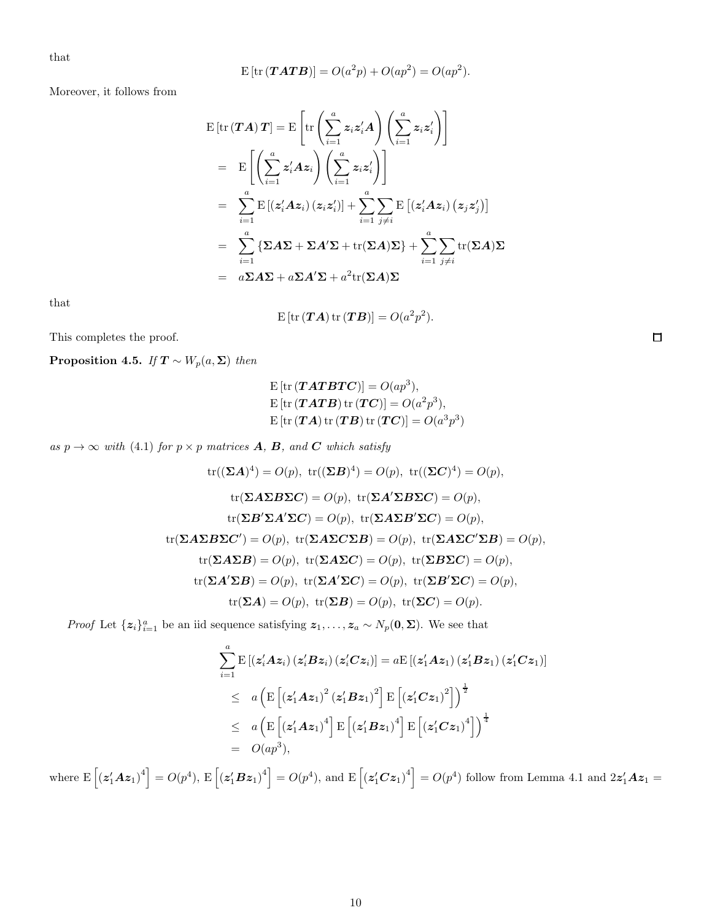that

$$\mathrm{E}\left[\mathrm{tr}\left(\boldsymbol{TATB}\right)\right] = O(a^2p) + O(ap^2) = O(ap^2).$$

Moreover, it follows from

$$
\begin{aligned}
\mathrm{E}\left[\mathrm{tr}\left(\boldsymbol{TA}\right)\boldsymbol{T}\right] &= \mathrm{E}\left[\mathrm{tr}\left(\sum_{i=1}^{a}\boldsymbol{z}_i\boldsymbol{z}_i'\boldsymbol{A}\right)\left(\sum_{i=1}^{a}\boldsymbol{z}_i\boldsymbol{z}_i'\right)\right] \\
&= \mathrm{E}\left[\left(\sum_{i=1}^{a}\boldsymbol{z}_i'\boldsymbol{A}\boldsymbol{z}_i\right)\left(\sum_{i=1}^{a}\boldsymbol{z}_i\boldsymbol{z}_i'\right)\right] \\
&= \sum_{i=1}^{a}\mathrm{E}\left[\left(\boldsymbol{z}_i'\boldsymbol{A}\boldsymbol{z}_i\right)\left(\boldsymbol{z}_i\boldsymbol{z}_i'\right)\right] + \sum_{i=1}^{a}\sum_{j\neq i}\mathrm{E}\left[\left(\boldsymbol{z}_i'\boldsymbol{A}\boldsymbol{z}_i\right)\left(\boldsymbol{z}_j\boldsymbol{z}_j'\right)\right] \\
&= \sum_{i=1}^{a}\left\{\boldsymbol{\Sigma A\Sigma} + \boldsymbol{\Sigma A'\Sigma} + \mathrm{tr}(\boldsymbol{\Sigma A})\boldsymbol{\Sigma}\right\} + \sum_{i=1}^{a}\sum_{j\neq i}\mathrm{tr}(\boldsymbol{\Sigma A})\boldsymbol{\Sigma} \\
&= a\boldsymbol{\Sigma A\Sigma} + a\boldsymbol{\Sigma A'\Sigma} + a^2\mathrm{tr}(\boldsymbol{\Sigma A})\boldsymbol{\Sigma}
\end{aligned}
$$

that

$$\mathrm{E}\left[\mathrm{tr}\left(\boldsymbol{TA}\right)\mathrm{tr}\left(\boldsymbol{TB}\right)\right] = O(a^2p^2).$$

This completes the proof. □

**Proposition 4.5.** *If $\boldsymbol{T} \sim W_p(a, \boldsymbol{\Sigma})$ then*

$$
\begin{aligned}
&\mathrm{E}\left[\mathrm{tr}\left(\boldsymbol{TATBTC}\right)\right] = O(ap^3), \\
&\mathrm{E}\left[\mathrm{tr}\left(\boldsymbol{TATB}\right)\mathrm{tr}\left(\boldsymbol{TC}\right)\right] = O(a^2p^3), \\
&\mathrm{E}\left[\mathrm{tr}\left(\boldsymbol{TA}\right)\mathrm{tr}\left(\boldsymbol{TB}\right)\mathrm{tr}\left(\boldsymbol{TC}\right)\right] = O(a^3p^3)
\end{aligned}
$$

*as $p \to \infty$ with (4.1) for $p \times p$ matrices $\boldsymbol{A}$, $\boldsymbol{B}$, and $\boldsymbol{C}$ which satisfy*

$$\mathrm{tr}((\boldsymbol{\Sigma A})^4) = O(p),\ \mathrm{tr}((\boldsymbol{\Sigma B})^4) = O(p),\ \mathrm{tr}((\boldsymbol{\Sigma C})^4) = O(p),$$

$$\mathrm{tr}(\boldsymbol{\Sigma A\Sigma B\Sigma C}) = O(p),\ \mathrm{tr}(\boldsymbol{\Sigma A'\Sigma B\Sigma C}) = O(p),$$

$$\mathrm{tr}(\boldsymbol{\Sigma B'\Sigma A'\Sigma C}) = O(p),\ \mathrm{tr}(\boldsymbol{\Sigma A\Sigma B'\Sigma C}) = O(p),$$

$$\mathrm{tr}(\boldsymbol{\Sigma A\Sigma B\Sigma C'}) = O(p),\ \mathrm{tr}(\boldsymbol{\Sigma A\Sigma C\Sigma B}) = O(p),\ \mathrm{tr}(\boldsymbol{\Sigma A\Sigma C'\Sigma B}) = O(p),$$

$$\mathrm{tr}(\boldsymbol{\Sigma A\Sigma B}) = O(p),\ \mathrm{tr}(\boldsymbol{\Sigma A\Sigma C}) = O(p),\ \mathrm{tr}(\boldsymbol{\Sigma B\Sigma C}) = O(p),$$

$$\mathrm{tr}(\boldsymbol{\Sigma A'\Sigma B}) = O(p),\ \mathrm{tr}(\boldsymbol{\Sigma A'\Sigma C}) = O(p),\ \mathrm{tr}(\boldsymbol{\Sigma B'\Sigma C}) = O(p),$$

$$\mathrm{tr}(\boldsymbol{\Sigma A}) = O(p),\ \mathrm{tr}(\boldsymbol{\Sigma B}) = O(p),\ \mathrm{tr}(\boldsymbol{\Sigma C}) = O(p).$$

*Proof* Let $\{\boldsymbol{z}_i\}_{i=1}^{a}$ be an iid sequence satisfying $\boldsymbol{z}_1, \ldots, \boldsymbol{z}_a \sim N_p(\boldsymbol{0}, \boldsymbol{\Sigma})$. We see that

$$
\begin{aligned}
\sum_{i=1}^{a}\mathrm{E}\left[\left(\boldsymbol{z}_i'\boldsymbol{A}\boldsymbol{z}_i\right)\left(\boldsymbol{z}_i'\boldsymbol{B}\boldsymbol{z}_i\right)\left(\boldsymbol{z}_i'\boldsymbol{C}\boldsymbol{z}_i\right)\right] &= a\mathrm{E}\left[\left(\boldsymbol{z}_1'\boldsymbol{A}\boldsymbol{z}_1\right)\left(\boldsymbol{z}_1'\boldsymbol{B}\boldsymbol{z}_1\right)\left(\boldsymbol{z}_1'\boldsymbol{C}\boldsymbol{z}_1\right)\right] \\
&\leq a\left(\mathrm{E}\left[\left(\boldsymbol{z}_1'\boldsymbol{A}\boldsymbol{z}_1\right)^2\left(\boldsymbol{z}_1'\boldsymbol{B}\boldsymbol{z}_1\right)^2\right]\mathrm{E}\left[\left(\boldsymbol{z}_1'\boldsymbol{C}\boldsymbol{z}_1\right)^2\right]\right)^{\frac{1}{2}} \\
&\leq a\left(\mathrm{E}\left[\left(\boldsymbol{z}_1'\boldsymbol{A}\boldsymbol{z}_1\right)^4\right]\mathrm{E}\left[\left(\boldsymbol{z}_1'\boldsymbol{B}\boldsymbol{z}_1\right)^4\right]\mathrm{E}\left[\left(\boldsymbol{z}_1'\boldsymbol{C}\boldsymbol{z}_1\right)^4\right]\right)^{\frac{1}{4}} \\
&= O(ap^3),
\end{aligned}
$$

where $\mathrm{E}\left[\left(\boldsymbol{z}_1'\boldsymbol{A}\boldsymbol{z}_1\right)^4\right] = O(p^4)$, $\mathrm{E}\left[\left(\boldsymbol{z}_1'\boldsymbol{B}\boldsymbol{z}_1\right)^4\right] = O(p^4)$, and $\mathrm{E}\left[\left(\boldsymbol{z}_1'\boldsymbol{C}\boldsymbol{z}_1\right)^4\right] = O(p^4)$ follow from Lemma 4.1 and $2\boldsymbol{z}_1'\boldsymbol{A}\boldsymbol{z}_1 =$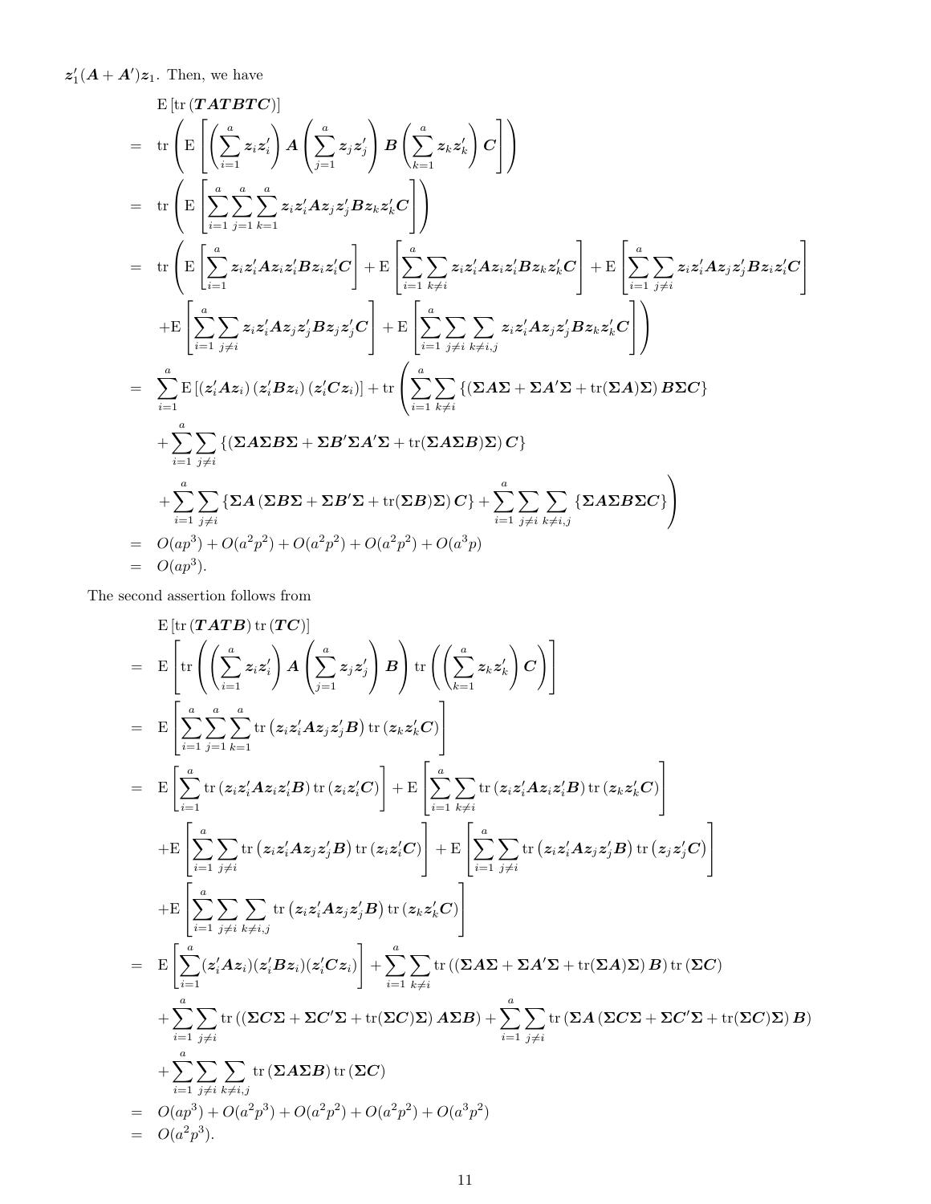$\boldsymbol{z}_1'(\boldsymbol{A}+\boldsymbol{A}')\boldsymbol{z}_1$. Then, we have

$$
\begin{aligned}
& \mathrm{E}\left[\operatorname{tr}\left(\boldsymbol{TATBTC}\right)\right] \\
= \;& \operatorname{tr}\left(\mathrm{E}\left[\left(\sum_{i=1}^{a}\boldsymbol{z}_i\boldsymbol{z}_i'\right)\boldsymbol{A}\left(\sum_{j=1}^{a}\boldsymbol{z}_j\boldsymbol{z}_j'\right)\boldsymbol{B}\left(\sum_{k=1}^{a}\boldsymbol{z}_k\boldsymbol{z}_k'\right)\boldsymbol{C}\right]\right) \\
= \;& \operatorname{tr}\left(\mathrm{E}\left[\sum_{i=1}^{a}\sum_{j=1}^{a}\sum_{k=1}^{a}\boldsymbol{z}_i\boldsymbol{z}_i'\boldsymbol{A}\boldsymbol{z}_j\boldsymbol{z}_j'\boldsymbol{B}\boldsymbol{z}_k\boldsymbol{z}_k'\boldsymbol{C}\right]\right) \\
= \;& \operatorname{tr}\left(\mathrm{E}\left[\sum_{i=1}^{a}\boldsymbol{z}_i\boldsymbol{z}_i'\boldsymbol{A}\boldsymbol{z}_i\boldsymbol{z}_i'\boldsymbol{B}\boldsymbol{z}_i\boldsymbol{z}_i'\boldsymbol{C}\right]+\mathrm{E}\left[\sum_{i=1}^{a}\sum_{k\neq i}\boldsymbol{z}_i\boldsymbol{z}_i'\boldsymbol{A}\boldsymbol{z}_i\boldsymbol{z}_i'\boldsymbol{B}\boldsymbol{z}_k\boldsymbol{z}_k'\boldsymbol{C}\right]+\mathrm{E}\left[\sum_{i=1}^{a}\sum_{j\neq i}\boldsymbol{z}_i\boldsymbol{z}_i'\boldsymbol{A}\boldsymbol{z}_j\boldsymbol{z}_j'\boldsymbol{B}\boldsymbol{z}_i\boldsymbol{z}_i'\boldsymbol{C}\right]\right. \\
& \left.+\mathrm{E}\left[\sum_{i=1}^{a}\sum_{j\neq i}\boldsymbol{z}_i\boldsymbol{z}_i'\boldsymbol{A}\boldsymbol{z}_j\boldsymbol{z}_j'\boldsymbol{B}\boldsymbol{z}_j\boldsymbol{z}_j'\boldsymbol{C}\right]+\mathrm{E}\left[\sum_{i=1}^{a}\sum_{j\neq i}\sum_{k\neq i,j}\boldsymbol{z}_i\boldsymbol{z}_i'\boldsymbol{A}\boldsymbol{z}_j\boldsymbol{z}_j'\boldsymbol{B}\boldsymbol{z}_k\boldsymbol{z}_k'\boldsymbol{C}\right]\right) \\
= \;& \sum_{i=1}^{a}\mathrm{E}\left[\left(\boldsymbol{z}_i'\boldsymbol{A}\boldsymbol{z}_i\right)\left(\boldsymbol{z}_i'\boldsymbol{B}\boldsymbol{z}_i\right)\left(\boldsymbol{z}_i'\boldsymbol{C}\boldsymbol{z}_i\right)\right]+\operatorname{tr}\left(\sum_{i=1}^{a}\sum_{k\neq i}\left\{\left(\boldsymbol{\Sigma A\Sigma}+\boldsymbol{\Sigma A'\Sigma}+\operatorname{tr}(\boldsymbol{\Sigma A})\boldsymbol{\Sigma}\right)\boldsymbol{B\Sigma C}\right\}\right. \\
& +\sum_{i=1}^{a}\sum_{j\neq i}\left\{\left(\boldsymbol{\Sigma A\Sigma B\Sigma}+\boldsymbol{\Sigma B'\Sigma A'\Sigma}+\operatorname{tr}(\boldsymbol{\Sigma A\Sigma B})\boldsymbol{\Sigma}\right)\boldsymbol{C}\right\} \\
& \left.+\sum_{i=1}^{a}\sum_{j\neq i}\left\{\boldsymbol{\Sigma A}\left(\boldsymbol{\Sigma B\Sigma}+\boldsymbol{\Sigma B'\Sigma}+\operatorname{tr}(\boldsymbol{\Sigma B})\boldsymbol{\Sigma}\right)\boldsymbol{C}\right\}+\sum_{i=1}^{a}\sum_{j\neq i}\sum_{k\neq i,j}\left\{\boldsymbol{\Sigma A\Sigma B\Sigma C}\right\}\right) \\
= \;& O(ap^3)+O(a^2p^2)+O(a^2p^2)+O(a^2p^2)+O(a^3p) \\
= \;& O(ap^3).
\end{aligned}
$$

The second assertion follows from

$$
\begin{aligned}
& \mathrm{E}\left[\operatorname{tr}\left(\boldsymbol{TATB}\right)\operatorname{tr}\left(\boldsymbol{TC}\right)\right] \\
= \;& \mathrm{E}\left[\operatorname{tr}\left(\left(\sum_{i=1}^{a}\boldsymbol{z}_i\boldsymbol{z}_i'\right)\boldsymbol{A}\left(\sum_{j=1}^{a}\boldsymbol{z}_j\boldsymbol{z}_j'\right)\boldsymbol{B}\right)\operatorname{tr}\left(\left(\sum_{k=1}^{a}\boldsymbol{z}_k\boldsymbol{z}_k'\right)\boldsymbol{C}\right)\right] \\
= \;& \mathrm{E}\left[\sum_{i=1}^{a}\sum_{j=1}^{a}\sum_{k=1}^{a}\operatorname{tr}\left(\boldsymbol{z}_i\boldsymbol{z}_i'\boldsymbol{A}\boldsymbol{z}_j\boldsymbol{z}_j'\boldsymbol{B}\right)\operatorname{tr}\left(\boldsymbol{z}_k\boldsymbol{z}_k'\boldsymbol{C}\right)\right] \\
= \;& \mathrm{E}\left[\sum_{i=1}^{a}\operatorname{tr}\left(\boldsymbol{z}_i\boldsymbol{z}_i'\boldsymbol{A}\boldsymbol{z}_i\boldsymbol{z}_i'\boldsymbol{B}\right)\operatorname{tr}\left(\boldsymbol{z}_i\boldsymbol{z}_i'\boldsymbol{C}\right)\right]+\mathrm{E}\left[\sum_{i=1}^{a}\sum_{k\neq i}\operatorname{tr}\left(\boldsymbol{z}_i\boldsymbol{z}_i'\boldsymbol{A}\boldsymbol{z}_i\boldsymbol{z}_i'\boldsymbol{B}\right)\operatorname{tr}\left(\boldsymbol{z}_k\boldsymbol{z}_k'\boldsymbol{C}\right)\right] \\
& +\mathrm{E}\left[\sum_{i=1}^{a}\sum_{j\neq i}\operatorname{tr}\left(\boldsymbol{z}_i\boldsymbol{z}_i'\boldsymbol{A}\boldsymbol{z}_j\boldsymbol{z}_j'\boldsymbol{B}\right)\operatorname{tr}\left(\boldsymbol{z}_i\boldsymbol{z}_i'\boldsymbol{C}\right)\right]+\mathrm{E}\left[\sum_{i=1}^{a}\sum_{j\neq i}\operatorname{tr}\left(\boldsymbol{z}_i\boldsymbol{z}_i'\boldsymbol{A}\boldsymbol{z}_j\boldsymbol{z}_j'\boldsymbol{B}\right)\operatorname{tr}\left(\boldsymbol{z}_j\boldsymbol{z}_j'\boldsymbol{C}\right)\right] \\
& +\mathrm{E}\left[\sum_{i=1}^{a}\sum_{j\neq i}\sum_{k\neq i,j}\operatorname{tr}\left(\boldsymbol{z}_i\boldsymbol{z}_i'\boldsymbol{A}\boldsymbol{z}_j\boldsymbol{z}_j'\boldsymbol{B}\right)\operatorname{tr}\left(\boldsymbol{z}_k\boldsymbol{z}_k'\boldsymbol{C}\right)\right] \\
= \;& \mathrm{E}\left[\sum_{i=1}^{a}(\boldsymbol{z}_i'\boldsymbol{A}\boldsymbol{z}_i)(\boldsymbol{z}_i'\boldsymbol{B}\boldsymbol{z}_i)(\boldsymbol{z}_i'\boldsymbol{C}\boldsymbol{z}_i)\right]+\sum_{i=1}^{a}\sum_{k\neq i}\operatorname{tr}\left(\left(\boldsymbol{\Sigma A\Sigma}+\boldsymbol{\Sigma A'\Sigma}+\operatorname{tr}(\boldsymbol{\Sigma A})\boldsymbol{\Sigma}\right)\boldsymbol{B}\right)\operatorname{tr}\left(\boldsymbol{\Sigma C}\right) \\
& +\sum_{i=1}^{a}\sum_{j\neq i}\operatorname{tr}\left(\left(\boldsymbol{\Sigma C\Sigma}+\boldsymbol{\Sigma C'\Sigma}+\operatorname{tr}(\boldsymbol{\Sigma C})\boldsymbol{\Sigma}\right)\boldsymbol{A\Sigma B}\right)+\sum_{i=1}^{a}\sum_{j\neq i}\operatorname{tr}\left(\boldsymbol{\Sigma A}\left(\boldsymbol{\Sigma C\Sigma}+\boldsymbol{\Sigma C'\Sigma}+\operatorname{tr}(\boldsymbol{\Sigma C})\boldsymbol{\Sigma}\right)\boldsymbol{B}\right) \\
& +\sum_{i=1}^{a}\sum_{j\neq i}\sum_{k\neq i,j}\operatorname{tr}\left(\boldsymbol{\Sigma A\Sigma B}\right)\operatorname{tr}\left(\boldsymbol{\Sigma C}\right) \\
= \;& O(ap^3)+O(a^2p^3)+O(a^2p^2)+O(a^2p^2)+O(a^3p^2) \\
= \;& O(a^2p^3).
\end{aligned}
$$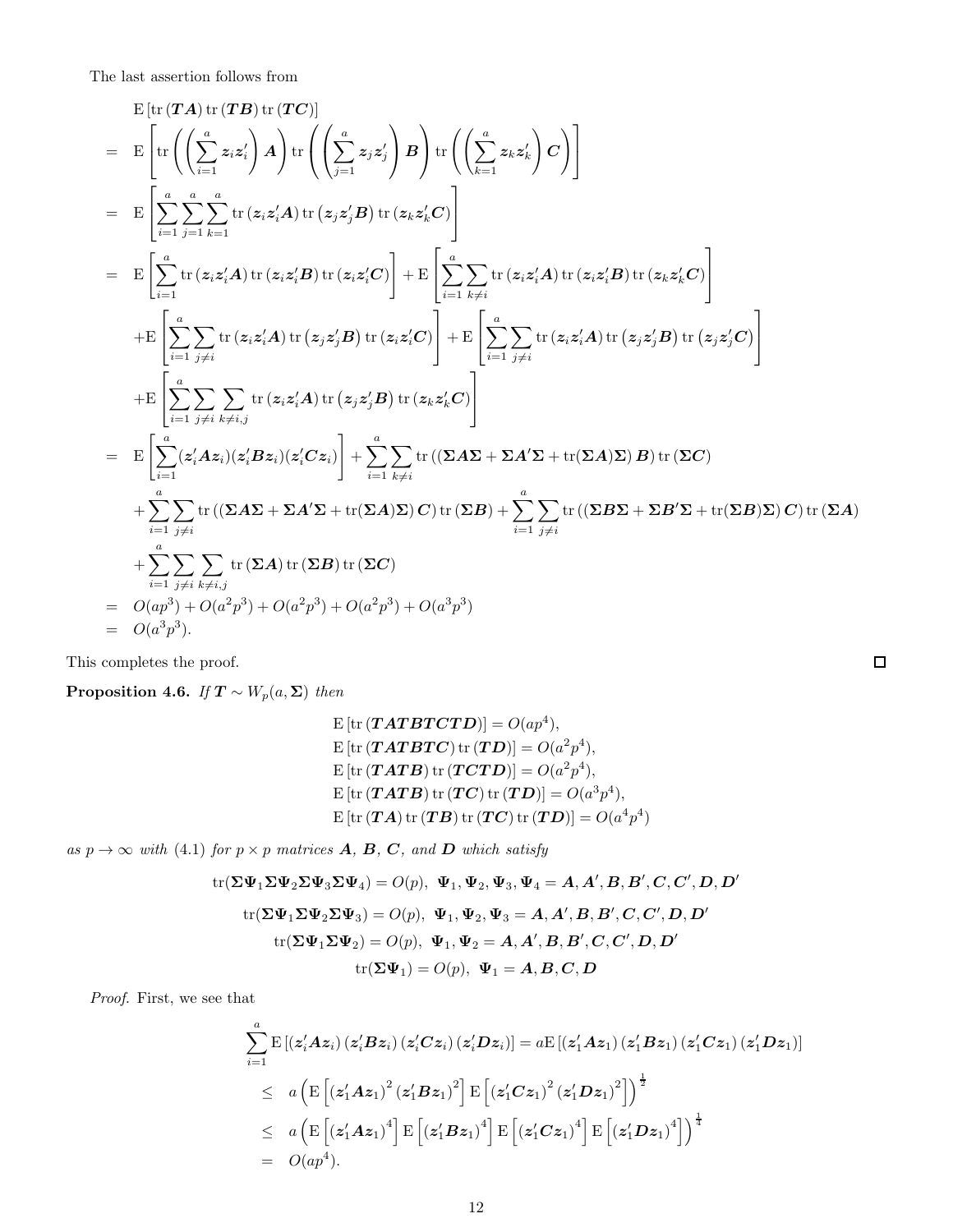The last assertion follows from

$$
\begin{aligned}
& \mathrm{E}\left[\operatorname{tr}(\boldsymbol{T}\boldsymbol{A})\operatorname{tr}(\boldsymbol{T}\boldsymbol{B})\operatorname{tr}(\boldsymbol{T}\boldsymbol{C})\right] \\
= \;& \mathrm{E}\left[\operatorname{tr}\left(\left(\sum_{i=1}^{a}\boldsymbol{z}_i\boldsymbol{z}_i'\right)\boldsymbol{A}\right)\operatorname{tr}\left(\left(\sum_{j=1}^{a}\boldsymbol{z}_j\boldsymbol{z}_j'\right)\boldsymbol{B}\right)\operatorname{tr}\left(\left(\sum_{k=1}^{a}\boldsymbol{z}_k\boldsymbol{z}_k'\right)\boldsymbol{C}\right)\right] \\
= \;& \mathrm{E}\left[\sum_{i=1}^{a}\sum_{j=1}^{a}\sum_{k=1}^{a}\operatorname{tr}\left(\boldsymbol{z}_i\boldsymbol{z}_i'\boldsymbol{A}\right)\operatorname{tr}\left(\boldsymbol{z}_j\boldsymbol{z}_j'\boldsymbol{B}\right)\operatorname{tr}\left(\boldsymbol{z}_k\boldsymbol{z}_k'\boldsymbol{C}\right)\right] \\
= \;& \mathrm{E}\left[\sum_{i=1}^{a}\operatorname{tr}\left(\boldsymbol{z}_i\boldsymbol{z}_i'\boldsymbol{A}\right)\operatorname{tr}\left(\boldsymbol{z}_i\boldsymbol{z}_i'\boldsymbol{B}\right)\operatorname{tr}\left(\boldsymbol{z}_i\boldsymbol{z}_i'\boldsymbol{C}\right)\right] + \mathrm{E}\left[\sum_{i=1}^{a}\sum_{k\neq i}\operatorname{tr}\left(\boldsymbol{z}_i\boldsymbol{z}_i'\boldsymbol{A}\right)\operatorname{tr}\left(\boldsymbol{z}_i\boldsymbol{z}_i'\boldsymbol{B}\right)\operatorname{tr}\left(\boldsymbol{z}_k\boldsymbol{z}_k'\boldsymbol{C}\right)\right] \\
& + \mathrm{E}\left[\sum_{i=1}^{a}\sum_{j\neq i}\operatorname{tr}\left(\boldsymbol{z}_i\boldsymbol{z}_i'\boldsymbol{A}\right)\operatorname{tr}\left(\boldsymbol{z}_j\boldsymbol{z}_j'\boldsymbol{B}\right)\operatorname{tr}\left(\boldsymbol{z}_i\boldsymbol{z}_i'\boldsymbol{C}\right)\right] + \mathrm{E}\left[\sum_{i=1}^{a}\sum_{j\neq i}\operatorname{tr}\left(\boldsymbol{z}_i\boldsymbol{z}_i'\boldsymbol{A}\right)\operatorname{tr}\left(\boldsymbol{z}_j\boldsymbol{z}_j'\boldsymbol{B}\right)\operatorname{tr}\left(\boldsymbol{z}_j\boldsymbol{z}_j'\boldsymbol{C}\right)\right] \\
& + \mathrm{E}\left[\sum_{i=1}^{a}\sum_{j\neq i}\sum_{k\neq i,j}\operatorname{tr}\left(\boldsymbol{z}_i\boldsymbol{z}_i'\boldsymbol{A}\right)\operatorname{tr}\left(\boldsymbol{z}_j\boldsymbol{z}_j'\boldsymbol{B}\right)\operatorname{tr}\left(\boldsymbol{z}_k\boldsymbol{z}_k'\boldsymbol{C}\right)\right] \\
= \;& \mathrm{E}\left[\sum_{i=1}^{a}(\boldsymbol{z}_i'\boldsymbol{A}\boldsymbol{z}_i)(\boldsymbol{z}_i'\boldsymbol{B}\boldsymbol{z}_i)(\boldsymbol{z}_i'\boldsymbol{C}\boldsymbol{z}_i)\right] + \sum_{i=1}^{a}\sum_{k\neq i}\operatorname{tr}\left(\left(\boldsymbol{\Sigma}\boldsymbol{A}\boldsymbol{\Sigma}+\boldsymbol{\Sigma}\boldsymbol{A}'\boldsymbol{\Sigma}+\operatorname{tr}(\boldsymbol{\Sigma}\boldsymbol{A})\boldsymbol{\Sigma}\right)\boldsymbol{B}\right)\operatorname{tr}\left(\boldsymbol{\Sigma}\boldsymbol{C}\right) \\
& + \sum_{i=1}^{a}\sum_{j\neq i}\operatorname{tr}\left(\left(\boldsymbol{\Sigma}\boldsymbol{A}\boldsymbol{\Sigma}+\boldsymbol{\Sigma}\boldsymbol{A}'\boldsymbol{\Sigma}+\operatorname{tr}(\boldsymbol{\Sigma}\boldsymbol{A})\boldsymbol{\Sigma}\right)\boldsymbol{C}\right)\operatorname{tr}\left(\boldsymbol{\Sigma}\boldsymbol{B}\right) + \sum_{i=1}^{a}\sum_{j\neq i}\operatorname{tr}\left(\left(\boldsymbol{\Sigma}\boldsymbol{B}\boldsymbol{\Sigma}+\boldsymbol{\Sigma}\boldsymbol{B}'\boldsymbol{\Sigma}+\operatorname{tr}(\boldsymbol{\Sigma}\boldsymbol{B})\boldsymbol{\Sigma}\right)\boldsymbol{C}\right)\operatorname{tr}\left(\boldsymbol{\Sigma}\boldsymbol{A}\right) \\
& + \sum_{i=1}^{a}\sum_{j\neq i}\sum_{k\neq i,j}\operatorname{tr}\left(\boldsymbol{\Sigma}\boldsymbol{A}\right)\operatorname{tr}\left(\boldsymbol{\Sigma}\boldsymbol{B}\right)\operatorname{tr}\left(\boldsymbol{\Sigma}\boldsymbol{C}\right) \\
= \;& O(ap^3) + O(a^2p^3) + O(a^2p^3) + O(a^2p^3) + O(a^3p^3) \\
= \;& O(a^3p^3).
\end{aligned}
$$

This completes the proof. ☐

**Proposition 4.6.** *If $\boldsymbol{T} \sim W_p(a, \boldsymbol{\Sigma})$ then*

$$
\begin{aligned}
\mathrm{E}\left[\operatorname{tr}(\boldsymbol{T}\boldsymbol{A}\boldsymbol{T}\boldsymbol{B}\boldsymbol{T}\boldsymbol{C}\boldsymbol{T}\boldsymbol{D})\right] &= O(ap^4), \\
\mathrm{E}\left[\operatorname{tr}(\boldsymbol{T}\boldsymbol{A}\boldsymbol{T}\boldsymbol{B}\boldsymbol{T}\boldsymbol{C})\operatorname{tr}(\boldsymbol{T}\boldsymbol{D})\right] &= O(a^2p^4), \\
\mathrm{E}\left[\operatorname{tr}(\boldsymbol{T}\boldsymbol{A}\boldsymbol{T}\boldsymbol{B})\operatorname{tr}(\boldsymbol{T}\boldsymbol{C}\boldsymbol{T}\boldsymbol{D})\right] &= O(a^2p^4), \\
\mathrm{E}\left[\operatorname{tr}(\boldsymbol{T}\boldsymbol{A}\boldsymbol{T}\boldsymbol{B})\operatorname{tr}(\boldsymbol{T}\boldsymbol{C})\operatorname{tr}(\boldsymbol{T}\boldsymbol{D})\right] &= O(a^3p^4), \\
\mathrm{E}\left[\operatorname{tr}(\boldsymbol{T}\boldsymbol{A})\operatorname{tr}(\boldsymbol{T}\boldsymbol{B})\operatorname{tr}(\boldsymbol{T}\boldsymbol{C})\operatorname{tr}(\boldsymbol{T}\boldsymbol{D})\right] &= O(a^4p^4)
\end{aligned}
$$

*as $p \to \infty$ with (4.1) for $p \times p$ matrices $\boldsymbol{A}$, $\boldsymbol{B}$, $\boldsymbol{C}$, and $\boldsymbol{D}$ which satisfy*

$$
\begin{gathered}
\operatorname{tr}(\boldsymbol{\Sigma}\boldsymbol{\Psi}_1\boldsymbol{\Sigma}\boldsymbol{\Psi}_2\boldsymbol{\Sigma}\boldsymbol{\Psi}_3\boldsymbol{\Sigma}\boldsymbol{\Psi}_4) = O(p),\;\; \boldsymbol{\Psi}_1,\boldsymbol{\Psi}_2,\boldsymbol{\Psi}_3,\boldsymbol{\Psi}_4 = \boldsymbol{A},\boldsymbol{A}',\boldsymbol{B},\boldsymbol{B}',\boldsymbol{C},\boldsymbol{C}',\boldsymbol{D},\boldsymbol{D}' \\
\operatorname{tr}(\boldsymbol{\Sigma}\boldsymbol{\Psi}_1\boldsymbol{\Sigma}\boldsymbol{\Psi}_2\boldsymbol{\Sigma}\boldsymbol{\Psi}_3) = O(p),\;\; \boldsymbol{\Psi}_1,\boldsymbol{\Psi}_2,\boldsymbol{\Psi}_3 = \boldsymbol{A},\boldsymbol{A}',\boldsymbol{B},\boldsymbol{B}',\boldsymbol{C},\boldsymbol{C}',\boldsymbol{D},\boldsymbol{D}' \\
\operatorname{tr}(\boldsymbol{\Sigma}\boldsymbol{\Psi}_1\boldsymbol{\Sigma}\boldsymbol{\Psi}_2) = O(p),\;\; \boldsymbol{\Psi}_1,\boldsymbol{\Psi}_2 = \boldsymbol{A},\boldsymbol{A}',\boldsymbol{B},\boldsymbol{B}',\boldsymbol{C},\boldsymbol{C}',\boldsymbol{D},\boldsymbol{D}' \\
\operatorname{tr}(\boldsymbol{\Sigma}\boldsymbol{\Psi}_1) = O(p),\;\; \boldsymbol{\Psi}_1 = \boldsymbol{A},\boldsymbol{B},\boldsymbol{C},\boldsymbol{D}
\end{gathered}
$$

*Proof.* First, we see that

$$
\begin{aligned}
\sum_{i=1}^{a}\mathrm{E}\left[\left(\boldsymbol{z}_i'\boldsymbol{A}\boldsymbol{z}_i\right)\left(\boldsymbol{z}_i'\boldsymbol{B}\boldsymbol{z}_i\right)\left(\boldsymbol{z}_i'\boldsymbol{C}\boldsymbol{z}_i\right)\left(\boldsymbol{z}_i'\boldsymbol{D}\boldsymbol{z}_i\right)\right] &= a\mathrm{E}\left[\left(\boldsymbol{z}_1'\boldsymbol{A}\boldsymbol{z}_1\right)\left(\boldsymbol{z}_1'\boldsymbol{B}\boldsymbol{z}_1\right)\left(\boldsymbol{z}_1'\boldsymbol{C}\boldsymbol{z}_1\right)\left(\boldsymbol{z}_1'\boldsymbol{D}\boldsymbol{z}_1\right)\right] \\
&\leq a\left(\mathrm{E}\left[\left(\boldsymbol{z}_1'\boldsymbol{A}\boldsymbol{z}_1\right)^2\left(\boldsymbol{z}_1'\boldsymbol{B}\boldsymbol{z}_1\right)^2\right]\mathrm{E}\left[\left(\boldsymbol{z}_1'\boldsymbol{C}\boldsymbol{z}_1\right)^2\left(\boldsymbol{z}_1'\boldsymbol{D}\boldsymbol{z}_1\right)^2\right]\right)^{\frac{1}{2}} \\
&\leq a\left(\mathrm{E}\left[\left(\boldsymbol{z}_1'\boldsymbol{A}\boldsymbol{z}_1\right)^4\right]\mathrm{E}\left[\left(\boldsymbol{z}_1'\boldsymbol{B}\boldsymbol{z}_1\right)^4\right]\mathrm{E}\left[\left(\boldsymbol{z}_1'\boldsymbol{C}\boldsymbol{z}_1\right)^4\right]\mathrm{E}\left[\left(\boldsymbol{z}_1'\boldsymbol{D}\boldsymbol{z}_1\right)^4\right]\right)^{\frac{1}{4}} \\
&= O(ap^4).
\end{aligned}
$$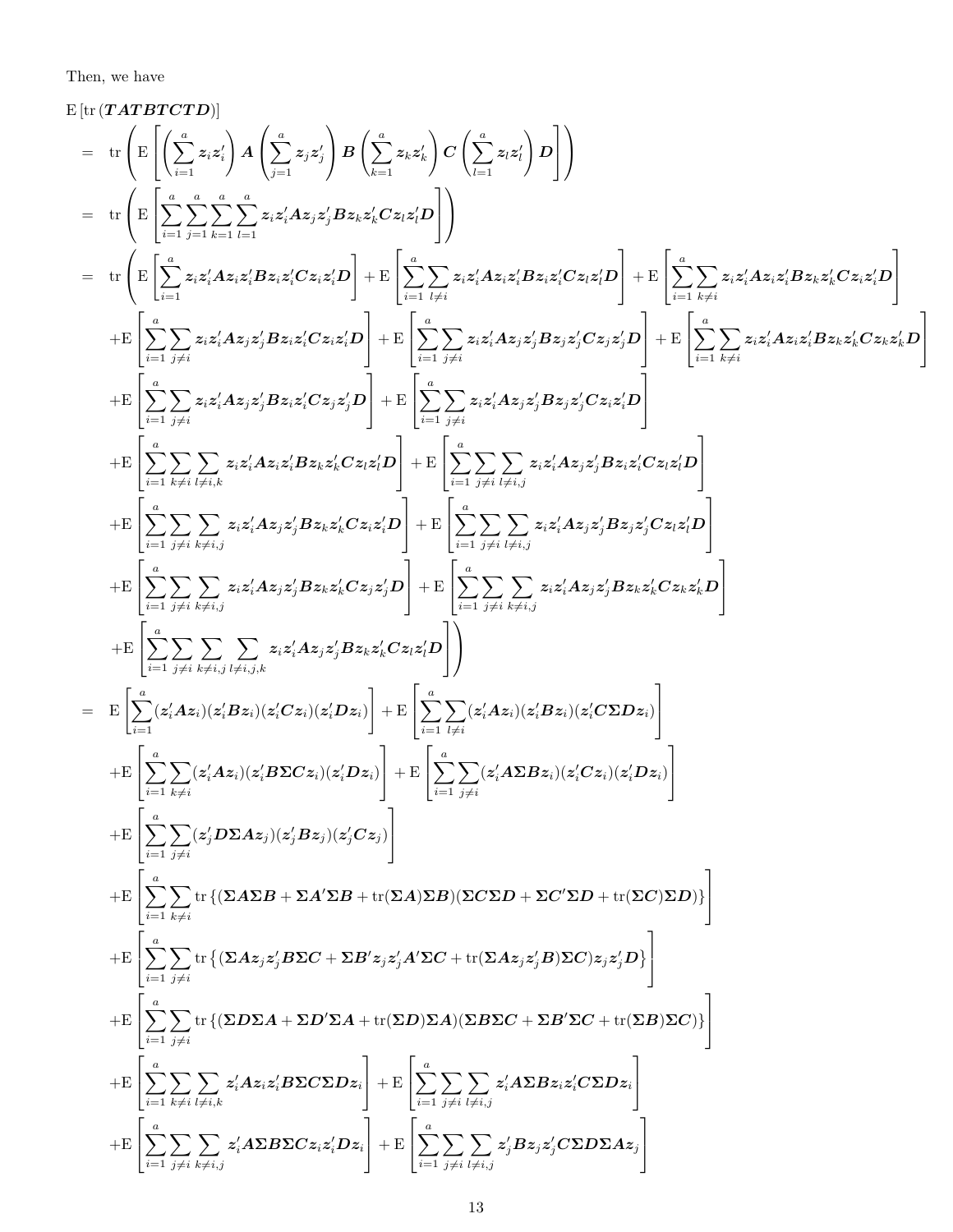Then, we have

$$
\begin{aligned}
&\mathrm{E}\left[\mathrm{tr}\left(\boldsymbol{TATBTCTD}\right)\right] \\
&= \mathrm{tr}\left(\mathrm{E}\left[\left(\sum_{i=1}^{a}\boldsymbol{z}_i\boldsymbol{z}_i'\right)\boldsymbol{A}\left(\sum_{j=1}^{a}\boldsymbol{z}_j\boldsymbol{z}_j'\right)\boldsymbol{B}\left(\sum_{k=1}^{a}\boldsymbol{z}_k\boldsymbol{z}_k'\right)\boldsymbol{C}\left(\sum_{l=1}^{a}\boldsymbol{z}_l\boldsymbol{z}_l'\right)\boldsymbol{D}\right]\right) \\
&= \mathrm{tr}\left(\mathrm{E}\left[\sum_{i=1}^{a}\sum_{j=1}^{a}\sum_{k=1}^{a}\sum_{l=1}^{a}\boldsymbol{z}_i\boldsymbol{z}_i'\boldsymbol{A}\boldsymbol{z}_j\boldsymbol{z}_j'\boldsymbol{B}\boldsymbol{z}_k\boldsymbol{z}_k'\boldsymbol{C}\boldsymbol{z}_l\boldsymbol{z}_l'\boldsymbol{D}\right]\right) \\
&= \mathrm{tr}\Bigg(\mathrm{E}\left[\sum_{i=1}^{a}\boldsymbol{z}_i\boldsymbol{z}_i'\boldsymbol{A}\boldsymbol{z}_i\boldsymbol{z}_i'\boldsymbol{B}\boldsymbol{z}_i\boldsymbol{z}_i'\boldsymbol{C}\boldsymbol{z}_i\boldsymbol{z}_i'\boldsymbol{D}\right] + \mathrm{E}\left[\sum_{i=1}^{a}\sum_{l\neq i}\boldsymbol{z}_i\boldsymbol{z}_i'\boldsymbol{A}\boldsymbol{z}_i\boldsymbol{z}_i'\boldsymbol{B}\boldsymbol{z}_i\boldsymbol{z}_i'\boldsymbol{C}\boldsymbol{z}_l\boldsymbol{z}_l'\boldsymbol{D}\right] + \mathrm{E}\left[\sum_{i=1}^{a}\sum_{k\neq i}\boldsymbol{z}_i\boldsymbol{z}_i'\boldsymbol{A}\boldsymbol{z}_i\boldsymbol{z}_i'\boldsymbol{B}\boldsymbol{z}_k\boldsymbol{z}_k'\boldsymbol{C}\boldsymbol{z}_i\boldsymbol{z}_i'\boldsymbol{D}\right] \\
&\quad + \mathrm{E}\left[\sum_{i=1}^{a}\sum_{j\neq i}\boldsymbol{z}_i\boldsymbol{z}_i'\boldsymbol{A}\boldsymbol{z}_j\boldsymbol{z}_j'\boldsymbol{B}\boldsymbol{z}_i\boldsymbol{z}_i'\boldsymbol{C}\boldsymbol{z}_i\boldsymbol{z}_i'\boldsymbol{D}\right] + \mathrm{E}\left[\sum_{i=1}^{a}\sum_{j\neq i}\boldsymbol{z}_i\boldsymbol{z}_i'\boldsymbol{A}\boldsymbol{z}_j\boldsymbol{z}_j'\boldsymbol{B}\boldsymbol{z}_j\boldsymbol{z}_j'\boldsymbol{C}\boldsymbol{z}_j\boldsymbol{z}_j'\boldsymbol{D}\right] + \mathrm{E}\left[\sum_{i=1}^{a}\sum_{k\neq i}\boldsymbol{z}_i\boldsymbol{z}_i'\boldsymbol{A}\boldsymbol{z}_i\boldsymbol{z}_i'\boldsymbol{B}\boldsymbol{z}_k\boldsymbol{z}_k'\boldsymbol{C}\boldsymbol{z}_k\boldsymbol{z}_k'\boldsymbol{D}\right] \\
&\quad + \mathrm{E}\left[\sum_{i=1}^{a}\sum_{j\neq i}\boldsymbol{z}_i\boldsymbol{z}_i'\boldsymbol{A}\boldsymbol{z}_j\boldsymbol{z}_j'\boldsymbol{B}\boldsymbol{z}_i\boldsymbol{z}_i'\boldsymbol{C}\boldsymbol{z}_j\boldsymbol{z}_j'\boldsymbol{D}\right] + \mathrm{E}\left[\sum_{i=1}^{a}\sum_{j\neq i}\boldsymbol{z}_i\boldsymbol{z}_i'\boldsymbol{A}\boldsymbol{z}_j\boldsymbol{z}_j'\boldsymbol{B}\boldsymbol{z}_j\boldsymbol{z}_j'\boldsymbol{C}\boldsymbol{z}_i\boldsymbol{z}_i'\boldsymbol{D}\right] \\
&\quad + \mathrm{E}\left[\sum_{i=1}^{a}\sum_{k\neq i}\sum_{l\neq i,k}\boldsymbol{z}_i\boldsymbol{z}_i'\boldsymbol{A}\boldsymbol{z}_i\boldsymbol{z}_i'\boldsymbol{B}\boldsymbol{z}_k\boldsymbol{z}_k'\boldsymbol{C}\boldsymbol{z}_l\boldsymbol{z}_l'\boldsymbol{D}\right] + \mathrm{E}\left[\sum_{i=1}^{a}\sum_{j\neq i}\sum_{l\neq i,j}\boldsymbol{z}_i\boldsymbol{z}_i'\boldsymbol{A}\boldsymbol{z}_j\boldsymbol{z}_j'\boldsymbol{B}\boldsymbol{z}_i\boldsymbol{z}_i'\boldsymbol{C}\boldsymbol{z}_l\boldsymbol{z}_l'\boldsymbol{D}\right] \\
&\quad + \mathrm{E}\left[\sum_{i=1}^{a}\sum_{j\neq i}\sum_{k\neq i,j}\boldsymbol{z}_i\boldsymbol{z}_i'\boldsymbol{A}\boldsymbol{z}_j\boldsymbol{z}_j'\boldsymbol{B}\boldsymbol{z}_k\boldsymbol{z}_k'\boldsymbol{C}\boldsymbol{z}_i\boldsymbol{z}_i'\boldsymbol{D}\right] + \mathrm{E}\left[\sum_{i=1}^{a}\sum_{j\neq i}\sum_{l\neq i,j}\boldsymbol{z}_i\boldsymbol{z}_i'\boldsymbol{A}\boldsymbol{z}_j\boldsymbol{z}_j'\boldsymbol{B}\boldsymbol{z}_j\boldsymbol{z}_j'\boldsymbol{C}\boldsymbol{z}_l\boldsymbol{z}_l'\boldsymbol{D}\right] \\
&\quad + \mathrm{E}\left[\sum_{i=1}^{a}\sum_{j\neq i}\sum_{k\neq i,j}\boldsymbol{z}_i\boldsymbol{z}_i'\boldsymbol{A}\boldsymbol{z}_j\boldsymbol{z}_j'\boldsymbol{B}\boldsymbol{z}_k\boldsymbol{z}_k'\boldsymbol{C}\boldsymbol{z}_j\boldsymbol{z}_j'\boldsymbol{D}\right] + \mathrm{E}\left[\sum_{i=1}^{a}\sum_{j\neq i}\sum_{k\neq i,j}\boldsymbol{z}_i\boldsymbol{z}_i'\boldsymbol{A}\boldsymbol{z}_j\boldsymbol{z}_j'\boldsymbol{B}\boldsymbol{z}_k\boldsymbol{z}_k'\boldsymbol{C}\boldsymbol{z}_k\boldsymbol{z}_k'\boldsymbol{D}\right] \\
&\quad + \mathrm{E}\left[\sum_{i=1}^{a}\sum_{j\neq i}\sum_{k\neq i,j}\sum_{l\neq i,j,k}\boldsymbol{z}_i\boldsymbol{z}_i'\boldsymbol{A}\boldsymbol{z}_j\boldsymbol{z}_j'\boldsymbol{B}\boldsymbol{z}_k\boldsymbol{z}_k'\boldsymbol{C}\boldsymbol{z}_l\boldsymbol{z}_l'\boldsymbol{D}\right]\Bigg) \\
&= \mathrm{E}\left[\sum_{i=1}^{a}(\boldsymbol{z}_i'\boldsymbol{A}\boldsymbol{z}_i)(\boldsymbol{z}_i'\boldsymbol{B}\boldsymbol{z}_i)(\boldsymbol{z}_i'\boldsymbol{C}\boldsymbol{z}_i)(\boldsymbol{z}_i'\boldsymbol{D}\boldsymbol{z}_i)\right] + \mathrm{E}\left[\sum_{i=1}^{a}\sum_{l\neq i}(\boldsymbol{z}_i'\boldsymbol{A}\boldsymbol{z}_i)(\boldsymbol{z}_i'\boldsymbol{B}\boldsymbol{z}_i)(\boldsymbol{z}_i'\boldsymbol{C}\boldsymbol{\Sigma}\boldsymbol{D}\boldsymbol{z}_i)\right] \\
&\quad + \mathrm{E}\left[\sum_{i=1}^{a}\sum_{k\neq i}(\boldsymbol{z}_i'\boldsymbol{A}\boldsymbol{z}_i)(\boldsymbol{z}_i'\boldsymbol{B}\boldsymbol{\Sigma}\boldsymbol{C}\boldsymbol{z}_i)(\boldsymbol{z}_i'\boldsymbol{D}\boldsymbol{z}_i)\right] + \mathrm{E}\left[\sum_{i=1}^{a}\sum_{j\neq i}(\boldsymbol{z}_i'\boldsymbol{A}\boldsymbol{\Sigma}\boldsymbol{B}\boldsymbol{z}_i)(\boldsymbol{z}_i'\boldsymbol{C}\boldsymbol{z}_i)(\boldsymbol{z}_i'\boldsymbol{D}\boldsymbol{z}_i)\right] \\
&\quad + \mathrm{E}\left[\sum_{i=1}^{a}\sum_{j\neq i}(\boldsymbol{z}_j'\boldsymbol{D}\boldsymbol{\Sigma}\boldsymbol{A}\boldsymbol{z}_j)(\boldsymbol{z}_j'\boldsymbol{B}\boldsymbol{z}_j)(\boldsymbol{z}_j'\boldsymbol{C}\boldsymbol{z}_j)\right] \\
&\quad + \mathrm{E}\left[\sum_{i=1}^{a}\sum_{k\neq i}\mathrm{tr}\left\{(\boldsymbol{\Sigma}\boldsymbol{A}\boldsymbol{\Sigma}\boldsymbol{B} + \boldsymbol{\Sigma}\boldsymbol{A}'\boldsymbol{\Sigma}\boldsymbol{B} + \mathrm{tr}(\boldsymbol{\Sigma}\boldsymbol{A})\boldsymbol{\Sigma}\boldsymbol{B})(\boldsymbol{\Sigma}\boldsymbol{C}\boldsymbol{\Sigma}\boldsymbol{D} + \boldsymbol{\Sigma}\boldsymbol{C}'\boldsymbol{\Sigma}\boldsymbol{D} + \mathrm{tr}(\boldsymbol{\Sigma}\boldsymbol{C})\boldsymbol{\Sigma}\boldsymbol{D})\right\}\right] \\
&\quad + \mathrm{E}\left[\sum_{i=1}^{a}\sum_{j\neq i}\mathrm{tr}\left\{(\boldsymbol{\Sigma}\boldsymbol{A}\boldsymbol{z}_j\boldsymbol{z}_j'\boldsymbol{B}\boldsymbol{\Sigma}\boldsymbol{C} + \boldsymbol{\Sigma}\boldsymbol{B}'\boldsymbol{z}_j\boldsymbol{z}_j'\boldsymbol{A}'\boldsymbol{\Sigma}\boldsymbol{C} + \mathrm{tr}(\boldsymbol{\Sigma}\boldsymbol{A}\boldsymbol{z}_j\boldsymbol{z}_j'\boldsymbol{B})\boldsymbol{\Sigma}\boldsymbol{C})\boldsymbol{z}_j\boldsymbol{z}_j'\boldsymbol{D}\right\}\right] \\
&\quad + \mathrm{E}\left[\sum_{i=1}^{a}\sum_{j\neq i}\mathrm{tr}\left\{(\boldsymbol{\Sigma}\boldsymbol{D}\boldsymbol{\Sigma}\boldsymbol{A} + \boldsymbol{\Sigma}\boldsymbol{D}'\boldsymbol{\Sigma}\boldsymbol{A} + \mathrm{tr}(\boldsymbol{\Sigma}\boldsymbol{D})\boldsymbol{\Sigma}\boldsymbol{A})(\boldsymbol{\Sigma}\boldsymbol{B}\boldsymbol{\Sigma}\boldsymbol{C} + \boldsymbol{\Sigma}\boldsymbol{B}'\boldsymbol{\Sigma}\boldsymbol{C} + \mathrm{tr}(\boldsymbol{\Sigma}\boldsymbol{B})\boldsymbol{\Sigma}\boldsymbol{C})\right\}\right] \\
&\quad + \mathrm{E}\left[\sum_{i=1}^{a}\sum_{k\neq i}\sum_{l\neq i,k}\boldsymbol{z}_i'\boldsymbol{A}\boldsymbol{z}_i\boldsymbol{z}_i'\boldsymbol{B}\boldsymbol{\Sigma}\boldsymbol{C}\boldsymbol{\Sigma}\boldsymbol{D}\boldsymbol{z}_i\right] + \mathrm{E}\left[\sum_{i=1}^{a}\sum_{j\neq i}\sum_{l\neq i,j}\boldsymbol{z}_i'\boldsymbol{A}\boldsymbol{\Sigma}\boldsymbol{B}\boldsymbol{z}_i\boldsymbol{z}_i'\boldsymbol{C}\boldsymbol{\Sigma}\boldsymbol{D}\boldsymbol{z}_i\right] \\
&\quad + \mathrm{E}\left[\sum_{i=1}^{a}\sum_{j\neq i}\sum_{k\neq i,j}\boldsymbol{z}_i'\boldsymbol{A}\boldsymbol{\Sigma}\boldsymbol{B}\boldsymbol{\Sigma}\boldsymbol{C}\boldsymbol{z}_i\boldsymbol{z}_i'\boldsymbol{D}\boldsymbol{z}_i\right] + \mathrm{E}\left[\sum_{i=1}^{a}\sum_{j\neq i}\sum_{l\neq i,j}\boldsymbol{z}_j'\boldsymbol{B}\boldsymbol{z}_j\boldsymbol{z}_j'\boldsymbol{C}\boldsymbol{\Sigma}\boldsymbol{D}\boldsymbol{\Sigma}\boldsymbol{A}\boldsymbol{z}_j\right]
\end{aligned}
$$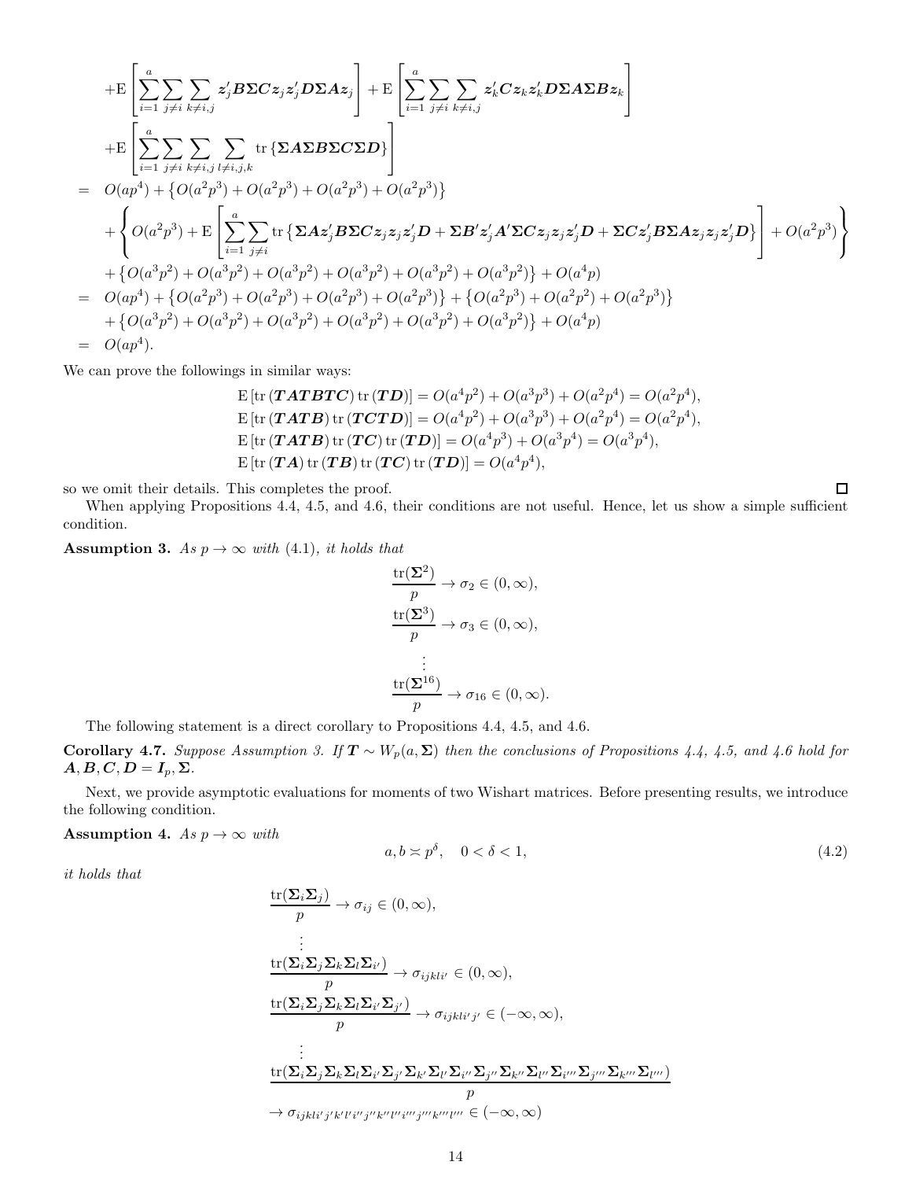$$
\begin{aligned}
&+\mathrm{E}\left[\sum_{i=1}^{a}\sum_{j\neq i}\sum_{k\neq i,j}\boldsymbol{z}_j'\boldsymbol{B}\boldsymbol{\Sigma}\boldsymbol{C}\boldsymbol{z}_j\boldsymbol{z}_j'\boldsymbol{D}\boldsymbol{\Sigma}\boldsymbol{A}\boldsymbol{z}_j\right]+\mathrm{E}\left[\sum_{i=1}^{a}\sum_{j\neq i}\sum_{k\neq i,j}\boldsymbol{z}_k'\boldsymbol{C}\boldsymbol{z}_k\boldsymbol{z}_k'\boldsymbol{D}\boldsymbol{\Sigma}\boldsymbol{A}\boldsymbol{\Sigma}\boldsymbol{B}\boldsymbol{z}_k\right]\\
&+\mathrm{E}\left[\sum_{i=1}^{a}\sum_{j\neq i}\sum_{k\neq i,j}\sum_{l\neq i,j,k}\mathrm{tr}\left\{\boldsymbol{\Sigma}\boldsymbol{A}\boldsymbol{\Sigma}\boldsymbol{B}\boldsymbol{\Sigma}\boldsymbol{C}\boldsymbol{\Sigma}\boldsymbol{D}\right\}\right]\\
=\;& O(ap^4)+\left\{O(a^2p^3)+O(a^2p^3)+O(a^2p^3)+O(a^2p^3)\right\}\\
&+\left\{O(a^2p^3)+\mathrm{E}\left[\sum_{i=1}^{a}\sum_{j\neq i}\mathrm{tr}\left\{\boldsymbol{\Sigma}\boldsymbol{A}\boldsymbol{z}_j'\boldsymbol{B}\boldsymbol{\Sigma}\boldsymbol{C}\boldsymbol{z}_j\boldsymbol{z}_j\boldsymbol{z}_j'\boldsymbol{D}+\boldsymbol{\Sigma}\boldsymbol{B}'\boldsymbol{z}_j'\boldsymbol{A}'\boldsymbol{\Sigma}\boldsymbol{C}\boldsymbol{z}_j\boldsymbol{z}_j\boldsymbol{z}_j'\boldsymbol{D}+\boldsymbol{\Sigma}\boldsymbol{C}\boldsymbol{z}_j'\boldsymbol{B}\boldsymbol{\Sigma}\boldsymbol{A}\boldsymbol{z}_j\boldsymbol{z}_j\boldsymbol{z}_j'\boldsymbol{D}\right\}\right]+O(a^2p^3)\right\}\\
&+\left\{O(a^3p^2)+O(a^3p^2)+O(a^3p^2)+O(a^3p^2)+O(a^3p^2)+O(a^3p^2)\right\}+O(a^4p)\\
=\;& O(ap^4)+\left\{O(a^2p^3)+O(a^2p^3)+O(a^2p^3)+O(a^2p^3)\right\}+\left\{O(a^2p^3)+O(a^2p^2)+O(a^2p^3)\right\}\\
&+\left\{O(a^3p^2)+O(a^3p^2)+O(a^3p^2)+O(a^3p^2)+O(a^3p^2)+O(a^3p^2)\right\}+O(a^4p)\\
=\;& O(ap^4).
\end{aligned}
$$

We can prove the followings in similar ways:

$$
\begin{aligned}
\mathrm{E}\left[\mathrm{tr}\left(\boldsymbol{TATBTC}\right)\mathrm{tr}\left(\boldsymbol{TD}\right)\right]&=O(a^4p^2)+O(a^3p^3)+O(a^2p^4)=O(a^2p^4),\\
\mathrm{E}\left[\mathrm{tr}\left(\boldsymbol{TATB}\right)\mathrm{tr}\left(\boldsymbol{TCTD}\right)\right]&=O(a^4p^2)+O(a^3p^3)+O(a^2p^4)=O(a^2p^4),\\
\mathrm{E}\left[\mathrm{tr}\left(\boldsymbol{TATB}\right)\mathrm{tr}\left(\boldsymbol{TC}\right)\mathrm{tr}\left(\boldsymbol{TD}\right)\right]&=O(a^4p^3)+O(a^3p^4)=O(a^3p^4),\\
\mathrm{E}\left[\mathrm{tr}\left(\boldsymbol{TA}\right)\mathrm{tr}\left(\boldsymbol{TB}\right)\mathrm{tr}\left(\boldsymbol{TC}\right)\mathrm{tr}\left(\boldsymbol{TD}\right)\right]&=O(a^4p^4),
\end{aligned}
$$

so we omit their details. This completes the proof. □

When applying Propositions 4.4, 4.5, and 4.6, their conditions are not useful. Hence, let us show a simple sufficient condition.

**Assumption 3.** *As $p\to\infty$ with (4.1), it holds that*

$$
\frac{\mathrm{tr}(\boldsymbol{\Sigma}^2)}{p}\to\sigma_2\in(0,\infty),\quad
\frac{\mathrm{tr}(\boldsymbol{\Sigma}^3)}{p}\to\sigma_3\in(0,\infty),\quad
\vdots\quad
\frac{\mathrm{tr}(\boldsymbol{\Sigma}^{16})}{p}\to\sigma_{16}\in(0,\infty).
$$

The following statement is a direct corollary to Propositions 4.4, 4.5, and 4.6.

**Corollary 4.7.** *Suppose Assumption 3. If $\boldsymbol{T}\sim W_p(a,\boldsymbol{\Sigma})$ then the conclusions of Propositions 4.4, 4.5, and 4.6 hold for $\boldsymbol{A},\boldsymbol{B},\boldsymbol{C},\boldsymbol{D}=\boldsymbol{I}_p,\boldsymbol{\Sigma}$.*

Next, we provide asymptotic evaluations for moments of two Wishart matrices. Before presenting results, we introduce the following condition.

**Assumption 4.** *As $p\to\infty$ with*

$$
a,b\asymp p^{\delta},\quad 0<\delta<1, \tag{4.2}
$$

*it holds that*

$$
\begin{aligned}
&\frac{\mathrm{tr}(\boldsymbol{\Sigma}_i\boldsymbol{\Sigma}_j)}{p}\to\sigma_{ij}\in(0,\infty),\\
&\quad\vdots\\
&\frac{\mathrm{tr}(\boldsymbol{\Sigma}_i\boldsymbol{\Sigma}_j\boldsymbol{\Sigma}_k\boldsymbol{\Sigma}_l\boldsymbol{\Sigma}_{i'})}{p}\to\sigma_{ijkli'}\in(0,\infty),\\
&\frac{\mathrm{tr}(\boldsymbol{\Sigma}_i\boldsymbol{\Sigma}_j\boldsymbol{\Sigma}_k\boldsymbol{\Sigma}_l\boldsymbol{\Sigma}_{i'}\boldsymbol{\Sigma}_{j'})}{p}\to\sigma_{ijkli'j'}\in(-\infty,\infty),\\
&\quad\vdots\\
&\frac{\mathrm{tr}(\boldsymbol{\Sigma}_i\boldsymbol{\Sigma}_j\boldsymbol{\Sigma}_k\boldsymbol{\Sigma}_l\boldsymbol{\Sigma}_{i'}\boldsymbol{\Sigma}_{j'}\boldsymbol{\Sigma}_{k'}\boldsymbol{\Sigma}_{l'}\boldsymbol{\Sigma}_{i''}\boldsymbol{\Sigma}_{j''}\boldsymbol{\Sigma}_{k''}\boldsymbol{\Sigma}_{l''}\boldsymbol{\Sigma}_{i'''}\boldsymbol{\Sigma}_{j'''}\boldsymbol{\Sigma}_{k'''}\boldsymbol{\Sigma}_{l'''})}{p}\\
&\to\sigma_{ijkli'j'k'l'i''j''k''l''i'''j'''k'''l'''}\in(-\infty,\infty)
\end{aligned}
$$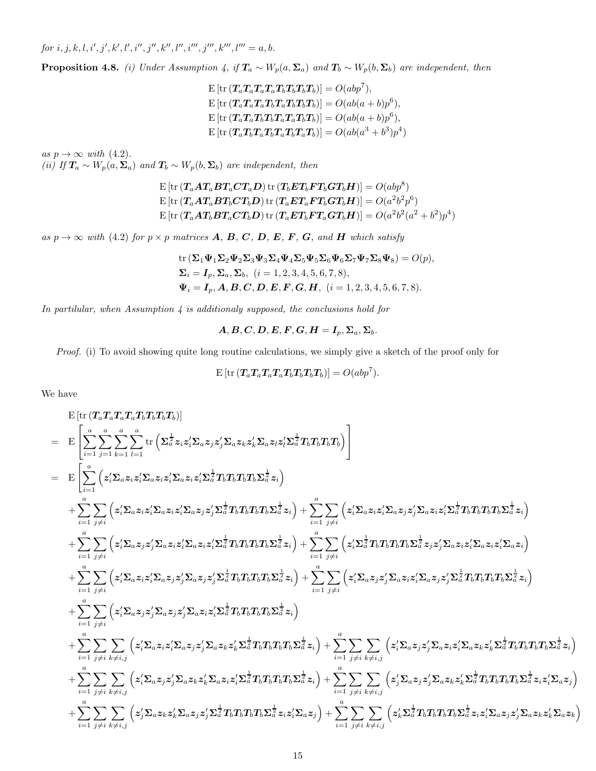*for* $i, j, k, l, i', j', k', l', i'', j'', k'', l'', i''', j''', k''', l''' = a, b$.

**Proposition 4.8.** *(i) Under Assumption 4, if* $\boldsymbol{T}_a \sim W_p(a, \boldsymbol{\Sigma}_a)$ *and* $\boldsymbol{T}_b \sim W_p(b, \boldsymbol{\Sigma}_b)$ *are independent, then*

$$
\begin{aligned}
\mathrm{E}\left[\mathrm{tr}\left(\boldsymbol{T}_a\boldsymbol{T}_a\boldsymbol{T}_a\boldsymbol{T}_a\boldsymbol{T}_b\boldsymbol{T}_b\boldsymbol{T}_b\boldsymbol{T}_b\right)\right] &= O(abp^7),\\
\mathrm{E}\left[\mathrm{tr}\left(\boldsymbol{T}_a\boldsymbol{T}_a\boldsymbol{T}_a\boldsymbol{T}_b\boldsymbol{T}_a\boldsymbol{T}_b\boldsymbol{T}_b\boldsymbol{T}_b\right)\right] &= O(ab(a+b)p^6),\\
\mathrm{E}\left[\mathrm{tr}\left(\boldsymbol{T}_a\boldsymbol{T}_a\boldsymbol{T}_b\boldsymbol{T}_b\boldsymbol{T}_a\boldsymbol{T}_a\boldsymbol{T}_b\boldsymbol{T}_b\right)\right] &= O(ab(a+b)p^6),\\
\mathrm{E}\left[\mathrm{tr}\left(\boldsymbol{T}_a\boldsymbol{T}_b\boldsymbol{T}_a\boldsymbol{T}_b\boldsymbol{T}_a\boldsymbol{T}_b\boldsymbol{T}_a\boldsymbol{T}_b\right)\right] &= O(ab(a^3+b^3)p^4)
\end{aligned}
$$

*as* $p \to \infty$ *with* (4.2).
*(ii) If* $\boldsymbol{T}_a \sim W_p(a, \boldsymbol{\Sigma}_a)$ *and* $\boldsymbol{T}_b \sim W_p(b, \boldsymbol{\Sigma}_b)$ *are independent, then*

$$
\begin{aligned}
\mathrm{E}\left[\mathrm{tr}\left(\boldsymbol{T}_a\boldsymbol{A}\boldsymbol{T}_a\boldsymbol{B}\boldsymbol{T}_a\boldsymbol{C}\boldsymbol{T}_a\boldsymbol{D}\right)\mathrm{tr}\left(\boldsymbol{T}_b\boldsymbol{E}\boldsymbol{T}_b\boldsymbol{F}\boldsymbol{T}_b\boldsymbol{G}\boldsymbol{T}_b\boldsymbol{H}\right)\right] &= O(abp^8)\\
\mathrm{E}\left[\mathrm{tr}\left(\boldsymbol{T}_a\boldsymbol{A}\boldsymbol{T}_a\boldsymbol{B}\boldsymbol{T}_b\boldsymbol{C}\boldsymbol{T}_b\boldsymbol{D}\right)\mathrm{tr}\left(\boldsymbol{T}_a\boldsymbol{E}\boldsymbol{T}_a\boldsymbol{F}\boldsymbol{T}_b\boldsymbol{G}\boldsymbol{T}_b\boldsymbol{H}\right)\right] &= O(a^2b^2p^6)\\
\mathrm{E}\left[\mathrm{tr}\left(\boldsymbol{T}_a\boldsymbol{A}\boldsymbol{T}_b\boldsymbol{B}\boldsymbol{T}_a\boldsymbol{C}\boldsymbol{T}_b\boldsymbol{D}\right)\mathrm{tr}\left(\boldsymbol{T}_a\boldsymbol{E}\boldsymbol{T}_b\boldsymbol{F}\boldsymbol{T}_a\boldsymbol{G}\boldsymbol{T}_b\boldsymbol{H}\right)\right] &= O(a^2b^2(a^2+b^2)p^4)
\end{aligned}
$$

*as* $p \to \infty$ *with* (4.2) *for* $p \times p$ *matrices* $\boldsymbol{A}$*,* $\boldsymbol{B}$*,* $\boldsymbol{C}$*,* $\boldsymbol{D}$*,* $\boldsymbol{E}$*,* $\boldsymbol{F}$*,* $\boldsymbol{G}$*, and* $\boldsymbol{H}$ *which satisfy*

$$
\begin{aligned}
&\mathrm{tr}\left(\boldsymbol{\Sigma}_1\boldsymbol{\Psi}_1\boldsymbol{\Sigma}_2\boldsymbol{\Psi}_2\boldsymbol{\Sigma}_3\boldsymbol{\Psi}_3\boldsymbol{\Sigma}_4\boldsymbol{\Psi}_4\boldsymbol{\Sigma}_5\boldsymbol{\Psi}_5\boldsymbol{\Sigma}_6\boldsymbol{\Psi}_6\boldsymbol{\Sigma}_7\boldsymbol{\Psi}_7\boldsymbol{\Sigma}_8\boldsymbol{\Psi}_8\right) = O(p),\\
&\boldsymbol{\Sigma}_i = \boldsymbol{I}_p, \boldsymbol{\Sigma}_a, \boldsymbol{\Sigma}_b,\ \ (i = 1, 2, 3, 4, 5, 6, 7, 8),\\
&\boldsymbol{\Psi}_i = \boldsymbol{I}_p, \boldsymbol{A}, \boldsymbol{B}, \boldsymbol{C}, \boldsymbol{D}, \boldsymbol{E}, \boldsymbol{F}, \boldsymbol{G}, \boldsymbol{H},\ \ (i = 1, 2, 3, 4, 5, 6, 7, 8).
\end{aligned}
$$

*In partilular, when Assumption 4 is additionaly supposed, the conclusions hold for*

$$
\boldsymbol{A}, \boldsymbol{B}, \boldsymbol{C}, \boldsymbol{D}, \boldsymbol{E}, \boldsymbol{F}, \boldsymbol{G}, \boldsymbol{H} = \boldsymbol{I}_p, \boldsymbol{\Sigma}_a, \boldsymbol{\Sigma}_b.
$$

*Proof.* (i) To avoid showing quite long routine calculations, we simply give a sketch of the proof only for

$$
\mathrm{E}\left[\mathrm{tr}\left(\boldsymbol{T}_a\boldsymbol{T}_a\boldsymbol{T}_a\boldsymbol{T}_a\boldsymbol{T}_b\boldsymbol{T}_b\boldsymbol{T}_b\boldsymbol{T}_b\right)\right] = O(abp^7).
$$

We have

$$
\begin{aligned}
&\mathrm{E}\left[\mathrm{tr}\left(\boldsymbol{T}_a\boldsymbol{T}_a\boldsymbol{T}_a\boldsymbol{T}_a\boldsymbol{T}_b\boldsymbol{T}_b\boldsymbol{T}_b\boldsymbol{T}_b\right)\right]\\
=\ &\mathrm{E}\left[\sum_{i=1}^{a}\sum_{j=1}^{a}\sum_{k=1}^{a}\sum_{l=1}^{a}\mathrm{tr}\left(\boldsymbol{\Sigma}_a^{\frac{1}{2}}\boldsymbol{z}_i\boldsymbol{z}_i'\boldsymbol{\Sigma}_a\boldsymbol{z}_j\boldsymbol{z}_j'\boldsymbol{\Sigma}_a\boldsymbol{z}_k\boldsymbol{z}_k'\boldsymbol{\Sigma}_a\boldsymbol{z}_l\boldsymbol{z}_l'\boldsymbol{\Sigma}_a^{\frac{1}{2}}\boldsymbol{T}_b\boldsymbol{T}_b\boldsymbol{T}_b\boldsymbol{T}_b\right)\right]\\
=\ &\mathrm{E}\Bigg[\sum_{i=1}^{a}\left(\boldsymbol{z}_i'\boldsymbol{\Sigma}_a\boldsymbol{z}_i\boldsymbol{z}_i'\boldsymbol{\Sigma}_a\boldsymbol{z}_i\boldsymbol{z}_i'\boldsymbol{\Sigma}_a\boldsymbol{z}_i\boldsymbol{z}_i'\boldsymbol{\Sigma}_a^{\frac{1}{2}}\boldsymbol{T}_b\boldsymbol{T}_b\boldsymbol{T}_b\boldsymbol{T}_b\boldsymbol{\Sigma}_a^{\frac{1}{2}}\boldsymbol{z}_i\right)\\
&+\sum_{i=1}^{a}\sum_{j\neq i}\left(\boldsymbol{z}_i'\boldsymbol{\Sigma}_a\boldsymbol{z}_i\boldsymbol{z}_i'\boldsymbol{\Sigma}_a\boldsymbol{z}_i\boldsymbol{z}_i'\boldsymbol{\Sigma}_a\boldsymbol{z}_j\boldsymbol{z}_j'\boldsymbol{\Sigma}_a^{\frac{1}{2}}\boldsymbol{T}_b\boldsymbol{T}_b\boldsymbol{T}_b\boldsymbol{T}_b\boldsymbol{\Sigma}_a^{\frac{1}{2}}\boldsymbol{z}_i\right)+\sum_{i=1}^{a}\sum_{j\neq i}\left(\boldsymbol{z}_i'\boldsymbol{\Sigma}_a\boldsymbol{z}_i\boldsymbol{z}_i'\boldsymbol{\Sigma}_a\boldsymbol{z}_j\boldsymbol{z}_j'\boldsymbol{\Sigma}_a\boldsymbol{z}_i\boldsymbol{z}_i'\boldsymbol{\Sigma}_a^{\frac{1}{2}}\boldsymbol{T}_b\boldsymbol{T}_b\boldsymbol{T}_b\boldsymbol{T}_b\boldsymbol{\Sigma}_a^{\frac{1}{2}}\boldsymbol{z}_i\right)\\
&+\sum_{i=1}^{a}\sum_{j\neq i}\left(\boldsymbol{z}_i'\boldsymbol{\Sigma}_a\boldsymbol{z}_j\boldsymbol{z}_j'\boldsymbol{\Sigma}_a\boldsymbol{z}_i\boldsymbol{z}_i'\boldsymbol{\Sigma}_a\boldsymbol{z}_i\boldsymbol{z}_i'\boldsymbol{\Sigma}_a^{\frac{1}{2}}\boldsymbol{T}_b\boldsymbol{T}_b\boldsymbol{T}_b\boldsymbol{T}_b\boldsymbol{\Sigma}_a^{\frac{1}{2}}\boldsymbol{z}_i\right)+\sum_{i=1}^{a}\sum_{j\neq i}\left(\boldsymbol{z}_i'\boldsymbol{\Sigma}_a^{\frac{1}{2}}\boldsymbol{T}_b\boldsymbol{T}_b\boldsymbol{T}_b\boldsymbol{T}_b\boldsymbol{\Sigma}_a^{\frac{1}{2}}\boldsymbol{z}_j\boldsymbol{z}_j'\boldsymbol{\Sigma}_a\boldsymbol{z}_i\boldsymbol{z}_i'\boldsymbol{\Sigma}_a\boldsymbol{z}_i\boldsymbol{z}_i'\boldsymbol{\Sigma}_a\boldsymbol{z}_i\right)\\
&+\sum_{i=1}^{a}\sum_{j\neq i}\left(\boldsymbol{z}_i'\boldsymbol{\Sigma}_a\boldsymbol{z}_i\boldsymbol{z}_i'\boldsymbol{\Sigma}_a\boldsymbol{z}_j\boldsymbol{z}_j'\boldsymbol{\Sigma}_a\boldsymbol{z}_j\boldsymbol{z}_j'\boldsymbol{\Sigma}_a^{\frac{1}{2}}\boldsymbol{T}_b\boldsymbol{T}_b\boldsymbol{T}_b\boldsymbol{T}_b\boldsymbol{\Sigma}_a^{\frac{1}{2}}\boldsymbol{z}_i\right)+\sum_{i=1}^{a}\sum_{j\neq i}\left(\boldsymbol{z}_i'\boldsymbol{\Sigma}_a\boldsymbol{z}_j\boldsymbol{z}_j'\boldsymbol{\Sigma}_a\boldsymbol{z}_i\boldsymbol{z}_i'\boldsymbol{\Sigma}_a\boldsymbol{z}_j\boldsymbol{z}_j'\boldsymbol{\Sigma}_a^{\frac{1}{2}}\boldsymbol{T}_b\boldsymbol{T}_b\boldsymbol{T}_b\boldsymbol{T}_b\boldsymbol{\Sigma}_a^{\frac{1}{2}}\boldsymbol{z}_i\right)\\
&+\sum_{i=1}^{a}\sum_{j\neq i}\left(\boldsymbol{z}_i'\boldsymbol{\Sigma}_a\boldsymbol{z}_j\boldsymbol{z}_j'\boldsymbol{\Sigma}_a\boldsymbol{z}_j\boldsymbol{z}_j'\boldsymbol{\Sigma}_a\boldsymbol{z}_i\boldsymbol{z}_i'\boldsymbol{\Sigma}_a^{\frac{1}{2}}\boldsymbol{T}_b\boldsymbol{T}_b\boldsymbol{T}_b\boldsymbol{T}_b\boldsymbol{\Sigma}_a^{\frac{1}{2}}\boldsymbol{z}_i\right)\\
&+\sum_{i=1}^{a}\sum_{j\neq i}\sum_{k\neq i,j}\left(\boldsymbol{z}_i'\boldsymbol{\Sigma}_a\boldsymbol{z}_i\boldsymbol{z}_i'\boldsymbol{\Sigma}_a\boldsymbol{z}_j\boldsymbol{z}_j'\boldsymbol{\Sigma}_a\boldsymbol{z}_k\boldsymbol{z}_k'\boldsymbol{\Sigma}_a^{\frac{1}{2}}\boldsymbol{T}_b\boldsymbol{T}_b\boldsymbol{T}_b\boldsymbol{T}_b\boldsymbol{\Sigma}_a^{\frac{1}{2}}\boldsymbol{z}_i\right)+\sum_{i=1}^{a}\sum_{j\neq i}\sum_{k\neq i,j}\left(\boldsymbol{z}_i'\boldsymbol{\Sigma}_a\boldsymbol{z}_j\boldsymbol{z}_j'\boldsymbol{\Sigma}_a\boldsymbol{z}_i\boldsymbol{z}_i'\boldsymbol{\Sigma}_a\boldsymbol{z}_k\boldsymbol{z}_k'\boldsymbol{\Sigma}_a^{\frac{1}{2}}\boldsymbol{T}_b\boldsymbol{T}_b\boldsymbol{T}_b\boldsymbol{T}_b\boldsymbol{\Sigma}_a^{\frac{1}{2}}\boldsymbol{z}_i\right)\\
&+\sum_{i=1}^{a}\sum_{j\neq i}\sum_{k\neq i,j}\left(\boldsymbol{z}_i'\boldsymbol{\Sigma}_a\boldsymbol{z}_j\boldsymbol{z}_j'\boldsymbol{\Sigma}_a\boldsymbol{z}_k\boldsymbol{z}_k'\boldsymbol{\Sigma}_a\boldsymbol{z}_i\boldsymbol{z}_i'\boldsymbol{\Sigma}_a^{\frac{1}{2}}\boldsymbol{T}_b\boldsymbol{T}_b\boldsymbol{T}_b\boldsymbol{T}_b\boldsymbol{\Sigma}_a^{\frac{1}{2}}\boldsymbol{z}_i\right)+\sum_{i=1}^{a}\sum_{j\neq i}\sum_{k\neq i,j}\left(\boldsymbol{z}_j'\boldsymbol{\Sigma}_a\boldsymbol{z}_j\boldsymbol{z}_j'\boldsymbol{\Sigma}_a\boldsymbol{z}_k\boldsymbol{z}_k'\boldsymbol{\Sigma}_a^{\frac{1}{2}}\boldsymbol{T}_b\boldsymbol{T}_b\boldsymbol{T}_b\boldsymbol{T}_b\boldsymbol{\Sigma}_a^{\frac{1}{2}}\boldsymbol{z}_i\boldsymbol{z}_i'\boldsymbol{\Sigma}_a\boldsymbol{z}_j\right)\\
&+\sum_{i=1}^{a}\sum_{j\neq i}\sum_{k\neq i,j}\left(\boldsymbol{z}_j'\boldsymbol{\Sigma}_a\boldsymbol{z}_k\boldsymbol{z}_k'\boldsymbol{\Sigma}_a\boldsymbol{z}_j\boldsymbol{z}_j'\boldsymbol{\Sigma}_a^{\frac{1}{2}}\boldsymbol{T}_b\boldsymbol{T}_b\boldsymbol{T}_b\boldsymbol{T}_b\boldsymbol{\Sigma}_a^{\frac{1}{2}}\boldsymbol{z}_i\boldsymbol{z}_i'\boldsymbol{\Sigma}_a\boldsymbol{z}_j\right)+\sum_{i=1}^{a}\sum_{j\neq i}\sum_{k\neq i,j}\left(\boldsymbol{z}_k'\boldsymbol{\Sigma}_a^{\frac{1}{2}}\boldsymbol{T}_b\boldsymbol{T}_b\boldsymbol{T}_b\boldsymbol{T}_b\boldsymbol{\Sigma}_a^{\frac{1}{2}}\boldsymbol{z}_i\boldsymbol{z}_i'\boldsymbol{\Sigma}_a\boldsymbol{z}_j\boldsymbol{z}_j'\boldsymbol{\Sigma}_a\boldsymbol{z}_k\boldsymbol{z}_k'\boldsymbol{\Sigma}_a\boldsymbol{z}_k\right)
\end{aligned}
$$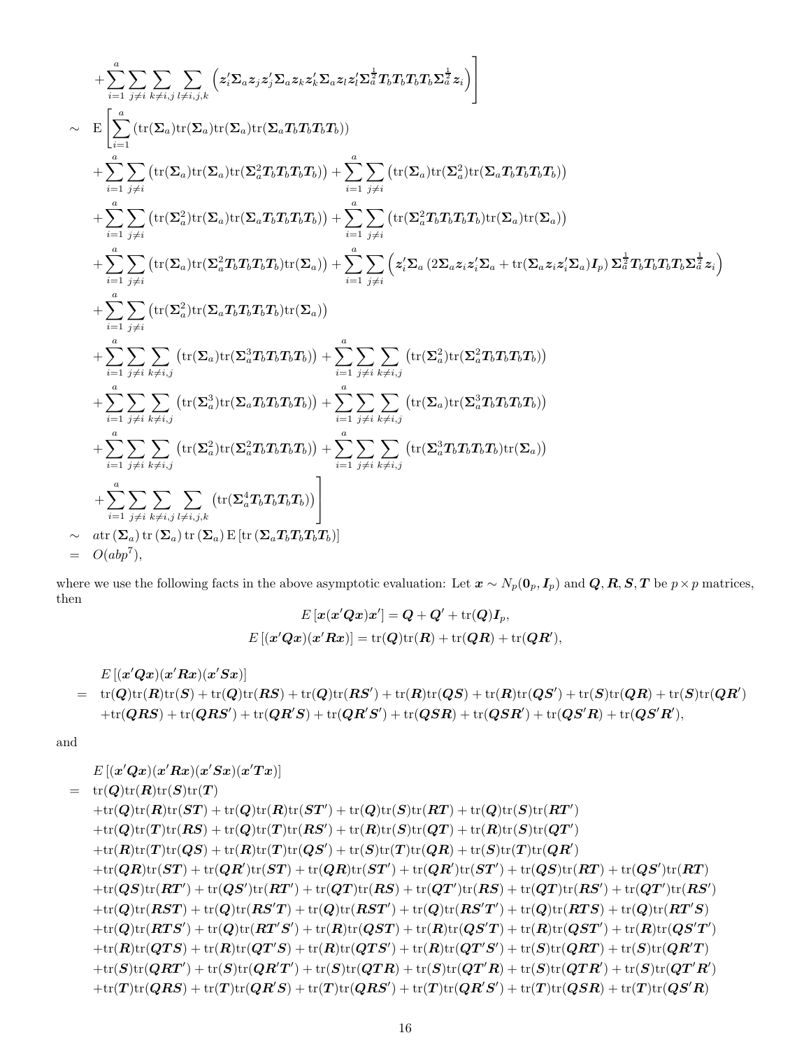$$
\begin{aligned}
&\quad + \sum_{i=1}^{a} \sum_{j \neq i} \sum_{k \neq i,j} \sum_{l \neq i,j,k} \left( \boldsymbol{z}_i' \boldsymbol{\Sigma}_a \boldsymbol{z}_j \boldsymbol{z}_j' \boldsymbol{\Sigma}_a \boldsymbol{z}_k \boldsymbol{z}_k' \boldsymbol{\Sigma}_a \boldsymbol{z}_l \boldsymbol{z}_l' \boldsymbol{\Sigma}_a^{\frac{1}{2}} \boldsymbol{T}_b \boldsymbol{T}_b \boldsymbol{T}_b \boldsymbol{T}_b \boldsymbol{\Sigma}_a^{\frac{1}{2}} \boldsymbol{z}_i \right) \Bigg] \\
&\sim \mathrm{E} \Bigg[ \sum_{i=1}^{a} \left( \mathrm{tr}(\boldsymbol{\Sigma}_a) \mathrm{tr}(\boldsymbol{\Sigma}_a) \mathrm{tr}(\boldsymbol{\Sigma}_a) \mathrm{tr}(\boldsymbol{\Sigma}_a \boldsymbol{T}_b \boldsymbol{T}_b \boldsymbol{T}_b \boldsymbol{T}_b) \right) \\
&\quad + \sum_{i=1}^{a} \sum_{j \neq i} \left( \mathrm{tr}(\boldsymbol{\Sigma}_a) \mathrm{tr}(\boldsymbol{\Sigma}_a) \mathrm{tr}(\boldsymbol{\Sigma}_a^2 \boldsymbol{T}_b \boldsymbol{T}_b \boldsymbol{T}_b \boldsymbol{T}_b) \right) + \sum_{i=1}^{a} \sum_{j \neq i} \left( \mathrm{tr}(\boldsymbol{\Sigma}_a) \mathrm{tr}(\boldsymbol{\Sigma}_a^2) \mathrm{tr}(\boldsymbol{\Sigma}_a \boldsymbol{T}_b \boldsymbol{T}_b \boldsymbol{T}_b \boldsymbol{T}_b) \right) \\
&\quad + \sum_{i=1}^{a} \sum_{j \neq i} \left( \mathrm{tr}(\boldsymbol{\Sigma}_a^2) \mathrm{tr}(\boldsymbol{\Sigma}_a) \mathrm{tr}(\boldsymbol{\Sigma}_a \boldsymbol{T}_b \boldsymbol{T}_b \boldsymbol{T}_b \boldsymbol{T}_b) \right) + \sum_{i=1}^{a} \sum_{j \neq i} \left( \mathrm{tr}(\boldsymbol{\Sigma}_a^2 \boldsymbol{T}_b \boldsymbol{T}_b \boldsymbol{T}_b \boldsymbol{T}_b) \mathrm{tr}(\boldsymbol{\Sigma}_a) \mathrm{tr}(\boldsymbol{\Sigma}_a) \right) \\
&\quad + \sum_{i=1}^{a} \sum_{j \neq i} \left( \mathrm{tr}(\boldsymbol{\Sigma}_a) \mathrm{tr}(\boldsymbol{\Sigma}_a^2 \boldsymbol{T}_b \boldsymbol{T}_b \boldsymbol{T}_b \boldsymbol{T}_b) \mathrm{tr}(\boldsymbol{\Sigma}_a) \right) + \sum_{i=1}^{a} \sum_{j \neq i} \left( \boldsymbol{z}_i' \boldsymbol{\Sigma}_a \left( 2 \boldsymbol{\Sigma}_a \boldsymbol{z}_i \boldsymbol{z}_i' \boldsymbol{\Sigma}_a + \mathrm{tr}(\boldsymbol{\Sigma}_a \boldsymbol{z}_i \boldsymbol{z}_i' \boldsymbol{\Sigma}_a) \boldsymbol{I}_p \right) \boldsymbol{\Sigma}_a^{\frac{1}{2}} \boldsymbol{T}_b \boldsymbol{T}_b \boldsymbol{T}_b \boldsymbol{T}_b \boldsymbol{\Sigma}_a^{\frac{1}{2}} \boldsymbol{z}_i \right) \\
&\quad + \sum_{i=1}^{a} \sum_{j \neq i} \left( \mathrm{tr}(\boldsymbol{\Sigma}_a^2) \mathrm{tr}(\boldsymbol{\Sigma}_a \boldsymbol{T}_b \boldsymbol{T}_b \boldsymbol{T}_b \boldsymbol{T}_b) \mathrm{tr}(\boldsymbol{\Sigma}_a) \right) \\
&\quad + \sum_{i=1}^{a} \sum_{j \neq i} \sum_{k \neq i,j} \left( \mathrm{tr}(\boldsymbol{\Sigma}_a) \mathrm{tr}(\boldsymbol{\Sigma}_a^3 \boldsymbol{T}_b \boldsymbol{T}_b \boldsymbol{T}_b \boldsymbol{T}_b) \right) + \sum_{i=1}^{a} \sum_{j \neq i} \sum_{k \neq i,j} \left( \mathrm{tr}(\boldsymbol{\Sigma}_a^2) \mathrm{tr}(\boldsymbol{\Sigma}_a^2 \boldsymbol{T}_b \boldsymbol{T}_b \boldsymbol{T}_b \boldsymbol{T}_b) \right) \\
&\quad + \sum_{i=1}^{a} \sum_{j \neq i} \sum_{k \neq i,j} \left( \mathrm{tr}(\boldsymbol{\Sigma}_a^3) \mathrm{tr}(\boldsymbol{\Sigma}_a \boldsymbol{T}_b \boldsymbol{T}_b \boldsymbol{T}_b \boldsymbol{T}_b) \right) + \sum_{i=1}^{a} \sum_{j \neq i} \sum_{k \neq i,j} \left( \mathrm{tr}(\boldsymbol{\Sigma}_a) \mathrm{tr}(\boldsymbol{\Sigma}_a^3 \boldsymbol{T}_b \boldsymbol{T}_b \boldsymbol{T}_b \boldsymbol{T}_b) \right) \\
&\quad + \sum_{i=1}^{a} \sum_{j \neq i} \sum_{k \neq i,j} \left( \mathrm{tr}(\boldsymbol{\Sigma}_a^2) \mathrm{tr}(\boldsymbol{\Sigma}_a^2 \boldsymbol{T}_b \boldsymbol{T}_b \boldsymbol{T}_b \boldsymbol{T}_b) \right) + \sum_{i=1}^{a} \sum_{j \neq i} \sum_{k \neq i,j} \left( \mathrm{tr}(\boldsymbol{\Sigma}_a^3 \boldsymbol{T}_b \boldsymbol{T}_b \boldsymbol{T}_b \boldsymbol{T}_b) \mathrm{tr}(\boldsymbol{\Sigma}_a) \right) \\
&\quad + \sum_{i=1}^{a} \sum_{j \neq i} \sum_{k \neq i,j} \sum_{l \neq i,j,k} \left( \mathrm{tr}(\boldsymbol{\Sigma}_a^4 \boldsymbol{T}_b \boldsymbol{T}_b \boldsymbol{T}_b \boldsymbol{T}_b) \right) \Bigg] \\
&\sim a \, \mathrm{tr}(\boldsymbol{\Sigma}_a) \, \mathrm{tr}(\boldsymbol{\Sigma}_a) \, \mathrm{tr}(\boldsymbol{\Sigma}_a) \, \mathrm{E} \left[ \mathrm{tr}(\boldsymbol{\Sigma}_a \boldsymbol{T}_b \boldsymbol{T}_b \boldsymbol{T}_b \boldsymbol{T}_b) \right] \\
&= O(abp^7),
\end{aligned}
$$

where we use the following facts in the above asymptotic evaluation: Let $\boldsymbol{x} \sim N_p(\boldsymbol{0}_p, \boldsymbol{I}_p)$ and $\boldsymbol{Q}, \boldsymbol{R}, \boldsymbol{S}, \boldsymbol{T}$ be $p \times p$ matrices, then

$$
E\left[\boldsymbol{x}(\boldsymbol{x}'\boldsymbol{Q}\boldsymbol{x})\boldsymbol{x}'\right] = \boldsymbol{Q} + \boldsymbol{Q}' + \mathrm{tr}(\boldsymbol{Q})\boldsymbol{I}_p,
$$

$$
E\left[(\boldsymbol{x}'\boldsymbol{Q}\boldsymbol{x})(\boldsymbol{x}'\boldsymbol{R}\boldsymbol{x})\right] = \mathrm{tr}(\boldsymbol{Q})\mathrm{tr}(\boldsymbol{R}) + \mathrm{tr}(\boldsymbol{Q}\boldsymbol{R}) + \mathrm{tr}(\boldsymbol{Q}\boldsymbol{R}'),
$$

$$
\begin{aligned}
&E\left[(\boldsymbol{x}'\boldsymbol{Q}\boldsymbol{x})(\boldsymbol{x}'\boldsymbol{R}\boldsymbol{x})(\boldsymbol{x}'\boldsymbol{S}\boldsymbol{x})\right] \\
&= \mathrm{tr}(\boldsymbol{Q})\mathrm{tr}(\boldsymbol{R})\mathrm{tr}(\boldsymbol{S}) + \mathrm{tr}(\boldsymbol{Q})\mathrm{tr}(\boldsymbol{R}\boldsymbol{S}) + \mathrm{tr}(\boldsymbol{Q})\mathrm{tr}(\boldsymbol{R}\boldsymbol{S}') + \mathrm{tr}(\boldsymbol{R})\mathrm{tr}(\boldsymbol{Q}\boldsymbol{S}) + \mathrm{tr}(\boldsymbol{R})\mathrm{tr}(\boldsymbol{Q}\boldsymbol{S}') + \mathrm{tr}(\boldsymbol{S})\mathrm{tr}(\boldsymbol{Q}\boldsymbol{R}) + \mathrm{tr}(\boldsymbol{S})\mathrm{tr}(\boldsymbol{Q}\boldsymbol{R}') \\
&\quad + \mathrm{tr}(\boldsymbol{Q}\boldsymbol{R}\boldsymbol{S}) + \mathrm{tr}(\boldsymbol{Q}\boldsymbol{R}\boldsymbol{S}') + \mathrm{tr}(\boldsymbol{Q}\boldsymbol{R}'\boldsymbol{S}) + \mathrm{tr}(\boldsymbol{Q}\boldsymbol{R}'\boldsymbol{S}') + \mathrm{tr}(\boldsymbol{Q}\boldsymbol{S}\boldsymbol{R}) + \mathrm{tr}(\boldsymbol{Q}\boldsymbol{S}\boldsymbol{R}') + \mathrm{tr}(\boldsymbol{Q}\boldsymbol{S}'\boldsymbol{R}) + \mathrm{tr}(\boldsymbol{Q}\boldsymbol{S}'\boldsymbol{R}'),
\end{aligned}
$$

and

$$
\begin{aligned}
&E\left[(\boldsymbol{x}'\boldsymbol{Q}\boldsymbol{x})(\boldsymbol{x}'\boldsymbol{R}\boldsymbol{x})(\boldsymbol{x}'\boldsymbol{S}\boldsymbol{x})(\boldsymbol{x}'\boldsymbol{T}\boldsymbol{x})\right] \\
&= \mathrm{tr}(\boldsymbol{Q})\mathrm{tr}(\boldsymbol{R})\mathrm{tr}(\boldsymbol{S})\mathrm{tr}(\boldsymbol{T}) \\
&\quad + \mathrm{tr}(\boldsymbol{Q})\mathrm{tr}(\boldsymbol{R})\mathrm{tr}(\boldsymbol{S}\boldsymbol{T}) + \mathrm{tr}(\boldsymbol{Q})\mathrm{tr}(\boldsymbol{R})\mathrm{tr}(\boldsymbol{S}\boldsymbol{T}') + \mathrm{tr}(\boldsymbol{Q})\mathrm{tr}(\boldsymbol{S})\mathrm{tr}(\boldsymbol{R}\boldsymbol{T}) + \mathrm{tr}(\boldsymbol{Q})\mathrm{tr}(\boldsymbol{S})\mathrm{tr}(\boldsymbol{R}\boldsymbol{T}') \\
&\quad + \mathrm{tr}(\boldsymbol{Q})\mathrm{tr}(\boldsymbol{T})\mathrm{tr}(\boldsymbol{R}\boldsymbol{S}) + \mathrm{tr}(\boldsymbol{Q})\mathrm{tr}(\boldsymbol{T})\mathrm{tr}(\boldsymbol{R}\boldsymbol{S}') + \mathrm{tr}(\boldsymbol{R})\mathrm{tr}(\boldsymbol{S})\mathrm{tr}(\boldsymbol{Q}\boldsymbol{T}) + \mathrm{tr}(\boldsymbol{R})\mathrm{tr}(\boldsymbol{S})\mathrm{tr}(\boldsymbol{Q}\boldsymbol{T}') \\
&\quad + \mathrm{tr}(\boldsymbol{R})\mathrm{tr}(\boldsymbol{T})\mathrm{tr}(\boldsymbol{Q}\boldsymbol{S}) + \mathrm{tr}(\boldsymbol{R})\mathrm{tr}(\boldsymbol{T})\mathrm{tr}(\boldsymbol{Q}\boldsymbol{S}') + \mathrm{tr}(\boldsymbol{S})\mathrm{tr}(\boldsymbol{T})\mathrm{tr}(\boldsymbol{Q}\boldsymbol{R}) + \mathrm{tr}(\boldsymbol{S})\mathrm{tr}(\boldsymbol{T})\mathrm{tr}(\boldsymbol{Q}\boldsymbol{R}') \\
&\quad + \mathrm{tr}(\boldsymbol{Q}\boldsymbol{R})\mathrm{tr}(\boldsymbol{S}\boldsymbol{T}) + \mathrm{tr}(\boldsymbol{Q}\boldsymbol{R}')\mathrm{tr}(\boldsymbol{S}\boldsymbol{T}) + \mathrm{tr}(\boldsymbol{Q}\boldsymbol{R})\mathrm{tr}(\boldsymbol{S}\boldsymbol{T}') + \mathrm{tr}(\boldsymbol{Q}\boldsymbol{R}')\mathrm{tr}(\boldsymbol{S}\boldsymbol{T}') + \mathrm{tr}(\boldsymbol{Q}\boldsymbol{S})\mathrm{tr}(\boldsymbol{R}\boldsymbol{T}) + \mathrm{tr}(\boldsymbol{Q}\boldsymbol{S}')\mathrm{tr}(\boldsymbol{R}\boldsymbol{T}) \\
&\quad + \mathrm{tr}(\boldsymbol{Q}\boldsymbol{S})\mathrm{tr}(\boldsymbol{R}\boldsymbol{T}') + \mathrm{tr}(\boldsymbol{Q}\boldsymbol{S}')\mathrm{tr}(\boldsymbol{R}\boldsymbol{T}') + \mathrm{tr}(\boldsymbol{Q}\boldsymbol{T})\mathrm{tr}(\boldsymbol{R}\boldsymbol{S}) + \mathrm{tr}(\boldsymbol{Q}\boldsymbol{T}')\mathrm{tr}(\boldsymbol{R}\boldsymbol{S}) + \mathrm{tr}(\boldsymbol{Q}\boldsymbol{T})\mathrm{tr}(\boldsymbol{R}\boldsymbol{S}') + \mathrm{tr}(\boldsymbol{Q}\boldsymbol{T}')\mathrm{tr}(\boldsymbol{R}\boldsymbol{S}') \\
&\quad + \mathrm{tr}(\boldsymbol{Q})\mathrm{tr}(\boldsymbol{R}\boldsymbol{S}\boldsymbol{T}) + \mathrm{tr}(\boldsymbol{Q})\mathrm{tr}(\boldsymbol{R}\boldsymbol{S}'\boldsymbol{T}) + \mathrm{tr}(\boldsymbol{Q})\mathrm{tr}(\boldsymbol{R}\boldsymbol{S}\boldsymbol{T}') + \mathrm{tr}(\boldsymbol{Q})\mathrm{tr}(\boldsymbol{R}\boldsymbol{S}'\boldsymbol{T}') + \mathrm{tr}(\boldsymbol{Q})\mathrm{tr}(\boldsymbol{R}\boldsymbol{T}\boldsymbol{S}) + \mathrm{tr}(\boldsymbol{Q})\mathrm{tr}(\boldsymbol{R}\boldsymbol{T}'\boldsymbol{S}) \\
&\quad + \mathrm{tr}(\boldsymbol{Q})\mathrm{tr}(\boldsymbol{R}\boldsymbol{T}\boldsymbol{S}') + \mathrm{tr}(\boldsymbol{Q})\mathrm{tr}(\boldsymbol{R}\boldsymbol{T}'\boldsymbol{S}') + \mathrm{tr}(\boldsymbol{R})\mathrm{tr}(\boldsymbol{Q}\boldsymbol{S}\boldsymbol{T}) + \mathrm{tr}(\boldsymbol{R})\mathrm{tr}(\boldsymbol{Q}\boldsymbol{S}'\boldsymbol{T}) + \mathrm{tr}(\boldsymbol{R})\mathrm{tr}(\boldsymbol{Q}\boldsymbol{S}\boldsymbol{T}') + \mathrm{tr}(\boldsymbol{R})\mathrm{tr}(\boldsymbol{Q}\boldsymbol{S}'\boldsymbol{T}') \\
&\quad + \mathrm{tr}(\boldsymbol{R})\mathrm{tr}(\boldsymbol{Q}\boldsymbol{T}\boldsymbol{S}) + \mathrm{tr}(\boldsymbol{R})\mathrm{tr}(\boldsymbol{Q}\boldsymbol{T}'\boldsymbol{S}) + \mathrm{tr}(\boldsymbol{R})\mathrm{tr}(\boldsymbol{Q}\boldsymbol{T}\boldsymbol{S}') + \mathrm{tr}(\boldsymbol{R})\mathrm{tr}(\boldsymbol{Q}\boldsymbol{T}'\boldsymbol{S}') + \mathrm{tr}(\boldsymbol{S})\mathrm{tr}(\boldsymbol{Q}\boldsymbol{R}\boldsymbol{T}) + \mathrm{tr}(\boldsymbol{S})\mathrm{tr}(\boldsymbol{Q}\boldsymbol{R}'\boldsymbol{T}) \\
&\quad + \mathrm{tr}(\boldsymbol{S})\mathrm{tr}(\boldsymbol{Q}\boldsymbol{R}\boldsymbol{T}') + \mathrm{tr}(\boldsymbol{S})\mathrm{tr}(\boldsymbol{Q}\boldsymbol{R}'\boldsymbol{T}') + \mathrm{tr}(\boldsymbol{S})\mathrm{tr}(\boldsymbol{Q}\boldsymbol{T}\boldsymbol{R}) + \mathrm{tr}(\boldsymbol{S})\mathrm{tr}(\boldsymbol{Q}\boldsymbol{T}'\boldsymbol{R}) + \mathrm{tr}(\boldsymbol{S})\mathrm{tr}(\boldsymbol{Q}\boldsymbol{T}\boldsymbol{R}') + \mathrm{tr}(\boldsymbol{S})\mathrm{tr}(\boldsymbol{Q}\boldsymbol{T}'\boldsymbol{R}') \\
&\quad + \mathrm{tr}(\boldsymbol{T})\mathrm{tr}(\boldsymbol{Q}\boldsymbol{R}\boldsymbol{S}) + \mathrm{tr}(\boldsymbol{T})\mathrm{tr}(\boldsymbol{Q}\boldsymbol{R}'\boldsymbol{S}) + \mathrm{tr}(\boldsymbol{T})\mathrm{tr}(\boldsymbol{Q}\boldsymbol{R}\boldsymbol{S}') + \mathrm{tr}(\boldsymbol{T})\mathrm{tr}(\boldsymbol{Q}\boldsymbol{R}'\boldsymbol{S}') + \mathrm{tr}(\boldsymbol{T})\mathrm{tr}(\boldsymbol{Q}\boldsymbol{S}\boldsymbol{R}) + \mathrm{tr}(\boldsymbol{T})\mathrm{tr}(\boldsymbol{Q}\boldsymbol{S}'\boldsymbol{R})
\end{aligned}
$$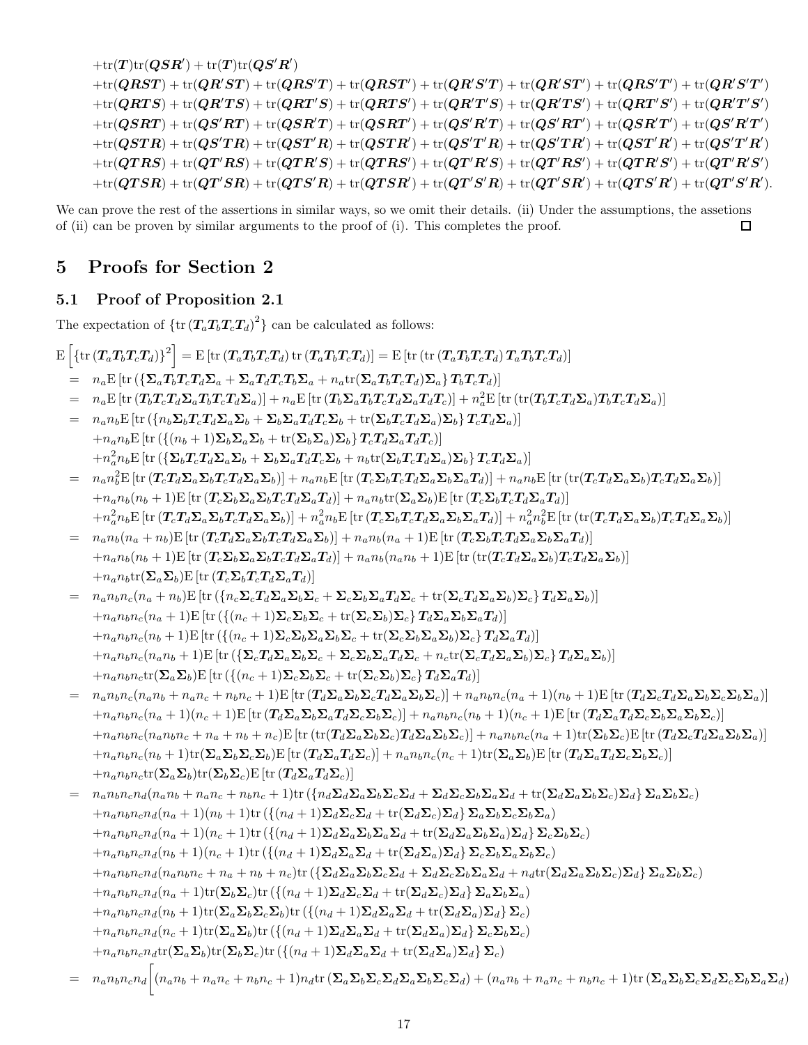$$
\begin{aligned}
&+\mathrm{tr}(\boldsymbol{T})\mathrm{tr}(\boldsymbol{QSR}') + \mathrm{tr}(\boldsymbol{T})\mathrm{tr}(\boldsymbol{QS}'\boldsymbol{R}') \\
&+\mathrm{tr}(\boldsymbol{QRST}) + \mathrm{tr}(\boldsymbol{QR}'\boldsymbol{ST}) + \mathrm{tr}(\boldsymbol{QRS}'\boldsymbol{T}) + \mathrm{tr}(\boldsymbol{QRST}') + \mathrm{tr}(\boldsymbol{QR}'\boldsymbol{S}'\boldsymbol{T}) + \mathrm{tr}(\boldsymbol{QR}'\boldsymbol{ST}') + \mathrm{tr}(\boldsymbol{QRS}'\boldsymbol{T}') + \mathrm{tr}(\boldsymbol{QR}'\boldsymbol{S}'\boldsymbol{T}') \\
&+\mathrm{tr}(\boldsymbol{QRTS}) + \mathrm{tr}(\boldsymbol{QR}'\boldsymbol{TS}) + \mathrm{tr}(\boldsymbol{QRT}'\boldsymbol{S}) + \mathrm{tr}(\boldsymbol{QRTS}') + \mathrm{tr}(\boldsymbol{QR}'\boldsymbol{T}'\boldsymbol{S}) + \mathrm{tr}(\boldsymbol{QR}'\boldsymbol{TS}') + \mathrm{tr}(\boldsymbol{QRT}'\boldsymbol{S}') + \mathrm{tr}(\boldsymbol{QR}'\boldsymbol{T}'\boldsymbol{S}') \\
&+\mathrm{tr}(\boldsymbol{QSRT}) + \mathrm{tr}(\boldsymbol{QS}'\boldsymbol{RT}) + \mathrm{tr}(\boldsymbol{QSR}'\boldsymbol{T}) + \mathrm{tr}(\boldsymbol{QSRT}') + \mathrm{tr}(\boldsymbol{QS}'\boldsymbol{R}'\boldsymbol{T}) + \mathrm{tr}(\boldsymbol{QS}'\boldsymbol{RT}') + \mathrm{tr}(\boldsymbol{QSR}'\boldsymbol{T}') + \mathrm{tr}(\boldsymbol{QS}'\boldsymbol{R}'\boldsymbol{T}') \\
&+\mathrm{tr}(\boldsymbol{QSTR}) + \mathrm{tr}(\boldsymbol{QS}'\boldsymbol{TR}) + \mathrm{tr}(\boldsymbol{QST}'\boldsymbol{R}) + \mathrm{tr}(\boldsymbol{QSTR}') + \mathrm{tr}(\boldsymbol{QS}'\boldsymbol{T}'\boldsymbol{R}) + \mathrm{tr}(\boldsymbol{QS}'\boldsymbol{TR}') + \mathrm{tr}(\boldsymbol{QST}'\boldsymbol{R}') + \mathrm{tr}(\boldsymbol{QS}'\boldsymbol{T}'\boldsymbol{R}') \\
&+\mathrm{tr}(\boldsymbol{QTRS}) + \mathrm{tr}(\boldsymbol{QT}'\boldsymbol{RS}) + \mathrm{tr}(\boldsymbol{QTR}'\boldsymbol{S}) + \mathrm{tr}(\boldsymbol{QTRS}') + \mathrm{tr}(\boldsymbol{QT}'\boldsymbol{R}'\boldsymbol{S}) + \mathrm{tr}(\boldsymbol{QT}'\boldsymbol{RS}') + \mathrm{tr}(\boldsymbol{QTR}'\boldsymbol{S}') + \mathrm{tr}(\boldsymbol{QT}'\boldsymbol{R}'\boldsymbol{S}') \\
&+\mathrm{tr}(\boldsymbol{QTSR}) + \mathrm{tr}(\boldsymbol{QT}'\boldsymbol{SR}) + \mathrm{tr}(\boldsymbol{QTS}'\boldsymbol{R}) + \mathrm{tr}(\boldsymbol{QTSR}') + \mathrm{tr}(\boldsymbol{QT}'\boldsymbol{S}'\boldsymbol{R}) + \mathrm{tr}(\boldsymbol{QT}'\boldsymbol{SR}') + \mathrm{tr}(\boldsymbol{QTS}'\boldsymbol{R}') + \mathrm{tr}(\boldsymbol{QT}'\boldsymbol{S}'\boldsymbol{R}').
\end{aligned}
$$

We can prove the rest of the assertions in similar ways, so we omit their details. (ii) Under the assumptions, the assetions of (ii) can be proven by similar arguments to the proof of (i). This completes the proof. □

# 5 Proofs for Section 2

## 5.1 Proof of Proposition 2.1

The expectation of $\{\mathrm{tr}\,(\boldsymbol{T}_a\boldsymbol{T}_b\boldsymbol{T}_c\boldsymbol{T}_d)\}^2$ can be calculated as follows:

$$
\begin{aligned}
&\mathrm{E}\left[\{\mathrm{tr}\,(\boldsymbol{T}_a\boldsymbol{T}_b\boldsymbol{T}_c\boldsymbol{T}_d)\}^2\right] = \mathrm{E}\left[\mathrm{tr}\,(\boldsymbol{T}_a\boldsymbol{T}_b\boldsymbol{T}_c\boldsymbol{T}_d)\,\mathrm{tr}\,(\boldsymbol{T}_a\boldsymbol{T}_b\boldsymbol{T}_c\boldsymbol{T}_d)\right] = \mathrm{E}\left[\mathrm{tr}\,(\mathrm{tr}\,(\boldsymbol{T}_a\boldsymbol{T}_b\boldsymbol{T}_c\boldsymbol{T}_d)\,\boldsymbol{T}_a\boldsymbol{T}_b\boldsymbol{T}_c\boldsymbol{T}_d)\right] \\
&= n_a\mathrm{E}\left[\mathrm{tr}\,(\{\boldsymbol{\Sigma}_a\boldsymbol{T}_b\boldsymbol{T}_c\boldsymbol{T}_d\boldsymbol{\Sigma}_a + \boldsymbol{\Sigma}_a\boldsymbol{T}_d\boldsymbol{T}_c\boldsymbol{T}_b\boldsymbol{\Sigma}_a + n_a\mathrm{tr}(\boldsymbol{\Sigma}_a\boldsymbol{T}_b\boldsymbol{T}_c\boldsymbol{T}_d)\boldsymbol{\Sigma}_a\}\,\boldsymbol{T}_b\boldsymbol{T}_c\boldsymbol{T}_d)\right] \\
&= n_a\mathrm{E}\left[\mathrm{tr}\,(\boldsymbol{T}_b\boldsymbol{T}_c\boldsymbol{T}_d\boldsymbol{\Sigma}_a\boldsymbol{T}_b\boldsymbol{T}_c\boldsymbol{T}_d\boldsymbol{\Sigma}_a)\right] + n_a\mathrm{E}\left[\mathrm{tr}\,(\boldsymbol{T}_b\boldsymbol{\Sigma}_a\boldsymbol{T}_b\boldsymbol{T}_c\boldsymbol{T}_d\boldsymbol{\Sigma}_a\boldsymbol{T}_d\boldsymbol{T}_c)\right] + n_a^2\mathrm{E}\left[\mathrm{tr}\,(\mathrm{tr}(\boldsymbol{T}_b\boldsymbol{T}_c\boldsymbol{T}_d\boldsymbol{\Sigma}_a)\boldsymbol{T}_b\boldsymbol{T}_c\boldsymbol{T}_d\boldsymbol{\Sigma}_a)\right] \\
&= n_an_b\mathrm{E}\left[\mathrm{tr}\,(\{n_b\boldsymbol{\Sigma}_b\boldsymbol{T}_c\boldsymbol{T}_d\boldsymbol{\Sigma}_a\boldsymbol{\Sigma}_b + \boldsymbol{\Sigma}_b\boldsymbol{\Sigma}_a\boldsymbol{T}_d\boldsymbol{T}_c\boldsymbol{\Sigma}_b + \mathrm{tr}(\boldsymbol{\Sigma}_b\boldsymbol{T}_c\boldsymbol{T}_d\boldsymbol{\Sigma}_a)\boldsymbol{\Sigma}_b\}\,\boldsymbol{T}_c\boldsymbol{T}_d\boldsymbol{\Sigma}_a)\right] \\
&\quad + n_an_b\mathrm{E}\left[\mathrm{tr}\,(\{(n_b+1)\boldsymbol{\Sigma}_b\boldsymbol{\Sigma}_a\boldsymbol{\Sigma}_b + \mathrm{tr}(\boldsymbol{\Sigma}_b\boldsymbol{\Sigma}_a)\boldsymbol{\Sigma}_b\}\,\boldsymbol{T}_c\boldsymbol{T}_d\boldsymbol{\Sigma}_a\boldsymbol{T}_d\boldsymbol{T}_c)\right] \\
&\quad + n_a^2n_b\mathrm{E}\left[\mathrm{tr}\,(\{\boldsymbol{\Sigma}_b\boldsymbol{T}_c\boldsymbol{T}_d\boldsymbol{\Sigma}_a\boldsymbol{\Sigma}_b + \boldsymbol{\Sigma}_b\boldsymbol{\Sigma}_a\boldsymbol{T}_d\boldsymbol{T}_c\boldsymbol{\Sigma}_b + n_b\mathrm{tr}(\boldsymbol{\Sigma}_b\boldsymbol{T}_c\boldsymbol{T}_d\boldsymbol{\Sigma}_a)\boldsymbol{\Sigma}_b\}\,\boldsymbol{T}_c\boldsymbol{T}_d\boldsymbol{\Sigma}_a)\right] \\
&= n_an_b^2\mathrm{E}\left[\mathrm{tr}\,(\boldsymbol{T}_c\boldsymbol{T}_d\boldsymbol{\Sigma}_a\boldsymbol{\Sigma}_b\boldsymbol{T}_c\boldsymbol{T}_d\boldsymbol{\Sigma}_a\boldsymbol{\Sigma}_b)\right] + n_an_b\mathrm{E}\left[\mathrm{tr}\,(\boldsymbol{T}_c\boldsymbol{\Sigma}_b\boldsymbol{T}_c\boldsymbol{T}_d\boldsymbol{\Sigma}_a\boldsymbol{\Sigma}_b\boldsymbol{\Sigma}_a\boldsymbol{T}_d)\right] + n_an_b\mathrm{E}\left[\mathrm{tr}\,(\mathrm{tr}(\boldsymbol{T}_c\boldsymbol{T}_d\boldsymbol{\Sigma}_a\boldsymbol{\Sigma}_b)\boldsymbol{T}_c\boldsymbol{T}_d\boldsymbol{\Sigma}_a\boldsymbol{\Sigma}_b)\right] \\
&\quad + n_an_b(n_b+1)\mathrm{E}\left[\mathrm{tr}\,(\boldsymbol{T}_c\boldsymbol{\Sigma}_b\boldsymbol{\Sigma}_a\boldsymbol{\Sigma}_b\boldsymbol{T}_c\boldsymbol{T}_d\boldsymbol{\Sigma}_a\boldsymbol{T}_d)\right] + n_an_b\mathrm{tr}(\boldsymbol{\Sigma}_a\boldsymbol{\Sigma}_b)\mathrm{E}\left[\mathrm{tr}\,(\boldsymbol{T}_c\boldsymbol{\Sigma}_b\boldsymbol{T}_c\boldsymbol{T}_d\boldsymbol{\Sigma}_a\boldsymbol{T}_d)\right] \\
&\quad + n_a^2n_b\mathrm{E}\left[\mathrm{tr}\,(\boldsymbol{T}_c\boldsymbol{T}_d\boldsymbol{\Sigma}_a\boldsymbol{\Sigma}_b\boldsymbol{T}_c\boldsymbol{T}_d\boldsymbol{\Sigma}_a\boldsymbol{\Sigma}_b)\right] + n_a^2n_b\mathrm{E}\left[\mathrm{tr}\,(\boldsymbol{T}_c\boldsymbol{\Sigma}_b\boldsymbol{T}_c\boldsymbol{T}_d\boldsymbol{\Sigma}_a\boldsymbol{\Sigma}_b\boldsymbol{\Sigma}_a\boldsymbol{T}_d)\right] + n_a^2n_b^2\mathrm{E}\left[\mathrm{tr}\,(\mathrm{tr}(\boldsymbol{T}_c\boldsymbol{T}_d\boldsymbol{\Sigma}_a\boldsymbol{\Sigma}_b)\boldsymbol{T}_c\boldsymbol{T}_d\boldsymbol{\Sigma}_a\boldsymbol{\Sigma}_b)\right] \\
&= n_an_b(n_a+n_b)\mathrm{E}\left[\mathrm{tr}\,(\boldsymbol{T}_c\boldsymbol{T}_d\boldsymbol{\Sigma}_a\boldsymbol{\Sigma}_b\boldsymbol{T}_c\boldsymbol{T}_d\boldsymbol{\Sigma}_a\boldsymbol{\Sigma}_b)\right] + n_an_b(n_a+1)\mathrm{E}\left[\mathrm{tr}\,(\boldsymbol{T}_c\boldsymbol{\Sigma}_b\boldsymbol{T}_c\boldsymbol{T}_d\boldsymbol{\Sigma}_a\boldsymbol{\Sigma}_b\boldsymbol{\Sigma}_a\boldsymbol{T}_d)\right] \\
&\quad + n_an_b(n_b+1)\mathrm{E}\left[\mathrm{tr}\,(\boldsymbol{T}_c\boldsymbol{\Sigma}_b\boldsymbol{\Sigma}_a\boldsymbol{\Sigma}_b\boldsymbol{T}_c\boldsymbol{T}_d\boldsymbol{\Sigma}_a\boldsymbol{T}_d)\right] + n_an_b(n_an_b+1)\mathrm{E}\left[\mathrm{tr}\,(\mathrm{tr}(\boldsymbol{T}_c\boldsymbol{T}_d\boldsymbol{\Sigma}_a\boldsymbol{\Sigma}_b)\boldsymbol{T}_c\boldsymbol{T}_d\boldsymbol{\Sigma}_a\boldsymbol{\Sigma}_b)\right] \\
&\quad + n_an_b\mathrm{tr}(\boldsymbol{\Sigma}_a\boldsymbol{\Sigma}_b)\mathrm{E}\left[\mathrm{tr}\,(\boldsymbol{T}_c\boldsymbol{\Sigma}_b\boldsymbol{T}_c\boldsymbol{T}_d\boldsymbol{\Sigma}_a\boldsymbol{T}_d)\right] \\
&= n_an_bn_c(n_a+n_b)\mathrm{E}\left[\mathrm{tr}\,(\{n_c\boldsymbol{\Sigma}_c\boldsymbol{T}_d\boldsymbol{\Sigma}_a\boldsymbol{\Sigma}_b\boldsymbol{\Sigma}_c + \boldsymbol{\Sigma}_c\boldsymbol{\Sigma}_b\boldsymbol{\Sigma}_a\boldsymbol{T}_d\boldsymbol{\Sigma}_c + \mathrm{tr}(\boldsymbol{\Sigma}_c\boldsymbol{T}_d\boldsymbol{\Sigma}_a\boldsymbol{\Sigma}_b)\boldsymbol{\Sigma}_c\}\,\boldsymbol{T}_d\boldsymbol{\Sigma}_a\boldsymbol{\Sigma}_b)\right] \\
&\quad + n_an_bn_c(n_a+1)\mathrm{E}\left[\mathrm{tr}\,(\{(n_c+1)\boldsymbol{\Sigma}_c\boldsymbol{\Sigma}_b\boldsymbol{\Sigma}_c + \mathrm{tr}(\boldsymbol{\Sigma}_c\boldsymbol{\Sigma}_b)\boldsymbol{\Sigma}_c\}\,\boldsymbol{T}_d\boldsymbol{\Sigma}_a\boldsymbol{\Sigma}_b\boldsymbol{\Sigma}_a\boldsymbol{T}_d)\right] \\
&\quad + n_an_bn_c(n_b+1)\mathrm{E}\left[\mathrm{tr}\,(\{(n_c+1)\boldsymbol{\Sigma}_c\boldsymbol{\Sigma}_b\boldsymbol{\Sigma}_a\boldsymbol{\Sigma}_b\boldsymbol{\Sigma}_c + \mathrm{tr}(\boldsymbol{\Sigma}_c\boldsymbol{\Sigma}_b\boldsymbol{\Sigma}_a\boldsymbol{\Sigma}_b)\boldsymbol{\Sigma}_c\}\,\boldsymbol{T}_d\boldsymbol{\Sigma}_a\boldsymbol{T}_d)\right] \\
&\quad + n_an_bn_c(n_an_b+1)\mathrm{E}\left[\mathrm{tr}\,(\{\boldsymbol{\Sigma}_c\boldsymbol{T}_d\boldsymbol{\Sigma}_a\boldsymbol{\Sigma}_b\boldsymbol{\Sigma}_c + \boldsymbol{\Sigma}_c\boldsymbol{\Sigma}_b\boldsymbol{\Sigma}_a\boldsymbol{T}_d\boldsymbol{\Sigma}_c + n_c\mathrm{tr}(\boldsymbol{\Sigma}_c\boldsymbol{T}_d\boldsymbol{\Sigma}_a\boldsymbol{\Sigma}_b)\boldsymbol{\Sigma}_c\}\,\boldsymbol{T}_d\boldsymbol{\Sigma}_a\boldsymbol{\Sigma}_b)\right] \\
&\quad + n_an_bn_c\mathrm{tr}(\boldsymbol{\Sigma}_a\boldsymbol{\Sigma}_b)\mathrm{E}\left[\mathrm{tr}\,(\{(n_c+1)\boldsymbol{\Sigma}_c\boldsymbol{\Sigma}_b\boldsymbol{\Sigma}_c + \mathrm{tr}(\boldsymbol{\Sigma}_c\boldsymbol{\Sigma}_b)\boldsymbol{\Sigma}_c\}\,\boldsymbol{T}_d\boldsymbol{\Sigma}_a\boldsymbol{T}_d)\right] \\
&= n_an_bn_c(n_an_b+n_an_c+n_bn_c+1)\mathrm{E}\left[\mathrm{tr}\,(\boldsymbol{T}_d\boldsymbol{\Sigma}_a\boldsymbol{\Sigma}_b\boldsymbol{\Sigma}_c\boldsymbol{T}_d\boldsymbol{\Sigma}_a\boldsymbol{\Sigma}_b\boldsymbol{\Sigma}_c)\right] + n_an_bn_c(n_a+1)(n_b+1)\mathrm{E}\left[\mathrm{tr}\,(\boldsymbol{T}_d\boldsymbol{\Sigma}_c\boldsymbol{T}_d\boldsymbol{\Sigma}_a\boldsymbol{\Sigma}_b\boldsymbol{\Sigma}_c\boldsymbol{\Sigma}_b\boldsymbol{\Sigma}_a)\right] \\
&\quad + n_an_bn_c(n_a+1)(n_c+1)\mathrm{E}\left[\mathrm{tr}\,(\boldsymbol{T}_d\boldsymbol{\Sigma}_a\boldsymbol{\Sigma}_b\boldsymbol{\Sigma}_a\boldsymbol{T}_d\boldsymbol{\Sigma}_c\boldsymbol{\Sigma}_b\boldsymbol{\Sigma}_c)\right] + n_an_bn_c(n_b+1)(n_c+1)\mathrm{E}\left[\mathrm{tr}\,(\boldsymbol{T}_d\boldsymbol{\Sigma}_a\boldsymbol{T}_d\boldsymbol{\Sigma}_c\boldsymbol{\Sigma}_b\boldsymbol{\Sigma}_a\boldsymbol{\Sigma}_b\boldsymbol{\Sigma}_c)\right] \\
&\quad + n_an_bn_c(n_an_bn_c+n_a+n_b+n_c)\mathrm{E}\left[\mathrm{tr}\,(\mathrm{tr}(\boldsymbol{T}_d\boldsymbol{\Sigma}_a\boldsymbol{\Sigma}_b\boldsymbol{\Sigma}_c)\boldsymbol{T}_d\boldsymbol{\Sigma}_a\boldsymbol{\Sigma}_b\boldsymbol{\Sigma}_c)\right] + n_an_bn_c(n_a+1)\mathrm{tr}(\boldsymbol{\Sigma}_b\boldsymbol{\Sigma}_c)\mathrm{E}\left[\mathrm{tr}\,(\boldsymbol{T}_d\boldsymbol{\Sigma}_c\boldsymbol{T}_d\boldsymbol{\Sigma}_a\boldsymbol{\Sigma}_b\boldsymbol{\Sigma}_a)\right] \\
&\quad + n_an_bn_c(n_b+1)\mathrm{tr}(\boldsymbol{\Sigma}_a\boldsymbol{\Sigma}_b\boldsymbol{\Sigma}_c\boldsymbol{\Sigma}_b)\mathrm{E}\left[\mathrm{tr}\,(\boldsymbol{T}_d\boldsymbol{\Sigma}_a\boldsymbol{T}_d\boldsymbol{\Sigma}_c)\right] + n_an_bn_c(n_c+1)\mathrm{tr}(\boldsymbol{\Sigma}_a\boldsymbol{\Sigma}_b)\mathrm{E}\left[\mathrm{tr}\,(\boldsymbol{T}_d\boldsymbol{\Sigma}_a\boldsymbol{T}_d\boldsymbol{\Sigma}_c\boldsymbol{\Sigma}_b\boldsymbol{\Sigma}_c)\right] \\
&\quad + n_an_bn_c\mathrm{tr}(\boldsymbol{\Sigma}_a\boldsymbol{\Sigma}_b)\mathrm{tr}(\boldsymbol{\Sigma}_b\boldsymbol{\Sigma}_c)\mathrm{E}\left[\mathrm{tr}\,(\boldsymbol{T}_d\boldsymbol{\Sigma}_a\boldsymbol{T}_d\boldsymbol{\Sigma}_c)\right] \\
&= n_an_bn_cn_d(n_an_b+n_an_c+n_bn_c+1)\mathrm{tr}\,(\{n_d\boldsymbol{\Sigma}_d\boldsymbol{\Sigma}_a\boldsymbol{\Sigma}_b\boldsymbol{\Sigma}_c\boldsymbol{\Sigma}_d + \boldsymbol{\Sigma}_d\boldsymbol{\Sigma}_c\boldsymbol{\Sigma}_b\boldsymbol{\Sigma}_a\boldsymbol{\Sigma}_d + \mathrm{tr}(\boldsymbol{\Sigma}_d\boldsymbol{\Sigma}_a\boldsymbol{\Sigma}_b\boldsymbol{\Sigma}_c)\boldsymbol{\Sigma}_d\}\,\boldsymbol{\Sigma}_a\boldsymbol{\Sigma}_b\boldsymbol{\Sigma}_c) \\
&\quad + n_an_bn_cn_d(n_a+1)(n_b+1)\mathrm{tr}\,(\{(n_d+1)\boldsymbol{\Sigma}_d\boldsymbol{\Sigma}_c\boldsymbol{\Sigma}_d + \mathrm{tr}(\boldsymbol{\Sigma}_d\boldsymbol{\Sigma}_c)\boldsymbol{\Sigma}_d\}\,\boldsymbol{\Sigma}_a\boldsymbol{\Sigma}_b\boldsymbol{\Sigma}_c\boldsymbol{\Sigma}_b\boldsymbol{\Sigma}_a) \\
&\quad + n_an_bn_cn_d(n_a+1)(n_c+1)\mathrm{tr}\,(\{(n_d+1)\boldsymbol{\Sigma}_d\boldsymbol{\Sigma}_a\boldsymbol{\Sigma}_b\boldsymbol{\Sigma}_a\boldsymbol{\Sigma}_d + \mathrm{tr}(\boldsymbol{\Sigma}_d\boldsymbol{\Sigma}_a\boldsymbol{\Sigma}_b\boldsymbol{\Sigma}_a)\boldsymbol{\Sigma}_d\}\,\boldsymbol{\Sigma}_c\boldsymbol{\Sigma}_b\boldsymbol{\Sigma}_c) \\
&\quad + n_an_bn_cn_d(n_b+1)(n_c+1)\mathrm{tr}\,(\{(n_d+1)\boldsymbol{\Sigma}_d\boldsymbol{\Sigma}_a\boldsymbol{\Sigma}_d + \mathrm{tr}(\boldsymbol{\Sigma}_d\boldsymbol{\Sigma}_a)\boldsymbol{\Sigma}_d\}\,\boldsymbol{\Sigma}_c\boldsymbol{\Sigma}_b\boldsymbol{\Sigma}_a\boldsymbol{\Sigma}_b\boldsymbol{\Sigma}_c) \\
&\quad + n_an_bn_cn_d(n_an_bn_c+n_a+n_b+n_c)\mathrm{tr}\,(\{\boldsymbol{\Sigma}_d\boldsymbol{\Sigma}_a\boldsymbol{\Sigma}_b\boldsymbol{\Sigma}_c\boldsymbol{\Sigma}_d + \boldsymbol{\Sigma}_d\boldsymbol{\Sigma}_c\boldsymbol{\Sigma}_b\boldsymbol{\Sigma}_a\boldsymbol{\Sigma}_d + n_d\mathrm{tr}(\boldsymbol{\Sigma}_d\boldsymbol{\Sigma}_a\boldsymbol{\Sigma}_b\boldsymbol{\Sigma}_c)\boldsymbol{\Sigma}_d\}\,\boldsymbol{\Sigma}_a\boldsymbol{\Sigma}_b\boldsymbol{\Sigma}_c) \\
&\quad + n_an_bn_cn_d(n_a+1)\mathrm{tr}(\boldsymbol{\Sigma}_b\boldsymbol{\Sigma}_c)\mathrm{tr}\,(\{(n_d+1)\boldsymbol{\Sigma}_d\boldsymbol{\Sigma}_c\boldsymbol{\Sigma}_d + \mathrm{tr}(\boldsymbol{\Sigma}_d\boldsymbol{\Sigma}_c)\boldsymbol{\Sigma}_d\}\,\boldsymbol{\Sigma}_a\boldsymbol{\Sigma}_b\boldsymbol{\Sigma}_a) \\
&\quad + n_an_bn_cn_d(n_b+1)\mathrm{tr}(\boldsymbol{\Sigma}_a\boldsymbol{\Sigma}_b\boldsymbol{\Sigma}_c\boldsymbol{\Sigma}_b)\mathrm{tr}\,(\{(n_d+1)\boldsymbol{\Sigma}_d\boldsymbol{\Sigma}_a\boldsymbol{\Sigma}_d + \mathrm{tr}(\boldsymbol{\Sigma}_d\boldsymbol{\Sigma}_a)\boldsymbol{\Sigma}_d\}\,\boldsymbol{\Sigma}_c) \\
&\quad + n_an_bn_cn_d(n_c+1)\mathrm{tr}(\boldsymbol{\Sigma}_a\boldsymbol{\Sigma}_b)\mathrm{tr}\,(\{(n_d+1)\boldsymbol{\Sigma}_d\boldsymbol{\Sigma}_a\boldsymbol{\Sigma}_d + \mathrm{tr}(\boldsymbol{\Sigma}_d\boldsymbol{\Sigma}_a)\boldsymbol{\Sigma}_d\}\,\boldsymbol{\Sigma}_c\boldsymbol{\Sigma}_b\boldsymbol{\Sigma}_c) \\
&\quad + n_an_bn_cn_d\mathrm{tr}(\boldsymbol{\Sigma}_a\boldsymbol{\Sigma}_b)\mathrm{tr}(\boldsymbol{\Sigma}_b\boldsymbol{\Sigma}_c)\mathrm{tr}\,(\{(n_d+1)\boldsymbol{\Sigma}_d\boldsymbol{\Sigma}_a\boldsymbol{\Sigma}_d + \mathrm{tr}(\boldsymbol{\Sigma}_d\boldsymbol{\Sigma}_a)\boldsymbol{\Sigma}_d\}\,\boldsymbol{\Sigma}_c) \\
&= n_an_bn_cn_d\Big[(n_an_b+n_an_c+n_bn_c+1)n_d\mathrm{tr}\,(\boldsymbol{\Sigma}_a\boldsymbol{\Sigma}_b\boldsymbol{\Sigma}_c\boldsymbol{\Sigma}_d\boldsymbol{\Sigma}_a\boldsymbol{\Sigma}_b\boldsymbol{\Sigma}_c\boldsymbol{\Sigma}_d) + (n_an_b+n_an_c+n_bn_c+1)\mathrm{tr}\,(\boldsymbol{\Sigma}_a\boldsymbol{\Sigma}_b\boldsymbol{\Sigma}_c\boldsymbol{\Sigma}_d\boldsymbol{\Sigma}_c\boldsymbol{\Sigma}_b\boldsymbol{\Sigma}_a\boldsymbol{\Sigma}_d)
\end{aligned}
$$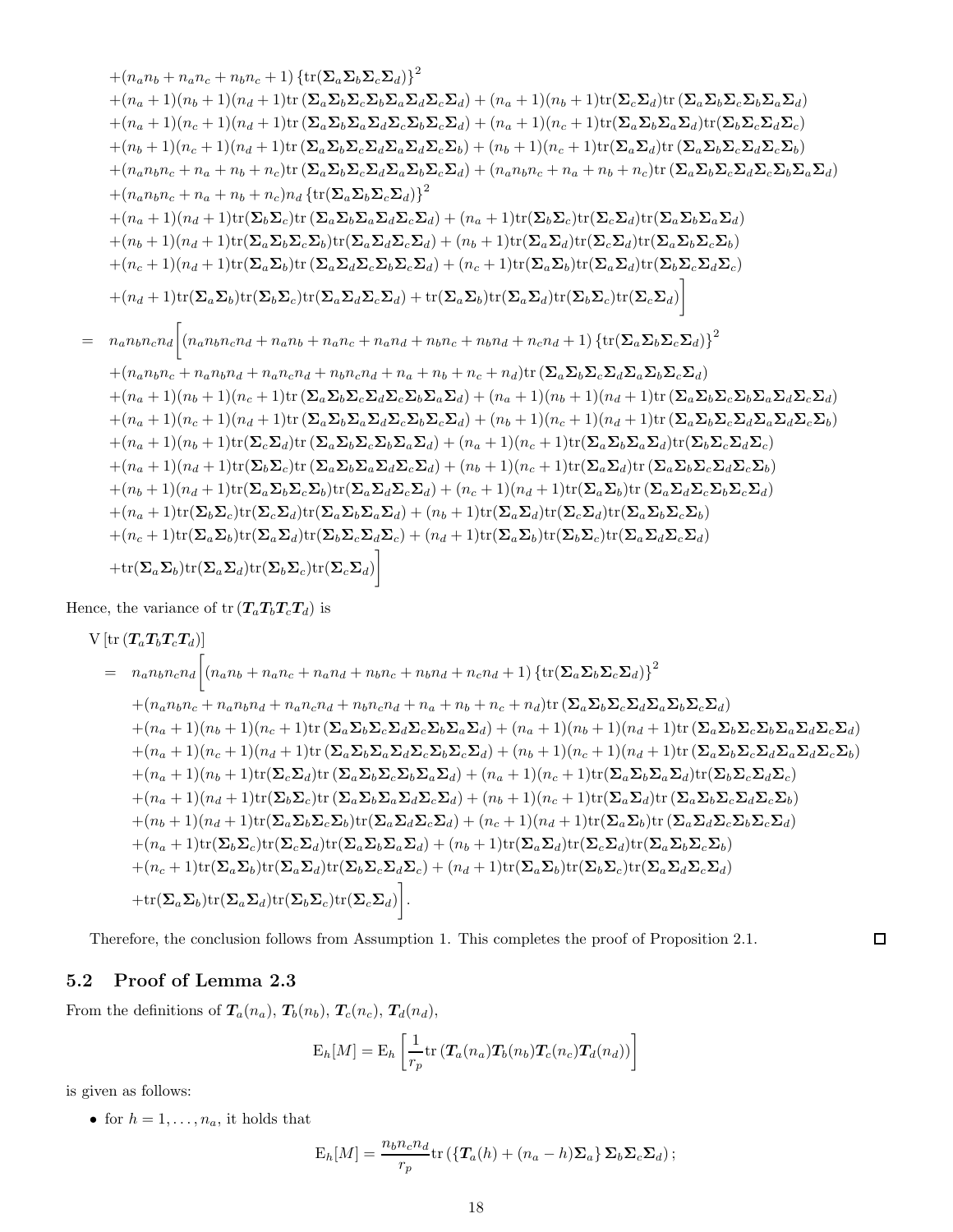$$
\begin{aligned}
&+(n_an_b+n_an_c+n_bn_c+1)\left\{\mathrm{tr}(\boldsymbol{\Sigma}_a\boldsymbol{\Sigma}_b\boldsymbol{\Sigma}_c\boldsymbol{\Sigma}_d)\right\}^2\\
&+(n_a+1)(n_b+1)(n_d+1)\mathrm{tr}\left(\boldsymbol{\Sigma}_a\boldsymbol{\Sigma}_b\boldsymbol{\Sigma}_c\boldsymbol{\Sigma}_b\boldsymbol{\Sigma}_a\boldsymbol{\Sigma}_d\boldsymbol{\Sigma}_c\boldsymbol{\Sigma}_d\right)+(n_a+1)(n_b+1)\mathrm{tr}(\boldsymbol{\Sigma}_c\boldsymbol{\Sigma}_d)\mathrm{tr}\left(\boldsymbol{\Sigma}_a\boldsymbol{\Sigma}_b\boldsymbol{\Sigma}_c\boldsymbol{\Sigma}_b\boldsymbol{\Sigma}_a\boldsymbol{\Sigma}_d\right)\\
&+(n_a+1)(n_c+1)(n_d+1)\mathrm{tr}\left(\boldsymbol{\Sigma}_a\boldsymbol{\Sigma}_b\boldsymbol{\Sigma}_a\boldsymbol{\Sigma}_d\boldsymbol{\Sigma}_c\boldsymbol{\Sigma}_b\boldsymbol{\Sigma}_c\boldsymbol{\Sigma}_d\right)+(n_a+1)(n_c+1)\mathrm{tr}(\boldsymbol{\Sigma}_a\boldsymbol{\Sigma}_b\boldsymbol{\Sigma}_a\boldsymbol{\Sigma}_d)\mathrm{tr}(\boldsymbol{\Sigma}_b\boldsymbol{\Sigma}_c\boldsymbol{\Sigma}_d\boldsymbol{\Sigma}_c)\\
&+(n_b+1)(n_c+1)(n_d+1)\mathrm{tr}\left(\boldsymbol{\Sigma}_a\boldsymbol{\Sigma}_b\boldsymbol{\Sigma}_c\boldsymbol{\Sigma}_d\boldsymbol{\Sigma}_a\boldsymbol{\Sigma}_d\boldsymbol{\Sigma}_c\boldsymbol{\Sigma}_b\right)+(n_b+1)(n_c+1)\mathrm{tr}(\boldsymbol{\Sigma}_a\boldsymbol{\Sigma}_d)\mathrm{tr}\left(\boldsymbol{\Sigma}_a\boldsymbol{\Sigma}_b\boldsymbol{\Sigma}_c\boldsymbol{\Sigma}_d\boldsymbol{\Sigma}_c\boldsymbol{\Sigma}_b\right)\\
&+(n_an_bn_c+n_a+n_b+n_c)\mathrm{tr}\left(\boldsymbol{\Sigma}_a\boldsymbol{\Sigma}_b\boldsymbol{\Sigma}_c\boldsymbol{\Sigma}_d\boldsymbol{\Sigma}_a\boldsymbol{\Sigma}_b\boldsymbol{\Sigma}_c\boldsymbol{\Sigma}_d\right)+(n_an_bn_c+n_a+n_b+n_c)\mathrm{tr}\left(\boldsymbol{\Sigma}_a\boldsymbol{\Sigma}_b\boldsymbol{\Sigma}_c\boldsymbol{\Sigma}_d\boldsymbol{\Sigma}_c\boldsymbol{\Sigma}_b\boldsymbol{\Sigma}_a\boldsymbol{\Sigma}_d\right)\\
&+(n_an_bn_c+n_a+n_b+n_c)n_d\left\{\mathrm{tr}(\boldsymbol{\Sigma}_a\boldsymbol{\Sigma}_b\boldsymbol{\Sigma}_c\boldsymbol{\Sigma}_d)\right\}^2\\
&+(n_a+1)(n_d+1)\mathrm{tr}(\boldsymbol{\Sigma}_b\boldsymbol{\Sigma}_c)\mathrm{tr}\left(\boldsymbol{\Sigma}_a\boldsymbol{\Sigma}_b\boldsymbol{\Sigma}_a\boldsymbol{\Sigma}_d\boldsymbol{\Sigma}_c\boldsymbol{\Sigma}_d\right)+(n_a+1)\mathrm{tr}(\boldsymbol{\Sigma}_b\boldsymbol{\Sigma}_c)\mathrm{tr}(\boldsymbol{\Sigma}_c\boldsymbol{\Sigma}_d)\mathrm{tr}(\boldsymbol{\Sigma}_a\boldsymbol{\Sigma}_b\boldsymbol{\Sigma}_a\boldsymbol{\Sigma}_d)\\
&+(n_b+1)(n_d+1)\mathrm{tr}(\boldsymbol{\Sigma}_a\boldsymbol{\Sigma}_b\boldsymbol{\Sigma}_c\boldsymbol{\Sigma}_b)\mathrm{tr}(\boldsymbol{\Sigma}_a\boldsymbol{\Sigma}_d\boldsymbol{\Sigma}_c\boldsymbol{\Sigma}_d)+(n_b+1)\mathrm{tr}(\boldsymbol{\Sigma}_a\boldsymbol{\Sigma}_d)\mathrm{tr}(\boldsymbol{\Sigma}_c\boldsymbol{\Sigma}_d)\mathrm{tr}(\boldsymbol{\Sigma}_a\boldsymbol{\Sigma}_b\boldsymbol{\Sigma}_c\boldsymbol{\Sigma}_b)\\
&+(n_c+1)(n_d+1)\mathrm{tr}(\boldsymbol{\Sigma}_a\boldsymbol{\Sigma}_b)\mathrm{tr}\left(\boldsymbol{\Sigma}_a\boldsymbol{\Sigma}_d\boldsymbol{\Sigma}_c\boldsymbol{\Sigma}_b\boldsymbol{\Sigma}_c\boldsymbol{\Sigma}_d\right)+(n_c+1)\mathrm{tr}(\boldsymbol{\Sigma}_a\boldsymbol{\Sigma}_b)\mathrm{tr}(\boldsymbol{\Sigma}_a\boldsymbol{\Sigma}_d)\mathrm{tr}(\boldsymbol{\Sigma}_b\boldsymbol{\Sigma}_c\boldsymbol{\Sigma}_d\boldsymbol{\Sigma}_c)\\
&+(n_d+1)\mathrm{tr}(\boldsymbol{\Sigma}_a\boldsymbol{\Sigma}_b)\mathrm{tr}(\boldsymbol{\Sigma}_b\boldsymbol{\Sigma}_c)\mathrm{tr}(\boldsymbol{\Sigma}_a\boldsymbol{\Sigma}_d\boldsymbol{\Sigma}_c\boldsymbol{\Sigma}_d)+\mathrm{tr}(\boldsymbol{\Sigma}_a\boldsymbol{\Sigma}_b)\mathrm{tr}(\boldsymbol{\Sigma}_a\boldsymbol{\Sigma}_d)\mathrm{tr}(\boldsymbol{\Sigma}_b\boldsymbol{\Sigma}_c)\mathrm{tr}(\boldsymbol{\Sigma}_c\boldsymbol{\Sigma}_d)\Bigg]\\
=\;& n_an_bn_cn_d\Bigg[(n_an_bn_cn_d+n_an_b+n_an_c+n_an_d+n_bn_c+n_bn_d+n_cn_d+1)\left\{\mathrm{tr}(\boldsymbol{\Sigma}_a\boldsymbol{\Sigma}_b\boldsymbol{\Sigma}_c\boldsymbol{\Sigma}_d)\right\}^2\\
&+(n_an_bn_c+n_an_bn_d+n_an_cn_d+n_bn_cn_d+n_a+n_b+n_c+n_d)\mathrm{tr}\left(\boldsymbol{\Sigma}_a\boldsymbol{\Sigma}_b\boldsymbol{\Sigma}_c\boldsymbol{\Sigma}_d\boldsymbol{\Sigma}_a\boldsymbol{\Sigma}_b\boldsymbol{\Sigma}_c\boldsymbol{\Sigma}_d\right)\\
&+(n_a+1)(n_b+1)(n_c+1)\mathrm{tr}\left(\boldsymbol{\Sigma}_a\boldsymbol{\Sigma}_b\boldsymbol{\Sigma}_c\boldsymbol{\Sigma}_d\boldsymbol{\Sigma}_c\boldsymbol{\Sigma}_b\boldsymbol{\Sigma}_a\boldsymbol{\Sigma}_d\right)+(n_a+1)(n_b+1)(n_d+1)\mathrm{tr}\left(\boldsymbol{\Sigma}_a\boldsymbol{\Sigma}_b\boldsymbol{\Sigma}_c\boldsymbol{\Sigma}_b\boldsymbol{\Sigma}_a\boldsymbol{\Sigma}_d\boldsymbol{\Sigma}_c\boldsymbol{\Sigma}_d\right)\\
&+(n_a+1)(n_c+1)(n_d+1)\mathrm{tr}\left(\boldsymbol{\Sigma}_a\boldsymbol{\Sigma}_b\boldsymbol{\Sigma}_a\boldsymbol{\Sigma}_d\boldsymbol{\Sigma}_c\boldsymbol{\Sigma}_b\boldsymbol{\Sigma}_c\boldsymbol{\Sigma}_d\right)+(n_b+1)(n_c+1)(n_d+1)\mathrm{tr}\left(\boldsymbol{\Sigma}_a\boldsymbol{\Sigma}_b\boldsymbol{\Sigma}_c\boldsymbol{\Sigma}_d\boldsymbol{\Sigma}_a\boldsymbol{\Sigma}_d\boldsymbol{\Sigma}_c\boldsymbol{\Sigma}_b\right)\\
&+(n_a+1)(n_b+1)\mathrm{tr}(\boldsymbol{\Sigma}_c\boldsymbol{\Sigma}_d)\mathrm{tr}\left(\boldsymbol{\Sigma}_a\boldsymbol{\Sigma}_b\boldsymbol{\Sigma}_c\boldsymbol{\Sigma}_b\boldsymbol{\Sigma}_a\boldsymbol{\Sigma}_d\right)+(n_a+1)(n_c+1)\mathrm{tr}(\boldsymbol{\Sigma}_a\boldsymbol{\Sigma}_b\boldsymbol{\Sigma}_a\boldsymbol{\Sigma}_d)\mathrm{tr}(\boldsymbol{\Sigma}_b\boldsymbol{\Sigma}_c\boldsymbol{\Sigma}_d\boldsymbol{\Sigma}_c)\\
&+(n_a+1)(n_d+1)\mathrm{tr}(\boldsymbol{\Sigma}_b\boldsymbol{\Sigma}_c)\mathrm{tr}\left(\boldsymbol{\Sigma}_a\boldsymbol{\Sigma}_b\boldsymbol{\Sigma}_a\boldsymbol{\Sigma}_d\boldsymbol{\Sigma}_c\boldsymbol{\Sigma}_d\right)+(n_b+1)(n_c+1)\mathrm{tr}(\boldsymbol{\Sigma}_a\boldsymbol{\Sigma}_d)\mathrm{tr}\left(\boldsymbol{\Sigma}_a\boldsymbol{\Sigma}_b\boldsymbol{\Sigma}_c\boldsymbol{\Sigma}_d\boldsymbol{\Sigma}_c\boldsymbol{\Sigma}_b\right)\\
&+(n_b+1)(n_d+1)\mathrm{tr}(\boldsymbol{\Sigma}_a\boldsymbol{\Sigma}_b\boldsymbol{\Sigma}_c\boldsymbol{\Sigma}_b)\mathrm{tr}(\boldsymbol{\Sigma}_a\boldsymbol{\Sigma}_d\boldsymbol{\Sigma}_c\boldsymbol{\Sigma}_d)+(n_c+1)(n_d+1)\mathrm{tr}(\boldsymbol{\Sigma}_a\boldsymbol{\Sigma}_b)\mathrm{tr}\left(\boldsymbol{\Sigma}_a\boldsymbol{\Sigma}_d\boldsymbol{\Sigma}_c\boldsymbol{\Sigma}_b\boldsymbol{\Sigma}_c\boldsymbol{\Sigma}_d\right)\\
&+(n_a+1)\mathrm{tr}(\boldsymbol{\Sigma}_b\boldsymbol{\Sigma}_c)\mathrm{tr}(\boldsymbol{\Sigma}_c\boldsymbol{\Sigma}_d)\mathrm{tr}(\boldsymbol{\Sigma}_a\boldsymbol{\Sigma}_b\boldsymbol{\Sigma}_a\boldsymbol{\Sigma}_d)+(n_b+1)\mathrm{tr}(\boldsymbol{\Sigma}_a\boldsymbol{\Sigma}_d)\mathrm{tr}(\boldsymbol{\Sigma}_c\boldsymbol{\Sigma}_d)\mathrm{tr}(\boldsymbol{\Sigma}_a\boldsymbol{\Sigma}_b\boldsymbol{\Sigma}_c\boldsymbol{\Sigma}_b)\\
&+(n_c+1)\mathrm{tr}(\boldsymbol{\Sigma}_a\boldsymbol{\Sigma}_b)\mathrm{tr}(\boldsymbol{\Sigma}_a\boldsymbol{\Sigma}_d)\mathrm{tr}(\boldsymbol{\Sigma}_b\boldsymbol{\Sigma}_c\boldsymbol{\Sigma}_d\boldsymbol{\Sigma}_c)+(n_d+1)\mathrm{tr}(\boldsymbol{\Sigma}_a\boldsymbol{\Sigma}_b)\mathrm{tr}(\boldsymbol{\Sigma}_b\boldsymbol{\Sigma}_c)\mathrm{tr}(\boldsymbol{\Sigma}_a\boldsymbol{\Sigma}_d\boldsymbol{\Sigma}_c\boldsymbol{\Sigma}_d)\\
&+\mathrm{tr}(\boldsymbol{\Sigma}_a\boldsymbol{\Sigma}_b)\mathrm{tr}(\boldsymbol{\Sigma}_a\boldsymbol{\Sigma}_d)\mathrm{tr}(\boldsymbol{\Sigma}_b\boldsymbol{\Sigma}_c)\mathrm{tr}(\boldsymbol{\Sigma}_c\boldsymbol{\Sigma}_d)\Bigg]
\end{aligned}
$$

Hence, the variance of $\mathrm{tr}\left(\boldsymbol{T}_a\boldsymbol{T}_b\boldsymbol{T}_c\boldsymbol{T}_d\right)$ is

$$
\begin{aligned}
&\mathrm{V}\left[\mathrm{tr}\left(\boldsymbol{T}_a\boldsymbol{T}_b\boldsymbol{T}_c\boldsymbol{T}_d\right)\right]\\
=\;& n_an_bn_cn_d\Bigg[(n_an_b+n_an_c+n_an_d+n_bn_c+n_bn_d+n_cn_d+1)\left\{\mathrm{tr}(\boldsymbol{\Sigma}_a\boldsymbol{\Sigma}_b\boldsymbol{\Sigma}_c\boldsymbol{\Sigma}_d)\right\}^2\\
&+(n_an_bn_c+n_an_bn_d+n_an_cn_d+n_bn_cn_d+n_a+n_b+n_c+n_d)\mathrm{tr}\left(\boldsymbol{\Sigma}_a\boldsymbol{\Sigma}_b\boldsymbol{\Sigma}_c\boldsymbol{\Sigma}_d\boldsymbol{\Sigma}_a\boldsymbol{\Sigma}_b\boldsymbol{\Sigma}_c\boldsymbol{\Sigma}_d\right)\\
&+(n_a+1)(n_b+1)(n_c+1)\mathrm{tr}\left(\boldsymbol{\Sigma}_a\boldsymbol{\Sigma}_b\boldsymbol{\Sigma}_c\boldsymbol{\Sigma}_d\boldsymbol{\Sigma}_c\boldsymbol{\Sigma}_b\boldsymbol{\Sigma}_a\boldsymbol{\Sigma}_d\right)+(n_a+1)(n_b+1)(n_d+1)\mathrm{tr}\left(\boldsymbol{\Sigma}_a\boldsymbol{\Sigma}_b\boldsymbol{\Sigma}_c\boldsymbol{\Sigma}_b\boldsymbol{\Sigma}_a\boldsymbol{\Sigma}_d\boldsymbol{\Sigma}_c\boldsymbol{\Sigma}_d\right)\\
&+(n_a+1)(n_c+1)(n_d+1)\mathrm{tr}\left(\boldsymbol{\Sigma}_a\boldsymbol{\Sigma}_b\boldsymbol{\Sigma}_a\boldsymbol{\Sigma}_d\boldsymbol{\Sigma}_c\boldsymbol{\Sigma}_b\boldsymbol{\Sigma}_c\boldsymbol{\Sigma}_d\right)+(n_b+1)(n_c+1)(n_d+1)\mathrm{tr}\left(\boldsymbol{\Sigma}_a\boldsymbol{\Sigma}_b\boldsymbol{\Sigma}_c\boldsymbol{\Sigma}_d\boldsymbol{\Sigma}_a\boldsymbol{\Sigma}_d\boldsymbol{\Sigma}_c\boldsymbol{\Sigma}_b\right)\\
&+(n_a+1)(n_b+1)\mathrm{tr}(\boldsymbol{\Sigma}_c\boldsymbol{\Sigma}_d)\mathrm{tr}\left(\boldsymbol{\Sigma}_a\boldsymbol{\Sigma}_b\boldsymbol{\Sigma}_c\boldsymbol{\Sigma}_b\boldsymbol{\Sigma}_a\boldsymbol{\Sigma}_d\right)+(n_a+1)(n_c+1)\mathrm{tr}(\boldsymbol{\Sigma}_a\boldsymbol{\Sigma}_b\boldsymbol{\Sigma}_a\boldsymbol{\Sigma}_d)\mathrm{tr}(\boldsymbol{\Sigma}_b\boldsymbol{\Sigma}_c\boldsymbol{\Sigma}_d\boldsymbol{\Sigma}_c)\\
&+(n_a+1)(n_d+1)\mathrm{tr}(\boldsymbol{\Sigma}_b\boldsymbol{\Sigma}_c)\mathrm{tr}\left(\boldsymbol{\Sigma}_a\boldsymbol{\Sigma}_b\boldsymbol{\Sigma}_a\boldsymbol{\Sigma}_d\boldsymbol{\Sigma}_c\boldsymbol{\Sigma}_d\right)+(n_b+1)(n_c+1)\mathrm{tr}(\boldsymbol{\Sigma}_a\boldsymbol{\Sigma}_d)\mathrm{tr}\left(\boldsymbol{\Sigma}_a\boldsymbol{\Sigma}_b\boldsymbol{\Sigma}_c\boldsymbol{\Sigma}_d\boldsymbol{\Sigma}_c\boldsymbol{\Sigma}_b\right)\\
&+(n_b+1)(n_d+1)\mathrm{tr}(\boldsymbol{\Sigma}_a\boldsymbol{\Sigma}_b\boldsymbol{\Sigma}_c\boldsymbol{\Sigma}_b)\mathrm{tr}(\boldsymbol{\Sigma}_a\boldsymbol{\Sigma}_d\boldsymbol{\Sigma}_c\boldsymbol{\Sigma}_d)+(n_c+1)(n_d+1)\mathrm{tr}(\boldsymbol{\Sigma}_a\boldsymbol{\Sigma}_b)\mathrm{tr}\left(\boldsymbol{\Sigma}_a\boldsymbol{\Sigma}_d\boldsymbol{\Sigma}_c\boldsymbol{\Sigma}_b\boldsymbol{\Sigma}_c\boldsymbol{\Sigma}_d\right)\\
&+(n_a+1)\mathrm{tr}(\boldsymbol{\Sigma}_b\boldsymbol{\Sigma}_c)\mathrm{tr}(\boldsymbol{\Sigma}_c\boldsymbol{\Sigma}_d)\mathrm{tr}(\boldsymbol{\Sigma}_a\boldsymbol{\Sigma}_b\boldsymbol{\Sigma}_a\boldsymbol{\Sigma}_d)+(n_b+1)\mathrm{tr}(\boldsymbol{\Sigma}_a\boldsymbol{\Sigma}_d)\mathrm{tr}(\boldsymbol{\Sigma}_c\boldsymbol{\Sigma}_d)\mathrm{tr}(\boldsymbol{\Sigma}_a\boldsymbol{\Sigma}_b\boldsymbol{\Sigma}_c\boldsymbol{\Sigma}_b)\\
&+(n_c+1)\mathrm{tr}(\boldsymbol{\Sigma}_a\boldsymbol{\Sigma}_b)\mathrm{tr}(\boldsymbol{\Sigma}_a\boldsymbol{\Sigma}_d)\mathrm{tr}(\boldsymbol{\Sigma}_b\boldsymbol{\Sigma}_c\boldsymbol{\Sigma}_d\boldsymbol{\Sigma}_c)+(n_d+1)\mathrm{tr}(\boldsymbol{\Sigma}_a\boldsymbol{\Sigma}_b)\mathrm{tr}(\boldsymbol{\Sigma}_b\boldsymbol{\Sigma}_c)\mathrm{tr}(\boldsymbol{\Sigma}_a\boldsymbol{\Sigma}_d\boldsymbol{\Sigma}_c\boldsymbol{\Sigma}_d)\\
&+\mathrm{tr}(\boldsymbol{\Sigma}_a\boldsymbol{\Sigma}_b)\mathrm{tr}(\boldsymbol{\Sigma}_a\boldsymbol{\Sigma}_d)\mathrm{tr}(\boldsymbol{\Sigma}_b\boldsymbol{\Sigma}_c)\mathrm{tr}(\boldsymbol{\Sigma}_c\boldsymbol{\Sigma}_d)\Bigg].
\end{aligned}
$$

Therefore, the conclusion follows from Assumption 1. This completes the proof of Proposition 2.1. □

## 5.2 Proof of Lemma 2.3

From the definitions of $\boldsymbol{T}_a(n_a)$, $\boldsymbol{T}_b(n_b)$, $\boldsymbol{T}_c(n_c)$, $\boldsymbol{T}_d(n_d)$,

$$
\mathrm{E}_h[M]=\mathrm{E}_h\left[\frac{1}{r_p}\mathrm{tr}\left(\boldsymbol{T}_a(n_a)\boldsymbol{T}_b(n_b)\boldsymbol{T}_c(n_c)\boldsymbol{T}_d(n_d)\right)\right]
$$

is given as follows:

- for $h=1,\ldots,n_a$, it holds that

$$
\mathrm{E}_h[M]=\frac{n_bn_cn_d}{r_p}\mathrm{tr}\left(\left\{\boldsymbol{T}_a(h)+(n_a-h)\boldsymbol{\Sigma}_a\right\}\boldsymbol{\Sigma}_b\boldsymbol{\Sigma}_c\boldsymbol{\Sigma}_d\right);
$$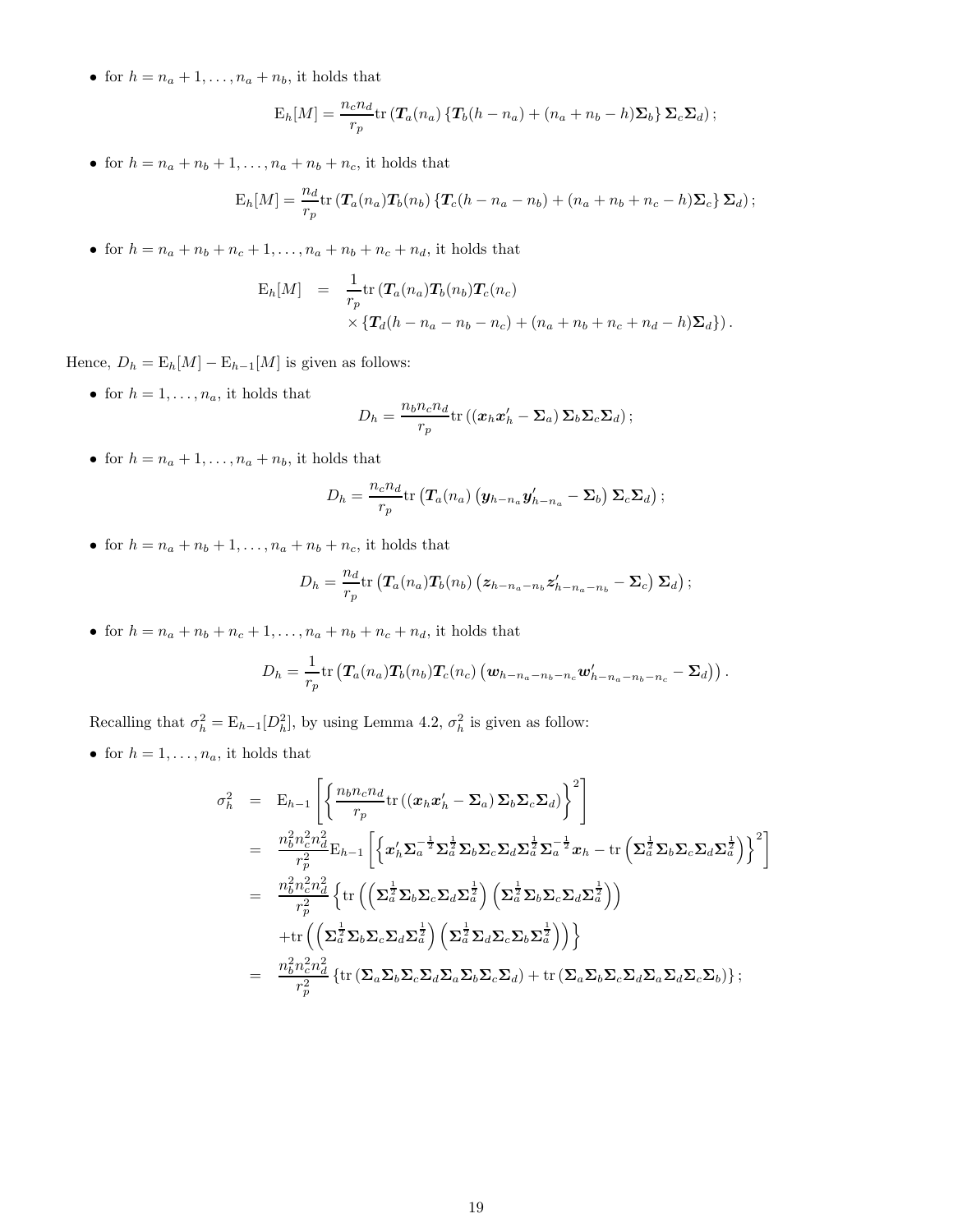- for $h = n_a + 1, \ldots, n_a + n_b$, it holds that

$$\mathrm{E}_h[M] = \frac{n_c n_d}{r_p} \mathrm{tr}\left(\boldsymbol{T}_a(n_a)\left\{\boldsymbol{T}_b(h - n_a) + (n_a + n_b - h)\boldsymbol{\Sigma}_b\right\}\boldsymbol{\Sigma}_c \boldsymbol{\Sigma}_d\right);$$

- for $h = n_a + n_b + 1, \ldots, n_a + n_b + n_c$, it holds that

$$\mathrm{E}_h[M] = \frac{n_d}{r_p} \mathrm{tr}\left(\boldsymbol{T}_a(n_a)\boldsymbol{T}_b(n_b)\left\{\boldsymbol{T}_c(h - n_a - n_b) + (n_a + n_b + n_c - h)\boldsymbol{\Sigma}_c\right\}\boldsymbol{\Sigma}_d\right);$$

- for $h = n_a + n_b + n_c + 1, \ldots, n_a + n_b + n_c + n_d$, it holds that

$$\begin{aligned}
\mathrm{E}_h[M] &= \frac{1}{r_p} \mathrm{tr}\left(\boldsymbol{T}_a(n_a)\boldsymbol{T}_b(n_b)\boldsymbol{T}_c(n_c)\right. \\
&\quad \left. \times \left\{\boldsymbol{T}_d(h - n_a - n_b - n_c) + (n_a + n_b + n_c + n_d - h)\boldsymbol{\Sigma}_d\right\}\right).
\end{aligned}$$

Hence, $D_h = \mathrm{E}_h[M] - \mathrm{E}_{h-1}[M]$ is given as follows:

- for $h = 1, \ldots, n_a$, it holds that

$$D_h = \frac{n_b n_c n_d}{r_p} \mathrm{tr}\left(\left(\boldsymbol{x}_h \boldsymbol{x}_h' - \boldsymbol{\Sigma}_a\right)\boldsymbol{\Sigma}_b \boldsymbol{\Sigma}_c \boldsymbol{\Sigma}_d\right);$$

- for $h = n_a + 1, \ldots, n_a + n_b$, it holds that

$$D_h = \frac{n_c n_d}{r_p} \mathrm{tr}\left(\boldsymbol{T}_a(n_a)\left(\boldsymbol{y}_{h-n_a}\boldsymbol{y}_{h-n_a}' - \boldsymbol{\Sigma}_b\right)\boldsymbol{\Sigma}_c \boldsymbol{\Sigma}_d\right);$$

- for $h = n_a + n_b + 1, \ldots, n_a + n_b + n_c$, it holds that

$$D_h = \frac{n_d}{r_p} \mathrm{tr}\left(\boldsymbol{T}_a(n_a)\boldsymbol{T}_b(n_b)\left(\boldsymbol{z}_{h-n_a-n_b}\boldsymbol{z}_{h-n_a-n_b}' - \boldsymbol{\Sigma}_c\right)\boldsymbol{\Sigma}_d\right);$$

- for $h = n_a + n_b + n_c + 1, \ldots, n_a + n_b + n_c + n_d$, it holds that

$$D_h = \frac{1}{r_p} \mathrm{tr}\left(\boldsymbol{T}_a(n_a)\boldsymbol{T}_b(n_b)\boldsymbol{T}_c(n_c)\left(\boldsymbol{w}_{h-n_a-n_b-n_c}\boldsymbol{w}_{h-n_a-n_b-n_c}' - \boldsymbol{\Sigma}_d\right)\right).$$

Recalling that $\sigma_h^2 = \mathrm{E}_{h-1}[D_h^2]$, by using Lemma 4.2, $\sigma_h^2$ is given as follow:

- for $h = 1, \ldots, n_a$, it holds that

$$\begin{aligned}
\sigma_h^2 &= \mathrm{E}_{h-1}\left[\left\{\frac{n_b n_c n_d}{r_p} \mathrm{tr}\left(\left(\boldsymbol{x}_h \boldsymbol{x}_h' - \boldsymbol{\Sigma}_a\right)\boldsymbol{\Sigma}_b \boldsymbol{\Sigma}_c \boldsymbol{\Sigma}_d\right)\right\}^2\right] \\
&= \frac{n_b^2 n_c^2 n_d^2}{r_p^2} \mathrm{E}_{h-1}\left[\left\{\boldsymbol{x}_h' \boldsymbol{\Sigma}_a^{-\frac{1}{2}} \boldsymbol{\Sigma}_a^{\frac{1}{2}} \boldsymbol{\Sigma}_b \boldsymbol{\Sigma}_c \boldsymbol{\Sigma}_d \boldsymbol{\Sigma}_a^{\frac{1}{2}} \boldsymbol{\Sigma}_a^{-\frac{1}{2}} \boldsymbol{x}_h - \mathrm{tr}\left(\boldsymbol{\Sigma}_a^{\frac{1}{2}} \boldsymbol{\Sigma}_b \boldsymbol{\Sigma}_c \boldsymbol{\Sigma}_d \boldsymbol{\Sigma}_a^{\frac{1}{2}}\right)\right\}^2\right] \\
&= \frac{n_b^2 n_c^2 n_d^2}{r_p^2} \left\{\mathrm{tr}\left(\left(\boldsymbol{\Sigma}_a^{\frac{1}{2}} \boldsymbol{\Sigma}_b \boldsymbol{\Sigma}_c \boldsymbol{\Sigma}_d \boldsymbol{\Sigma}_a^{\frac{1}{2}}\right)\left(\boldsymbol{\Sigma}_a^{\frac{1}{2}} \boldsymbol{\Sigma}_b \boldsymbol{\Sigma}_c \boldsymbol{\Sigma}_d \boldsymbol{\Sigma}_a^{\frac{1}{2}}\right)\right)\right. \\
&\quad \left. + \mathrm{tr}\left(\left(\boldsymbol{\Sigma}_a^{\frac{1}{2}} \boldsymbol{\Sigma}_b \boldsymbol{\Sigma}_c \boldsymbol{\Sigma}_d \boldsymbol{\Sigma}_a^{\frac{1}{2}}\right)\left(\boldsymbol{\Sigma}_a^{\frac{1}{2}} \boldsymbol{\Sigma}_d \boldsymbol{\Sigma}_c \boldsymbol{\Sigma}_b \boldsymbol{\Sigma}_a^{\frac{1}{2}}\right)\right)\right\} \\
&= \frac{n_b^2 n_c^2 n_d^2}{r_p^2} \left\{\mathrm{tr}\left(\boldsymbol{\Sigma}_a \boldsymbol{\Sigma}_b \boldsymbol{\Sigma}_c \boldsymbol{\Sigma}_d \boldsymbol{\Sigma}_a \boldsymbol{\Sigma}_b \boldsymbol{\Sigma}_c \boldsymbol{\Sigma}_d\right) + \mathrm{tr}\left(\boldsymbol{\Sigma}_a \boldsymbol{\Sigma}_b \boldsymbol{\Sigma}_c \boldsymbol{\Sigma}_d \boldsymbol{\Sigma}_a \boldsymbol{\Sigma}_d \boldsymbol{\Sigma}_c \boldsymbol{\Sigma}_b\right)\right\};
\end{aligned}$$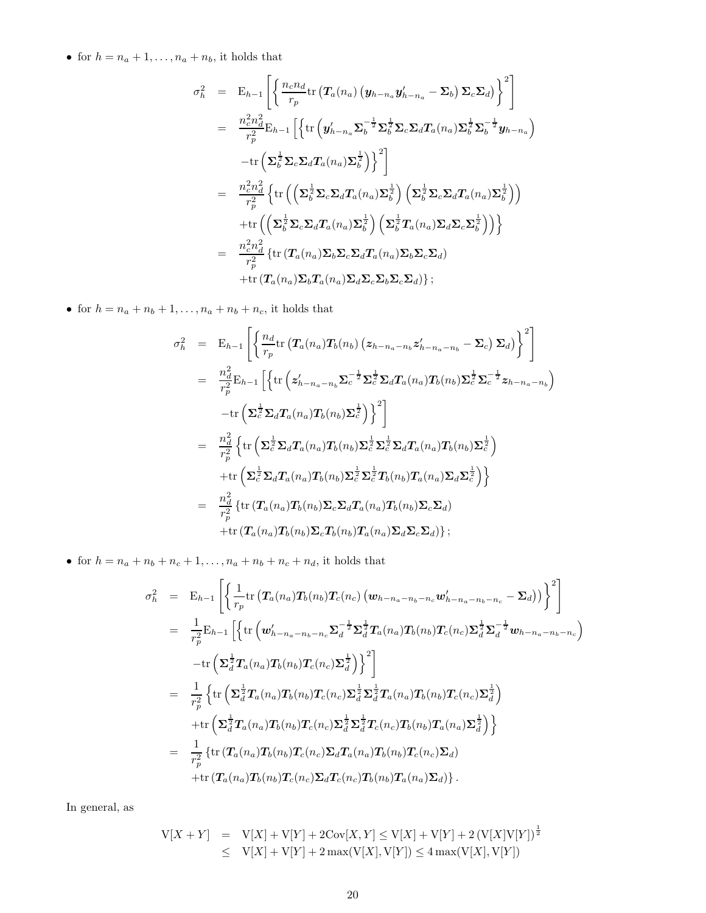- for $h = n_a + 1, \ldots, n_a + n_b$, it holds that

$$
\begin{aligned}
\sigma_h^2 &= \mathrm{E}_{h-1}\left[\left\{\frac{n_c n_d}{r_p}\mathrm{tr}\left(\boldsymbol{T}_a(n_a)\left(\boldsymbol{y}_{h-n_a}\boldsymbol{y}_{h-n_a}' - \boldsymbol{\Sigma}_b\right)\boldsymbol{\Sigma}_c\boldsymbol{\Sigma}_d\right)\right\}^2\right] \\
&= \frac{n_c^2 n_d^2}{r_p^2}\mathrm{E}_{h-1}\left[\left\{\mathrm{tr}\left(\boldsymbol{y}_{h-n_a}'\boldsymbol{\Sigma}_b^{-\frac{1}{2}}\boldsymbol{\Sigma}_b^{\frac{1}{2}}\boldsymbol{\Sigma}_c\boldsymbol{\Sigma}_d\boldsymbol{T}_a(n_a)\boldsymbol{\Sigma}_b^{\frac{1}{2}}\boldsymbol{\Sigma}_b^{-\frac{1}{2}}\boldsymbol{y}_{h-n_a}\right)\right.\right. \\
&\qquad \left.\left. -\mathrm{tr}\left(\boldsymbol{\Sigma}_b^{\frac{1}{2}}\boldsymbol{\Sigma}_c\boldsymbol{\Sigma}_d\boldsymbol{T}_a(n_a)\boldsymbol{\Sigma}_b^{\frac{1}{2}}\right)\right\}^2\right] \\
&= \frac{n_c^2 n_d^2}{r_p^2}\left\{\mathrm{tr}\left(\left(\boldsymbol{\Sigma}_b^{\frac{1}{2}}\boldsymbol{\Sigma}_c\boldsymbol{\Sigma}_d\boldsymbol{T}_a(n_a)\boldsymbol{\Sigma}_b^{\frac{1}{2}}\right)\left(\boldsymbol{\Sigma}_b^{\frac{1}{2}}\boldsymbol{\Sigma}_c\boldsymbol{\Sigma}_d\boldsymbol{T}_a(n_a)\boldsymbol{\Sigma}_b^{\frac{1}{2}}\right)\right)\right. \\
&\qquad \left. +\mathrm{tr}\left(\left(\boldsymbol{\Sigma}_b^{\frac{1}{2}}\boldsymbol{\Sigma}_c\boldsymbol{\Sigma}_d\boldsymbol{T}_a(n_a)\boldsymbol{\Sigma}_b^{\frac{1}{2}}\right)\left(\boldsymbol{\Sigma}_b^{\frac{1}{2}}\boldsymbol{T}_a(n_a)\boldsymbol{\Sigma}_d\boldsymbol{\Sigma}_c\boldsymbol{\Sigma}_b^{\frac{1}{2}}\right)\right)\right\} \\
&= \frac{n_c^2 n_d^2}{r_p^2}\left\{\mathrm{tr}\left(\boldsymbol{T}_a(n_a)\boldsymbol{\Sigma}_b\boldsymbol{\Sigma}_c\boldsymbol{\Sigma}_d\boldsymbol{T}_a(n_a)\boldsymbol{\Sigma}_b\boldsymbol{\Sigma}_c\boldsymbol{\Sigma}_d\right)\right. \\
&\qquad \left. +\mathrm{tr}\left(\boldsymbol{T}_a(n_a)\boldsymbol{\Sigma}_b\boldsymbol{T}_a(n_a)\boldsymbol{\Sigma}_d\boldsymbol{\Sigma}_c\boldsymbol{\Sigma}_b\boldsymbol{\Sigma}_c\boldsymbol{\Sigma}_d\right)\right\};
\end{aligned}
$$

- for $h = n_a + n_b + 1, \ldots, n_a + n_b + n_c$, it holds that

$$
\begin{aligned}
\sigma_h^2 &= \mathrm{E}_{h-1}\left[\left\{\frac{n_d}{r_p}\mathrm{tr}\left(\boldsymbol{T}_a(n_a)\boldsymbol{T}_b(n_b)\left(\boldsymbol{z}_{h-n_a-n_b}\boldsymbol{z}_{h-n_a-n_b}' - \boldsymbol{\Sigma}_c\right)\boldsymbol{\Sigma}_d\right)\right\}^2\right] \\
&= \frac{n_d^2}{r_p^2}\mathrm{E}_{h-1}\left[\left\{\mathrm{tr}\left(\boldsymbol{z}_{h-n_a-n_b}'\boldsymbol{\Sigma}_c^{-\frac{1}{2}}\boldsymbol{\Sigma}_c^{\frac{1}{2}}\boldsymbol{\Sigma}_d\boldsymbol{T}_a(n_a)\boldsymbol{T}_b(n_b)\boldsymbol{\Sigma}_c^{\frac{1}{2}}\boldsymbol{\Sigma}_c^{-\frac{1}{2}}\boldsymbol{z}_{h-n_a-n_b}\right)\right.\right. \\
&\qquad \left.\left. -\mathrm{tr}\left(\boldsymbol{\Sigma}_c^{\frac{1}{2}}\boldsymbol{\Sigma}_d\boldsymbol{T}_a(n_a)\boldsymbol{T}_b(n_b)\boldsymbol{\Sigma}_c^{\frac{1}{2}}\right)\right\}^2\right] \\
&= \frac{n_d^2}{r_p^2}\left\{\mathrm{tr}\left(\boldsymbol{\Sigma}_c^{\frac{1}{2}}\boldsymbol{\Sigma}_d\boldsymbol{T}_a(n_a)\boldsymbol{T}_b(n_b)\boldsymbol{\Sigma}_c^{\frac{1}{2}}\boldsymbol{\Sigma}_c^{\frac{1}{2}}\boldsymbol{\Sigma}_d\boldsymbol{T}_a(n_a)\boldsymbol{T}_b(n_b)\boldsymbol{\Sigma}_c^{\frac{1}{2}}\right)\right. \\
&\qquad \left. +\mathrm{tr}\left(\boldsymbol{\Sigma}_c^{\frac{1}{2}}\boldsymbol{\Sigma}_d\boldsymbol{T}_a(n_a)\boldsymbol{T}_b(n_b)\boldsymbol{\Sigma}_c^{\frac{1}{2}}\boldsymbol{\Sigma}_c^{\frac{1}{2}}\boldsymbol{T}_b(n_b)\boldsymbol{T}_a(n_a)\boldsymbol{\Sigma}_d\boldsymbol{\Sigma}_c^{\frac{1}{2}}\right)\right\} \\
&= \frac{n_d^2}{r_p^2}\left\{\mathrm{tr}\left(\boldsymbol{T}_a(n_a)\boldsymbol{T}_b(n_b)\boldsymbol{\Sigma}_c\boldsymbol{\Sigma}_d\boldsymbol{T}_a(n_a)\boldsymbol{T}_b(n_b)\boldsymbol{\Sigma}_c\boldsymbol{\Sigma}_d\right)\right. \\
&\qquad \left. +\mathrm{tr}\left(\boldsymbol{T}_a(n_a)\boldsymbol{T}_b(n_b)\boldsymbol{\Sigma}_c\boldsymbol{T}_b(n_b)\boldsymbol{T}_a(n_a)\boldsymbol{\Sigma}_d\boldsymbol{\Sigma}_c\boldsymbol{\Sigma}_d\right)\right\};
\end{aligned}
$$

- for $h = n_a + n_b + n_c + 1, \ldots, n_a + n_b + n_c + n_d$, it holds that

$$
\begin{aligned}
\sigma_h^2 &= \mathrm{E}_{h-1}\left[\left\{\frac{1}{r_p}\mathrm{tr}\left(\boldsymbol{T}_a(n_a)\boldsymbol{T}_b(n_b)\boldsymbol{T}_c(n_c)\left(\boldsymbol{w}_{h-n_a-n_b-n_c}\boldsymbol{w}_{h-n_a-n_b-n_c}' - \boldsymbol{\Sigma}_d\right)\right)\right\}^2\right] \\
&= \frac{1}{r_p^2}\mathrm{E}_{h-1}\left[\left\{\mathrm{tr}\left(\boldsymbol{w}_{h-n_a-n_b-n_c}'\boldsymbol{\Sigma}_d^{-\frac{1}{2}}\boldsymbol{\Sigma}_d^{\frac{1}{2}}\boldsymbol{T}_a(n_a)\boldsymbol{T}_b(n_b)\boldsymbol{T}_c(n_c)\boldsymbol{\Sigma}_d^{\frac{1}{2}}\boldsymbol{\Sigma}_d^{-\frac{1}{2}}\boldsymbol{w}_{h-n_a-n_b-n_c}\right)\right.\right. \\
&\qquad \left.\left. -\mathrm{tr}\left(\boldsymbol{\Sigma}_d^{\frac{1}{2}}\boldsymbol{T}_a(n_a)\boldsymbol{T}_b(n_b)\boldsymbol{T}_c(n_c)\boldsymbol{\Sigma}_d^{\frac{1}{2}}\right)\right\}^2\right] \\
&= \frac{1}{r_p^2}\left\{\mathrm{tr}\left(\boldsymbol{\Sigma}_d^{\frac{1}{2}}\boldsymbol{T}_a(n_a)\boldsymbol{T}_b(n_b)\boldsymbol{T}_c(n_c)\boldsymbol{\Sigma}_d^{\frac{1}{2}}\boldsymbol{\Sigma}_d^{\frac{1}{2}}\boldsymbol{T}_a(n_a)\boldsymbol{T}_b(n_b)\boldsymbol{T}_c(n_c)\boldsymbol{\Sigma}_d^{\frac{1}{2}}\right)\right. \\
&\qquad \left. +\mathrm{tr}\left(\boldsymbol{\Sigma}_d^{\frac{1}{2}}\boldsymbol{T}_a(n_a)\boldsymbol{T}_b(n_b)\boldsymbol{T}_c(n_c)\boldsymbol{\Sigma}_d^{\frac{1}{2}}\boldsymbol{\Sigma}_d^{\frac{1}{2}}\boldsymbol{T}_c(n_c)\boldsymbol{T}_b(n_b)\boldsymbol{T}_a(n_a)\boldsymbol{\Sigma}_d^{\frac{1}{2}}\right)\right\} \\
&= \frac{1}{r_p^2}\left\{\mathrm{tr}\left(\boldsymbol{T}_a(n_a)\boldsymbol{T}_b(n_b)\boldsymbol{T}_c(n_c)\boldsymbol{\Sigma}_d\boldsymbol{T}_a(n_a)\boldsymbol{T}_b(n_b)\boldsymbol{T}_c(n_c)\boldsymbol{\Sigma}_d\right)\right. \\
&\qquad \left. +\mathrm{tr}\left(\boldsymbol{T}_a(n_a)\boldsymbol{T}_b(n_b)\boldsymbol{T}_c(n_c)\boldsymbol{\Sigma}_d\boldsymbol{T}_c(n_c)\boldsymbol{T}_b(n_b)\boldsymbol{T}_a(n_a)\boldsymbol{\Sigma}_d\right)\right\}.
\end{aligned}
$$

In general, as

$$
\begin{aligned}
\mathrm{V}[X+Y] &= \mathrm{V}[X] + \mathrm{V}[Y] + 2\mathrm{Cov}[X,Y] \leq \mathrm{V}[X] + \mathrm{V}[Y] + 2\left(\mathrm{V}[X]\mathrm{V}[Y]\right)^{\frac{1}{2}} \\
&\leq \mathrm{V}[X] + \mathrm{V}[Y] + 2\max(\mathrm{V}[X], \mathrm{V}[Y]) \leq 4\max(\mathrm{V}[X], \mathrm{V}[Y])
\end{aligned}
$$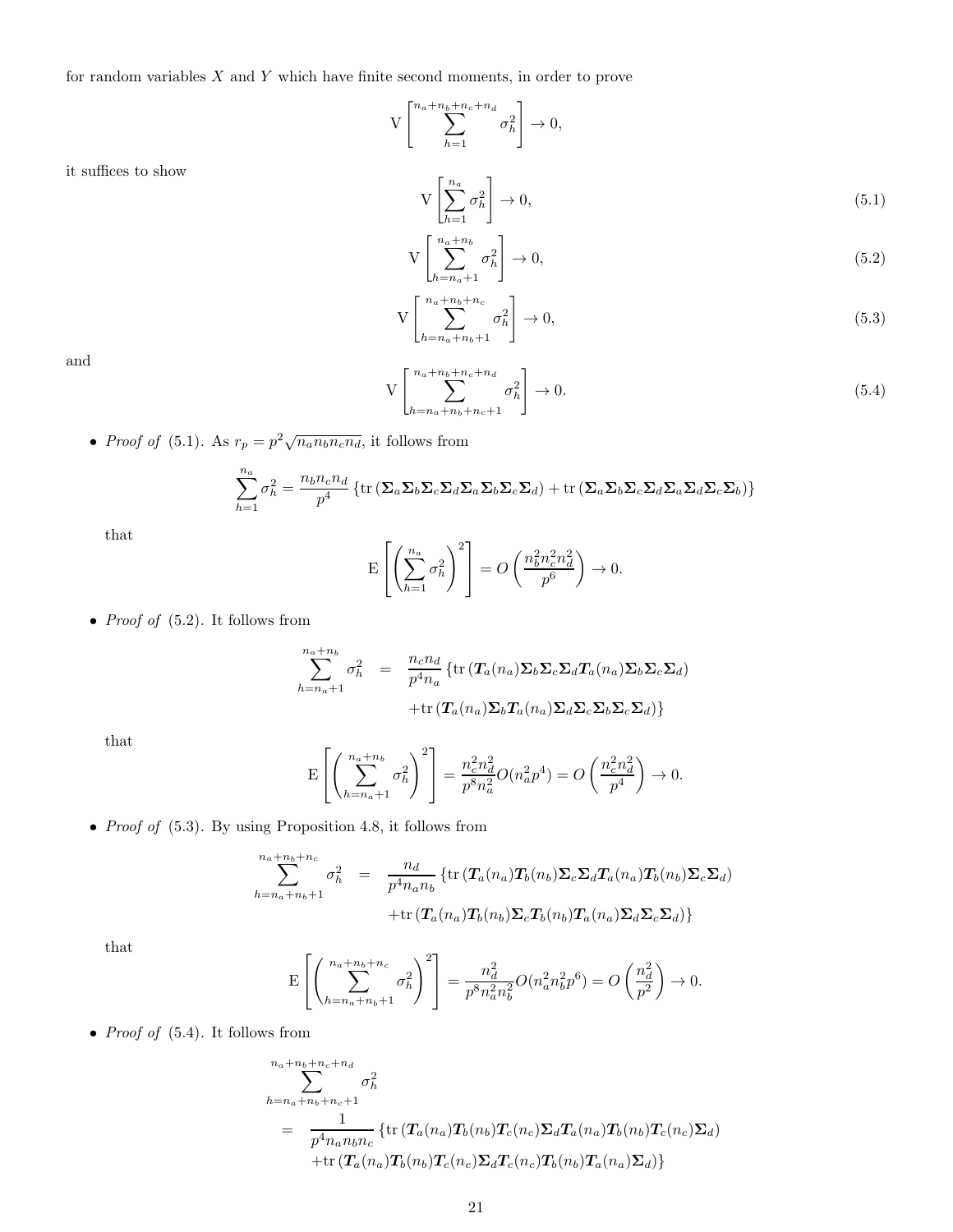for random variables $X$ and $Y$ which have finite second moments, in order to prove

$$\mathrm{V}\left[\sum_{h=1}^{n_a+n_b+n_c+n_d} \sigma_h^2\right] \to 0,$$

it suffices to show

$$\mathrm{V}\left[\sum_{h=1}^{n_a} \sigma_h^2\right] \to 0, \tag{5.1}$$

$$\mathrm{V}\left[\sum_{h=n_a+1}^{n_a+n_b} \sigma_h^2\right] \to 0, \tag{5.2}$$

$$\mathrm{V}\left[\sum_{h=n_a+n_b+1}^{n_a+n_b+n_c} \sigma_h^2\right] \to 0, \tag{5.3}$$

and

$$\mathrm{V}\left[\sum_{h=n_a+n_b+n_c+1}^{n_a+n_b+n_c+n_d} \sigma_h^2\right] \to 0. \tag{5.4}$$

- *Proof of* (5.1). As $r_p = p^2\sqrt{n_a n_b n_c n_d}$, it follows from

$$\sum_{h=1}^{n_a} \sigma_h^2 = \frac{n_b n_c n_d}{p^4}\left\{\mathrm{tr}\left(\boldsymbol{\Sigma}_a\boldsymbol{\Sigma}_b\boldsymbol{\Sigma}_c\boldsymbol{\Sigma}_d\boldsymbol{\Sigma}_a\boldsymbol{\Sigma}_b\boldsymbol{\Sigma}_c\boldsymbol{\Sigma}_d\right) + \mathrm{tr}\left(\boldsymbol{\Sigma}_a\boldsymbol{\Sigma}_b\boldsymbol{\Sigma}_c\boldsymbol{\Sigma}_d\boldsymbol{\Sigma}_a\boldsymbol{\Sigma}_d\boldsymbol{\Sigma}_c\boldsymbol{\Sigma}_b\right)\right\}$$

that

$$\mathrm{E}\left[\left(\sum_{h=1}^{n_a} \sigma_h^2\right)^2\right] = O\left(\frac{n_b^2 n_c^2 n_d^2}{p^6}\right) \to 0.$$

- *Proof of* (5.2). It follows from

$$\begin{aligned}\sum_{h=n_a+1}^{n_a+n_b} \sigma_h^2 &= \frac{n_c n_d}{p^4 n_a}\left\{\mathrm{tr}\left(\boldsymbol{T}_a(n_a)\boldsymbol{\Sigma}_b\boldsymbol{\Sigma}_c\boldsymbol{\Sigma}_d\boldsymbol{T}_a(n_a)\boldsymbol{\Sigma}_b\boldsymbol{\Sigma}_c\boldsymbol{\Sigma}_d\right)\right.\\ &\quad \left.+\mathrm{tr}\left(\boldsymbol{T}_a(n_a)\boldsymbol{\Sigma}_b\boldsymbol{T}_a(n_a)\boldsymbol{\Sigma}_d\boldsymbol{\Sigma}_c\boldsymbol{\Sigma}_b\boldsymbol{\Sigma}_c\boldsymbol{\Sigma}_d\right)\right\}\end{aligned}$$

that

$$\mathrm{E}\left[\left(\sum_{h=n_a+1}^{n_a+n_b} \sigma_h^2\right)^2\right] = \frac{n_c^2 n_d^2}{p^8 n_a^2} O(n_a^2 p^4) = O\left(\frac{n_c^2 n_d^2}{p^4}\right) \to 0.$$

- *Proof of* (5.3). By using Proposition 4.8, it follows from

$$\begin{aligned}\sum_{h=n_a+n_b+1}^{n_a+n_b+n_c} \sigma_h^2 &= \frac{n_d}{p^4 n_a n_b}\left\{\mathrm{tr}\left(\boldsymbol{T}_a(n_a)\boldsymbol{T}_b(n_b)\boldsymbol{\Sigma}_c\boldsymbol{\Sigma}_d\boldsymbol{T}_a(n_a)\boldsymbol{T}_b(n_b)\boldsymbol{\Sigma}_c\boldsymbol{\Sigma}_d\right)\right.\\ &\quad \left.+\mathrm{tr}\left(\boldsymbol{T}_a(n_a)\boldsymbol{T}_b(n_b)\boldsymbol{\Sigma}_c\boldsymbol{T}_b(n_b)\boldsymbol{T}_a(n_a)\boldsymbol{\Sigma}_d\boldsymbol{\Sigma}_c\boldsymbol{\Sigma}_d\right)\right\}\end{aligned}$$

that

$$\mathrm{E}\left[\left(\sum_{h=n_a+n_b+1}^{n_a+n_b+n_c} \sigma_h^2\right)^2\right] = \frac{n_d^2}{p^8 n_a^2 n_b^2} O(n_a^2 n_b^2 p^6) = O\left(\frac{n_d^2}{p^2}\right) \to 0.$$

- *Proof of* (5.4). It follows from

$$\begin{aligned}&\sum_{h=n_a+n_b+n_c+1}^{n_a+n_b+n_c+n_d} \sigma_h^2\\ &= \frac{1}{p^4 n_a n_b n_c}\left\{\mathrm{tr}\left(\boldsymbol{T}_a(n_a)\boldsymbol{T}_b(n_b)\boldsymbol{T}_c(n_c)\boldsymbol{\Sigma}_d\boldsymbol{T}_a(n_a)\boldsymbol{T}_b(n_b)\boldsymbol{T}_c(n_c)\boldsymbol{\Sigma}_d\right)\right.\\ &\quad \left.+\mathrm{tr}\left(\boldsymbol{T}_a(n_a)\boldsymbol{T}_b(n_b)\boldsymbol{T}_c(n_c)\boldsymbol{\Sigma}_d\boldsymbol{T}_c(n_c)\boldsymbol{T}_b(n_b)\boldsymbol{T}_a(n_a)\boldsymbol{\Sigma}_d\right)\right\}\end{aligned}$$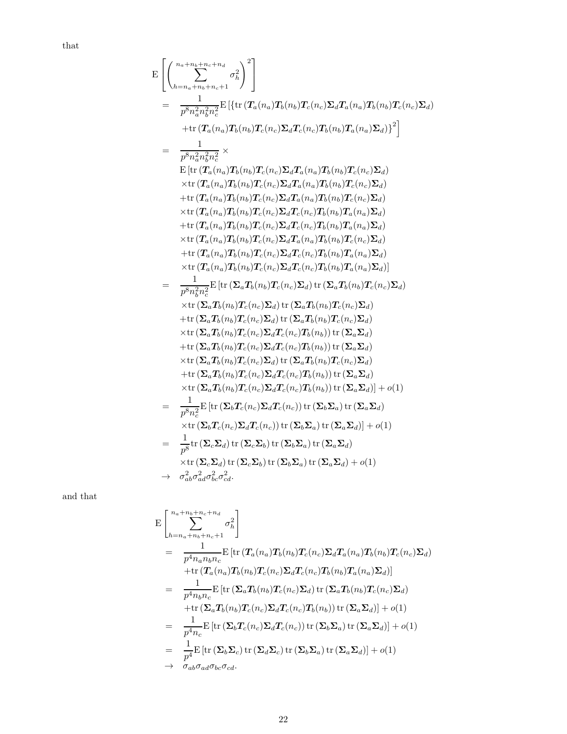that

$$
\begin{aligned}
&\mathrm{E}\left[\left(\sum_{h=n_a+n_b+n_c+1}^{n_a+n_b+n_c+n_d}\sigma_h^2\right)^2\right] \\
&= \frac{1}{p^8 n_a^2 n_b^2 n_c^2}\mathrm{E}\left[\{\mathrm{tr}\left(\boldsymbol{T}_a(n_a)\boldsymbol{T}_b(n_b)\boldsymbol{T}_c(n_c)\boldsymbol{\Sigma}_d\boldsymbol{T}_a(n_a)\boldsymbol{T}_b(n_b)\boldsymbol{T}_c(n_c)\boldsymbol{\Sigma}_d\right)\right. \\
&\quad \left.+\mathrm{tr}\left(\boldsymbol{T}_a(n_a)\boldsymbol{T}_b(n_b)\boldsymbol{T}_c(n_c)\boldsymbol{\Sigma}_d\boldsymbol{T}_c(n_c)\boldsymbol{T}_b(n_b)\boldsymbol{T}_a(n_a)\boldsymbol{\Sigma}_d\right)\}^2\right] \\
&= \frac{1}{p^8 n_a^2 n_b^2 n_c^2}\times \\
&\quad \mathrm{E}\left[\mathrm{tr}\left(\boldsymbol{T}_a(n_a)\boldsymbol{T}_b(n_b)\boldsymbol{T}_c(n_c)\boldsymbol{\Sigma}_d\boldsymbol{T}_a(n_a)\boldsymbol{T}_b(n_b)\boldsymbol{T}_c(n_c)\boldsymbol{\Sigma}_d\right)\right. \\
&\quad \times\mathrm{tr}\left(\boldsymbol{T}_a(n_a)\boldsymbol{T}_b(n_b)\boldsymbol{T}_c(n_c)\boldsymbol{\Sigma}_d\boldsymbol{T}_a(n_a)\boldsymbol{T}_b(n_b)\boldsymbol{T}_c(n_c)\boldsymbol{\Sigma}_d\right) \\
&\quad +\mathrm{tr}\left(\boldsymbol{T}_a(n_a)\boldsymbol{T}_b(n_b)\boldsymbol{T}_c(n_c)\boldsymbol{\Sigma}_d\boldsymbol{T}_a(n_a)\boldsymbol{T}_b(n_b)\boldsymbol{T}_c(n_c)\boldsymbol{\Sigma}_d\right) \\
&\quad \times\mathrm{tr}\left(\boldsymbol{T}_a(n_a)\boldsymbol{T}_b(n_b)\boldsymbol{T}_c(n_c)\boldsymbol{\Sigma}_d\boldsymbol{T}_c(n_c)\boldsymbol{T}_b(n_b)\boldsymbol{T}_a(n_a)\boldsymbol{\Sigma}_d\right) \\
&\quad +\mathrm{tr}\left(\boldsymbol{T}_a(n_a)\boldsymbol{T}_b(n_b)\boldsymbol{T}_c(n_c)\boldsymbol{\Sigma}_d\boldsymbol{T}_c(n_c)\boldsymbol{T}_b(n_b)\boldsymbol{T}_a(n_a)\boldsymbol{\Sigma}_d\right) \\
&\quad \times\mathrm{tr}\left(\boldsymbol{T}_a(n_a)\boldsymbol{T}_b(n_b)\boldsymbol{T}_c(n_c)\boldsymbol{\Sigma}_d\boldsymbol{T}_a(n_a)\boldsymbol{T}_b(n_b)\boldsymbol{T}_c(n_c)\boldsymbol{\Sigma}_d\right) \\
&\quad +\mathrm{tr}\left(\boldsymbol{T}_a(n_a)\boldsymbol{T}_b(n_b)\boldsymbol{T}_c(n_c)\boldsymbol{\Sigma}_d\boldsymbol{T}_c(n_c)\boldsymbol{T}_b(n_b)\boldsymbol{T}_a(n_a)\boldsymbol{\Sigma}_d\right) \\
&\quad \left.\times\mathrm{tr}\left(\boldsymbol{T}_a(n_a)\boldsymbol{T}_b(n_b)\boldsymbol{T}_c(n_c)\boldsymbol{\Sigma}_d\boldsymbol{T}_c(n_c)\boldsymbol{T}_b(n_b)\boldsymbol{T}_a(n_a)\boldsymbol{\Sigma}_d\right)\right] \\
&= \frac{1}{p^8 n_b^2 n_c^2}\mathrm{E}\left[\mathrm{tr}\left(\boldsymbol{\Sigma}_a\boldsymbol{T}_b(n_b)\boldsymbol{T}_c(n_c)\boldsymbol{\Sigma}_d\right)\mathrm{tr}\left(\boldsymbol{\Sigma}_a\boldsymbol{T}_b(n_b)\boldsymbol{T}_c(n_c)\boldsymbol{\Sigma}_d\right)\right. \\
&\quad \times\mathrm{tr}\left(\boldsymbol{\Sigma}_a\boldsymbol{T}_b(n_b)\boldsymbol{T}_c(n_c)\boldsymbol{\Sigma}_d\right)\mathrm{tr}\left(\boldsymbol{\Sigma}_a\boldsymbol{T}_b(n_b)\boldsymbol{T}_c(n_c)\boldsymbol{\Sigma}_d\right) \\
&\quad +\mathrm{tr}\left(\boldsymbol{\Sigma}_a\boldsymbol{T}_b(n_b)\boldsymbol{T}_c(n_c)\boldsymbol{\Sigma}_d\right)\mathrm{tr}\left(\boldsymbol{\Sigma}_a\boldsymbol{T}_b(n_b)\boldsymbol{T}_c(n_c)\boldsymbol{\Sigma}_d\right) \\
&\quad \times\mathrm{tr}\left(\boldsymbol{\Sigma}_a\boldsymbol{T}_b(n_b)\boldsymbol{T}_c(n_c)\boldsymbol{\Sigma}_d\boldsymbol{T}_c(n_c)\boldsymbol{T}_b(n_b)\right)\mathrm{tr}\left(\boldsymbol{\Sigma}_a\boldsymbol{\Sigma}_d\right) \\
&\quad +\mathrm{tr}\left(\boldsymbol{\Sigma}_a\boldsymbol{T}_b(n_b)\boldsymbol{T}_c(n_c)\boldsymbol{\Sigma}_d\boldsymbol{T}_c(n_c)\boldsymbol{T}_b(n_b)\right)\mathrm{tr}\left(\boldsymbol{\Sigma}_a\boldsymbol{\Sigma}_d\right) \\
&\quad \times\mathrm{tr}\left(\boldsymbol{\Sigma}_a\boldsymbol{T}_b(n_b)\boldsymbol{T}_c(n_c)\boldsymbol{\Sigma}_d\right)\mathrm{tr}\left(\boldsymbol{\Sigma}_a\boldsymbol{T}_b(n_b)\boldsymbol{T}_c(n_c)\boldsymbol{\Sigma}_d\right) \\
&\quad +\mathrm{tr}\left(\boldsymbol{\Sigma}_a\boldsymbol{T}_b(n_b)\boldsymbol{T}_c(n_c)\boldsymbol{\Sigma}_d\boldsymbol{T}_c(n_c)\boldsymbol{T}_b(n_b)\right)\mathrm{tr}\left(\boldsymbol{\Sigma}_a\boldsymbol{\Sigma}_d\right) \\
&\quad \left.\times\mathrm{tr}\left(\boldsymbol{\Sigma}_a\boldsymbol{T}_b(n_b)\boldsymbol{T}_c(n_c)\boldsymbol{\Sigma}_d\boldsymbol{T}_c(n_c)\boldsymbol{T}_b(n_b)\right)\mathrm{tr}\left(\boldsymbol{\Sigma}_a\boldsymbol{\Sigma}_d\right)\right]+o(1) \\
&= \frac{1}{p^8 n_c^2}\mathrm{E}\left[\mathrm{tr}\left(\boldsymbol{\Sigma}_b\boldsymbol{T}_c(n_c)\boldsymbol{\Sigma}_d\boldsymbol{T}_c(n_c)\right)\mathrm{tr}\left(\boldsymbol{\Sigma}_b\boldsymbol{\Sigma}_a\right)\mathrm{tr}\left(\boldsymbol{\Sigma}_a\boldsymbol{\Sigma}_d\right)\right. \\
&\quad \left.\times\mathrm{tr}\left(\boldsymbol{\Sigma}_b\boldsymbol{T}_c(n_c)\boldsymbol{\Sigma}_d\boldsymbol{T}_c(n_c)\right)\mathrm{tr}\left(\boldsymbol{\Sigma}_b\boldsymbol{\Sigma}_a\right)\mathrm{tr}\left(\boldsymbol{\Sigma}_a\boldsymbol{\Sigma}_d\right)\right]+o(1) \\
&= \frac{1}{p^8}\mathrm{tr}\left(\boldsymbol{\Sigma}_c\boldsymbol{\Sigma}_d\right)\mathrm{tr}\left(\boldsymbol{\Sigma}_c\boldsymbol{\Sigma}_b\right)\mathrm{tr}\left(\boldsymbol{\Sigma}_b\boldsymbol{\Sigma}_a\right)\mathrm{tr}\left(\boldsymbol{\Sigma}_a\boldsymbol{\Sigma}_d\right) \\
&\quad \times\mathrm{tr}\left(\boldsymbol{\Sigma}_c\boldsymbol{\Sigma}_d\right)\mathrm{tr}\left(\boldsymbol{\Sigma}_c\boldsymbol{\Sigma}_b\right)\mathrm{tr}\left(\boldsymbol{\Sigma}_b\boldsymbol{\Sigma}_a\right)\mathrm{tr}\left(\boldsymbol{\Sigma}_a\boldsymbol{\Sigma}_d\right)+o(1) \\
&\to \sigma_{ab}^2\sigma_{ad}^2\sigma_{bc}^2\sigma_{cd}^2.
\end{aligned}
$$

and that

$$
\begin{aligned}
&\mathrm{E}\left[\sum_{h=n_a+n_b+n_c+1}^{n_a+n_b+n_c+n_d}\sigma_h^2\right] \\
&= \frac{1}{p^4 n_a n_b n_c}\mathrm{E}\left[\mathrm{tr}\left(\boldsymbol{T}_a(n_a)\boldsymbol{T}_b(n_b)\boldsymbol{T}_c(n_c)\boldsymbol{\Sigma}_d\boldsymbol{T}_a(n_a)\boldsymbol{T}_b(n_b)\boldsymbol{T}_c(n_c)\boldsymbol{\Sigma}_d\right)\right. \\
&\quad \left.+\mathrm{tr}\left(\boldsymbol{T}_a(n_a)\boldsymbol{T}_b(n_b)\boldsymbol{T}_c(n_c)\boldsymbol{\Sigma}_d\boldsymbol{T}_c(n_c)\boldsymbol{T}_b(n_b)\boldsymbol{T}_a(n_a)\boldsymbol{\Sigma}_d\right)\right] \\
&= \frac{1}{p^4 n_b n_c}\mathrm{E}\left[\mathrm{tr}\left(\boldsymbol{\Sigma}_a\boldsymbol{T}_b(n_b)\boldsymbol{T}_c(n_c)\boldsymbol{\Sigma}_d\right)\mathrm{tr}\left(\boldsymbol{\Sigma}_a\boldsymbol{T}_b(n_b)\boldsymbol{T}_c(n_c)\boldsymbol{\Sigma}_d\right)\right. \\
&\quad \left.+\mathrm{tr}\left(\boldsymbol{\Sigma}_a\boldsymbol{T}_b(n_b)\boldsymbol{T}_c(n_c)\boldsymbol{\Sigma}_d\boldsymbol{T}_c(n_c)\boldsymbol{T}_b(n_b)\right)\mathrm{tr}\left(\boldsymbol{\Sigma}_a\boldsymbol{\Sigma}_d\right)\right]+o(1) \\
&= \frac{1}{p^4 n_c}\mathrm{E}\left[\mathrm{tr}\left(\boldsymbol{\Sigma}_b\boldsymbol{T}_c(n_c)\boldsymbol{\Sigma}_d\boldsymbol{T}_c(n_c)\right)\mathrm{tr}\left(\boldsymbol{\Sigma}_b\boldsymbol{\Sigma}_a\right)\mathrm{tr}\left(\boldsymbol{\Sigma}_a\boldsymbol{\Sigma}_d\right)\right]+o(1) \\
&= \frac{1}{p^4}\mathrm{E}\left[\mathrm{tr}\left(\boldsymbol{\Sigma}_b\boldsymbol{\Sigma}_c\right)\mathrm{tr}\left(\boldsymbol{\Sigma}_d\boldsymbol{\Sigma}_c\right)\mathrm{tr}\left(\boldsymbol{\Sigma}_b\boldsymbol{\Sigma}_a\right)\mathrm{tr}\left(\boldsymbol{\Sigma}_a\boldsymbol{\Sigma}_d\right)\right]+o(1) \\
&\to \sigma_{ab}\sigma_{ad}\sigma_{bc}\sigma_{cd}.
\end{aligned}
$$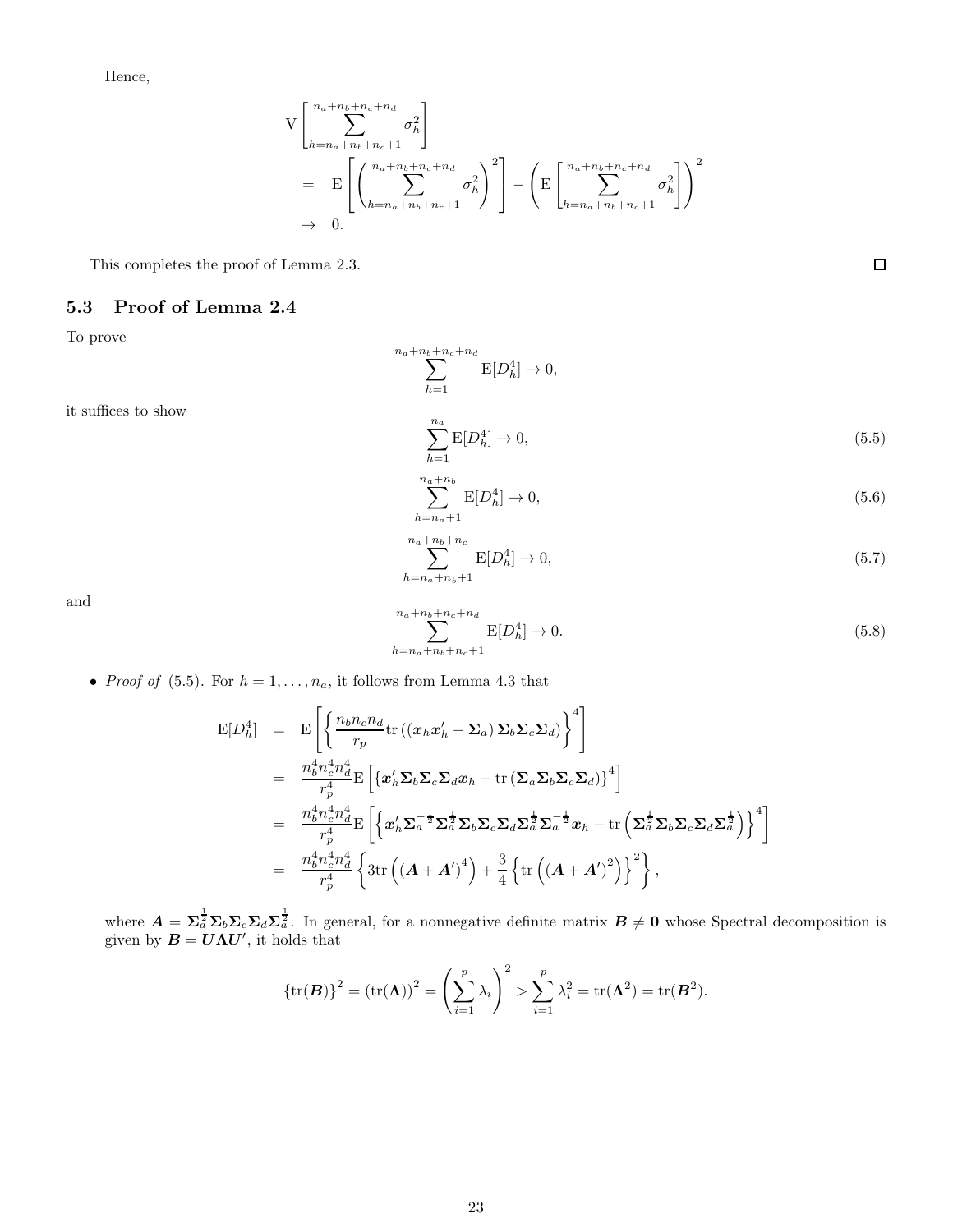Hence,

$$
\begin{aligned}
& \mathrm{V}\left[\sum_{h=n_a+n_b+n_c+1}^{n_a+n_b+n_c+n_d} \sigma_h^2\right] \\
&= \mathrm{E}\left[\left(\sum_{h=n_a+n_b+n_c+1}^{n_a+n_b+n_c+n_d} \sigma_h^2\right)^2\right] - \left(\mathrm{E}\left[\sum_{h=n_a+n_b+n_c+1}^{n_a+n_b+n_c+n_d} \sigma_h^2\right]\right)^2 \\
&\to 0.
\end{aligned}
$$

This completes the proof of Lemma 2.3. □

### 5.3 Proof of Lemma 2.4

To prove

$$
\sum_{h=1}^{n_a+n_b+n_c+n_d} \mathrm{E}[D_h^4] \to 0,
$$

it suffices to show

$$
\sum_{h=1}^{n_a} \mathrm{E}[D_h^4] \to 0, \tag{5.5}
$$

$$
\sum_{h=n_a+1}^{n_a+n_b} \mathrm{E}[D_h^4] \to 0, \tag{5.6}
$$

$$
\sum_{h=n_a+n_b+1}^{n_a+n_b+n_c} \mathrm{E}[D_h^4] \to 0, \tag{5.7}
$$

and

$$
\sum_{h=n_a+n_b+n_c+1}^{n_a+n_b+n_c+n_d} \mathrm{E}[D_h^4] \to 0. \tag{5.8}
$$

- *Proof of* (5.5). For $h = 1, \ldots, n_a$, it follows from Lemma 4.3 that

$$
\begin{aligned}
\mathrm{E}[D_h^4] &= \mathrm{E}\left[\left\{\frac{n_b n_c n_d}{r_p} \mathrm{tr}\left((\boldsymbol{x}_h \boldsymbol{x}_h' - \boldsymbol{\Sigma}_a)\, \boldsymbol{\Sigma}_b \boldsymbol{\Sigma}_c \boldsymbol{\Sigma}_d\right)\right\}^4\right] \\
&= \frac{n_b^4 n_c^4 n_d^4}{r_p^4} \mathrm{E}\left[\left\{\boldsymbol{x}_h' \boldsymbol{\Sigma}_b \boldsymbol{\Sigma}_c \boldsymbol{\Sigma}_d \boldsymbol{x}_h - \mathrm{tr}\left(\boldsymbol{\Sigma}_a \boldsymbol{\Sigma}_b \boldsymbol{\Sigma}_c \boldsymbol{\Sigma}_d\right)\right\}^4\right] \\
&= \frac{n_b^4 n_c^4 n_d^4}{r_p^4} \mathrm{E}\left[\left\{\boldsymbol{x}_h' \boldsymbol{\Sigma}_a^{-\frac{1}{2}} \boldsymbol{\Sigma}_a^{\frac{1}{2}} \boldsymbol{\Sigma}_b \boldsymbol{\Sigma}_c \boldsymbol{\Sigma}_d \boldsymbol{\Sigma}_a^{\frac{1}{2}} \boldsymbol{\Sigma}_a^{-\frac{1}{2}} \boldsymbol{x}_h - \mathrm{tr}\left(\boldsymbol{\Sigma}_a^{\frac{1}{2}} \boldsymbol{\Sigma}_b \boldsymbol{\Sigma}_c \boldsymbol{\Sigma}_d \boldsymbol{\Sigma}_a^{\frac{1}{2}}\right)\right\}^4\right] \\
&= \frac{n_b^4 n_c^4 n_d^4}{r_p^4} \left\{3\mathrm{tr}\left((\boldsymbol{A} + \boldsymbol{A}')^4\right) + \frac{3}{4}\left\{\mathrm{tr}\left((\boldsymbol{A} + \boldsymbol{A}')^2\right)\right\}^2\right\},
\end{aligned}
$$

where $\boldsymbol{A} = \boldsymbol{\Sigma}_a^{\frac{1}{2}} \boldsymbol{\Sigma}_b \boldsymbol{\Sigma}_c \boldsymbol{\Sigma}_d \boldsymbol{\Sigma}_a^{\frac{1}{2}}$. In general, for a nonnegative definite matrix $\boldsymbol{B} \neq \boldsymbol{0}$ whose Spectral decomposition is given by $\boldsymbol{B} = \boldsymbol{U} \boldsymbol{\Lambda} \boldsymbol{U}'$, it holds that

$$
\{\mathrm{tr}(\boldsymbol{B})\}^2 = (\mathrm{tr}(\boldsymbol{\Lambda}))^2 = \left(\sum_{i=1}^p \lambda_i\right)^2 > \sum_{i=1}^p \lambda_i^2 = \mathrm{tr}(\boldsymbol{\Lambda}^2) = \mathrm{tr}(\boldsymbol{B}^2).
$$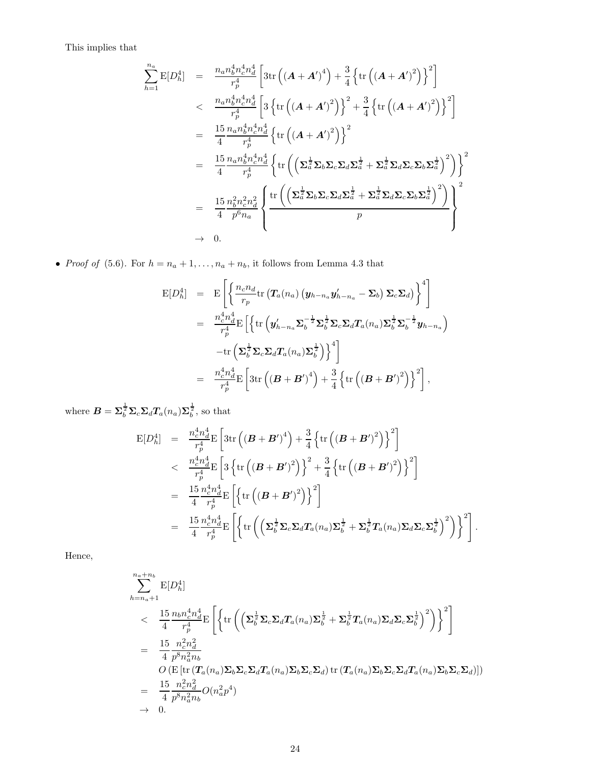This implies that

$$
\begin{aligned}
\sum_{h=1}^{n_a} \mathrm{E}[D_h^4] &= \frac{n_a n_b^4 n_c^4 n_d^4}{r_p^4}\left[3\mathrm{tr}\left((\boldsymbol{A}+\boldsymbol{A}')^4\right) + \frac{3}{4}\left\{\mathrm{tr}\left((\boldsymbol{A}+\boldsymbol{A}')^2\right)\right\}^2\right] \\
&< \frac{n_a n_b^4 n_c^4 n_d^4}{r_p^4}\left[3\left\{\mathrm{tr}\left((\boldsymbol{A}+\boldsymbol{A}')^2\right)\right\}^2 + \frac{3}{4}\left\{\mathrm{tr}\left((\boldsymbol{A}+\boldsymbol{A}')^2\right)\right\}^2\right] \\
&= \frac{15}{4}\frac{n_a n_b^4 n_c^4 n_d^4}{r_p^4}\left\{\mathrm{tr}\left((\boldsymbol{A}+\boldsymbol{A}')^2\right)\right\}^2 \\
&= \frac{15}{4}\frac{n_a n_b^4 n_c^4 n_d^4}{r_p^4}\left\{\mathrm{tr}\left(\left(\boldsymbol{\Sigma}_a^{\frac{1}{2}}\boldsymbol{\Sigma}_b\boldsymbol{\Sigma}_c\boldsymbol{\Sigma}_d\boldsymbol{\Sigma}_a^{\frac{1}{2}} + \boldsymbol{\Sigma}_a^{\frac{1}{2}}\boldsymbol{\Sigma}_d\boldsymbol{\Sigma}_c\boldsymbol{\Sigma}_b\boldsymbol{\Sigma}_a^{\frac{1}{2}}\right)^2\right)\right\}^2 \\
&= \frac{15}{4}\frac{n_b^2 n_c^2 n_d^2}{p^6 n_a}\left\{\frac{\mathrm{tr}\left(\left(\boldsymbol{\Sigma}_a^{\frac{1}{2}}\boldsymbol{\Sigma}_b\boldsymbol{\Sigma}_c\boldsymbol{\Sigma}_d\boldsymbol{\Sigma}_a^{\frac{1}{2}} + \boldsymbol{\Sigma}_a^{\frac{1}{2}}\boldsymbol{\Sigma}_d\boldsymbol{\Sigma}_c\boldsymbol{\Sigma}_b\boldsymbol{\Sigma}_a^{\frac{1}{2}}\right)^2\right)}{p}\right\}^2 \\
&\to 0.
\end{aligned}
$$

- *Proof of* (5.6). For $h = n_a+1, \ldots, n_a+n_b$, it follows from Lemma 4.3 that

$$
\begin{aligned}
\mathrm{E}[D_h^4] &= \mathrm{E}\left[\left\{\frac{n_c n_d}{r_p}\mathrm{tr}\left(\boldsymbol{T}_a(n_a)\left(\boldsymbol{y}_{h-n_a}\boldsymbol{y}_{h-n_a}' - \boldsymbol{\Sigma}_b\right)\boldsymbol{\Sigma}_c\boldsymbol{\Sigma}_d\right)\right\}^4\right] \\
&= \frac{n_c^4 n_d^4}{r_p^4}\mathrm{E}\Big[\Big\{\mathrm{tr}\left(\boldsymbol{y}_{h-n_a}'\boldsymbol{\Sigma}_b^{-\frac{1}{2}}\boldsymbol{\Sigma}_b^{\frac{1}{2}}\boldsymbol{\Sigma}_c\boldsymbol{\Sigma}_d\boldsymbol{T}_a(n_a)\boldsymbol{\Sigma}_b^{\frac{1}{2}}\boldsymbol{\Sigma}_b^{-\frac{1}{2}}\boldsymbol{y}_{h-n_a}\right) \\
&\qquad -\mathrm{tr}\left(\boldsymbol{\Sigma}_b^{\frac{1}{2}}\boldsymbol{\Sigma}_c\boldsymbol{\Sigma}_d\boldsymbol{T}_a(n_a)\boldsymbol{\Sigma}_b^{\frac{1}{2}}\right)\Big\}^4\Big] \\
&= \frac{n_c^4 n_d^4}{r_p^4}\mathrm{E}\left[3\mathrm{tr}\left((\boldsymbol{B}+\boldsymbol{B}')^4\right) + \frac{3}{4}\left\{\mathrm{tr}\left((\boldsymbol{B}+\boldsymbol{B}')^2\right)\right\}^2\right],
\end{aligned}
$$

where $\boldsymbol{B} = \boldsymbol{\Sigma}_b^{\frac{1}{2}}\boldsymbol{\Sigma}_c\boldsymbol{\Sigma}_d\boldsymbol{T}_a(n_a)\boldsymbol{\Sigma}_b^{\frac{1}{2}}$, so that

$$
\begin{aligned}
\mathrm{E}[D_h^4] &= \frac{n_c^4 n_d^4}{r_p^4}\mathrm{E}\left[3\mathrm{tr}\left((\boldsymbol{B}+\boldsymbol{B}')^4\right) + \frac{3}{4}\left\{\mathrm{tr}\left((\boldsymbol{B}+\boldsymbol{B}')^2\right)\right\}^2\right] \\
&< \frac{n_c^4 n_d^4}{r_p^4}\mathrm{E}\left[3\left\{\mathrm{tr}\left((\boldsymbol{B}+\boldsymbol{B}')^2\right)\right\}^2 + \frac{3}{4}\left\{\mathrm{tr}\left((\boldsymbol{B}+\boldsymbol{B}')^2\right)\right\}^2\right] \\
&= \frac{15}{4}\frac{n_c^4 n_d^4}{r_p^4}\mathrm{E}\left[\left\{\mathrm{tr}\left((\boldsymbol{B}+\boldsymbol{B}')^2\right)\right\}^2\right] \\
&= \frac{15}{4}\frac{n_c^4 n_d^4}{r_p^4}\mathrm{E}\left[\left\{\mathrm{tr}\left(\left(\boldsymbol{\Sigma}_b^{\frac{1}{2}}\boldsymbol{\Sigma}_c\boldsymbol{\Sigma}_d\boldsymbol{T}_a(n_a)\boldsymbol{\Sigma}_b^{\frac{1}{2}} + \boldsymbol{\Sigma}_b^{\frac{1}{2}}\boldsymbol{T}_a(n_a)\boldsymbol{\Sigma}_d\boldsymbol{\Sigma}_c\boldsymbol{\Sigma}_b^{\frac{1}{2}}\right)^2\right)\right\}^2\right].
\end{aligned}
$$

Hence,

$$
\begin{aligned}
&\sum_{h=n_a+1}^{n_a+n_b} \mathrm{E}[D_h^4] \\
&< \frac{15}{4}\frac{n_b n_c^4 n_d^4}{r_p^4}\mathrm{E}\left[\left\{\mathrm{tr}\left(\left(\boldsymbol{\Sigma}_b^{\frac{1}{2}}\boldsymbol{\Sigma}_c\boldsymbol{\Sigma}_d\boldsymbol{T}_a(n_a)\boldsymbol{\Sigma}_b^{\frac{1}{2}} + \boldsymbol{\Sigma}_b^{\frac{1}{2}}\boldsymbol{T}_a(n_a)\boldsymbol{\Sigma}_d\boldsymbol{\Sigma}_c\boldsymbol{\Sigma}_b^{\frac{1}{2}}\right)^2\right)\right\}^2\right] \\
&= \frac{15}{4}\frac{n_c^2 n_d^2}{p^8 n_a^2 n_b} \\
&\quad O\left(\mathrm{E}\left[\mathrm{tr}\left(\boldsymbol{T}_a(n_a)\boldsymbol{\Sigma}_b\boldsymbol{\Sigma}_c\boldsymbol{\Sigma}_d\boldsymbol{T}_a(n_a)\boldsymbol{\Sigma}_b\boldsymbol{\Sigma}_c\boldsymbol{\Sigma}_d\right)\mathrm{tr}\left(\boldsymbol{T}_a(n_a)\boldsymbol{\Sigma}_b\boldsymbol{\Sigma}_c\boldsymbol{\Sigma}_d\boldsymbol{T}_a(n_a)\boldsymbol{\Sigma}_b\boldsymbol{\Sigma}_c\boldsymbol{\Sigma}_d\right)\right]\right) \\
&= \frac{15}{4}\frac{n_c^2 n_d^2}{p^8 n_a^2 n_b}O(n_a^2 p^4) \\
&\to 0.
\end{aligned}
$$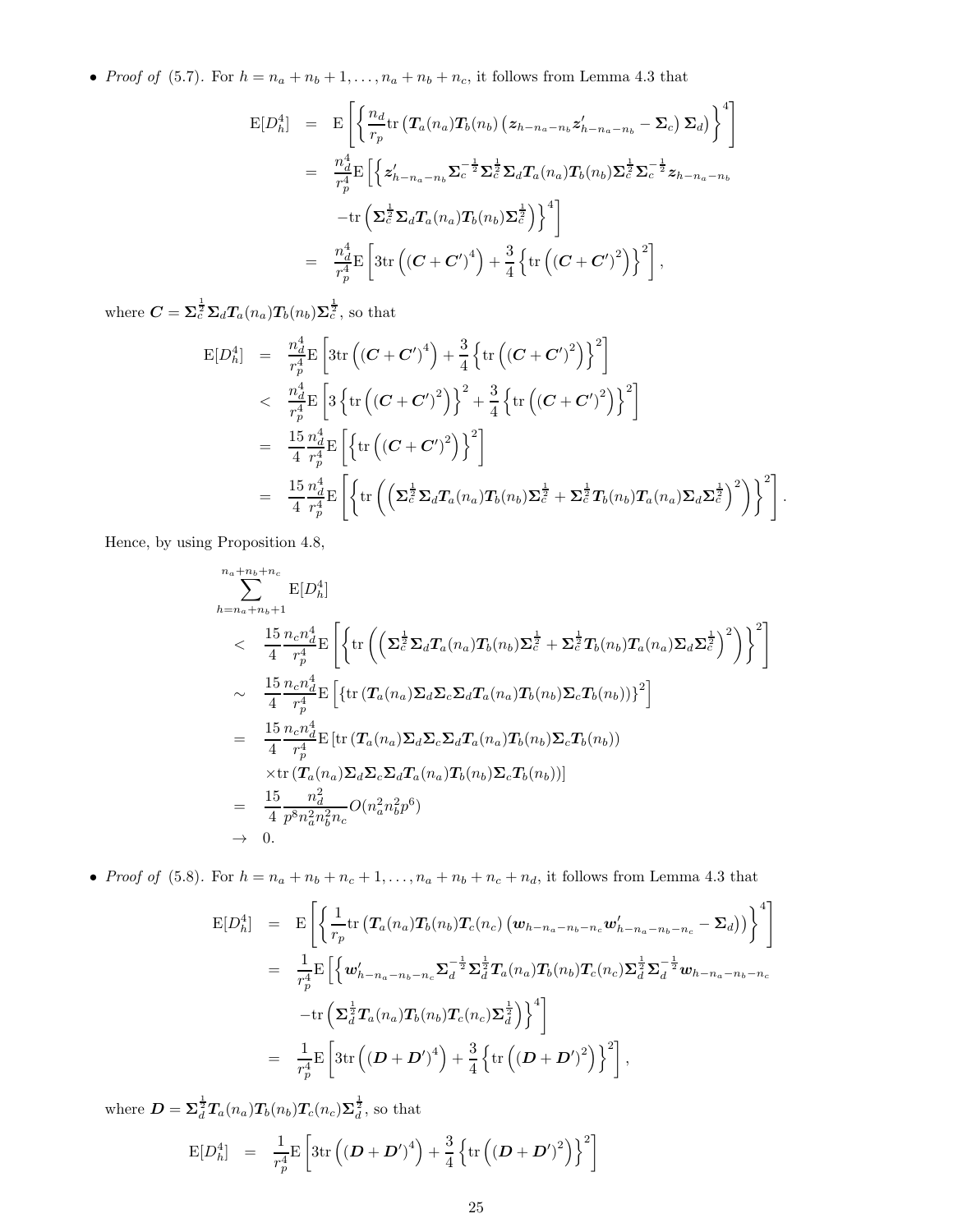- *Proof of* (5.7). For $h = n_a + n_b + 1, \ldots, n_a + n_b + n_c$, it follows from Lemma 4.3 that

$$
\begin{aligned}
\mathrm{E}[D_h^4] &= \mathrm{E}\left[\left\{\frac{n_d}{r_p}\mathrm{tr}\left(\boldsymbol{T}_a(n_a)\boldsymbol{T}_b(n_b)\left(\boldsymbol{z}_{h-n_a-n_b}\boldsymbol{z}'_{h-n_a-n_b} - \boldsymbol{\Sigma}_c\right)\boldsymbol{\Sigma}_d\right)\right\}^4\right] \\
&= \frac{n_d^4}{r_p^4}\mathrm{E}\left[\left\{\boldsymbol{z}'_{h-n_a-n_b}\boldsymbol{\Sigma}_c^{-\frac{1}{2}}\boldsymbol{\Sigma}_c^{\frac{1}{2}}\boldsymbol{\Sigma}_d\boldsymbol{T}_a(n_a)\boldsymbol{T}_b(n_b)\boldsymbol{\Sigma}_c^{\frac{1}{2}}\boldsymbol{\Sigma}_c^{-\frac{1}{2}}\boldsymbol{z}_{h-n_a-n_b}\right.\right. \\
&\qquad \left.\left. -\mathrm{tr}\left(\boldsymbol{\Sigma}_c^{\frac{1}{2}}\boldsymbol{\Sigma}_d\boldsymbol{T}_a(n_a)\boldsymbol{T}_b(n_b)\boldsymbol{\Sigma}_c^{\frac{1}{2}}\right)\right\}^4\right] \\
&= \frac{n_d^4}{r_p^4}\mathrm{E}\left[3\mathrm{tr}\left((\boldsymbol{C}+\boldsymbol{C}')^4\right) + \frac{3}{4}\left\{\mathrm{tr}\left((\boldsymbol{C}+\boldsymbol{C}')^2\right)\right\}^2\right],
\end{aligned}
$$

where $\boldsymbol{C} = \boldsymbol{\Sigma}_c^{\frac{1}{2}}\boldsymbol{\Sigma}_d\boldsymbol{T}_a(n_a)\boldsymbol{T}_b(n_b)\boldsymbol{\Sigma}_c^{\frac{1}{2}}$, so that

$$
\begin{aligned}
\mathrm{E}[D_h^4] &= \frac{n_d^4}{r_p^4}\mathrm{E}\left[3\mathrm{tr}\left((\boldsymbol{C}+\boldsymbol{C}')^4\right) + \frac{3}{4}\left\{\mathrm{tr}\left((\boldsymbol{C}+\boldsymbol{C}')^2\right)\right\}^2\right] \\
&< \frac{n_d^4}{r_p^4}\mathrm{E}\left[3\left\{\mathrm{tr}\left((\boldsymbol{C}+\boldsymbol{C}')^2\right)\right\}^2 + \frac{3}{4}\left\{\mathrm{tr}\left((\boldsymbol{C}+\boldsymbol{C}')^2\right)\right\}^2\right] \\
&= \frac{15}{4}\frac{n_d^4}{r_p^4}\mathrm{E}\left[\left\{\mathrm{tr}\left((\boldsymbol{C}+\boldsymbol{C}')^2\right)\right\}^2\right] \\
&= \frac{15}{4}\frac{n_d^4}{r_p^4}\mathrm{E}\left[\left\{\mathrm{tr}\left(\left(\boldsymbol{\Sigma}_c^{\frac{1}{2}}\boldsymbol{\Sigma}_d\boldsymbol{T}_a(n_a)\boldsymbol{T}_b(n_b)\boldsymbol{\Sigma}_c^{\frac{1}{2}} + \boldsymbol{\Sigma}_c^{\frac{1}{2}}\boldsymbol{T}_b(n_b)\boldsymbol{T}_a(n_a)\boldsymbol{\Sigma}_d\boldsymbol{\Sigma}_c^{\frac{1}{2}}\right)^2\right)\right\}^2\right].
\end{aligned}
$$

Hence, by using Proposition 4.8,

$$
\begin{aligned}
&\sum_{h=n_a+n_b+1}^{n_a+n_b+n_c}\mathrm{E}[D_h^4] \\
&< \frac{15}{4}\frac{n_c n_d^4}{r_p^4}\mathrm{E}\left[\left\{\mathrm{tr}\left(\left(\boldsymbol{\Sigma}_c^{\frac{1}{2}}\boldsymbol{\Sigma}_d\boldsymbol{T}_a(n_a)\boldsymbol{T}_b(n_b)\boldsymbol{\Sigma}_c^{\frac{1}{2}} + \boldsymbol{\Sigma}_c^{\frac{1}{2}}\boldsymbol{T}_b(n_b)\boldsymbol{T}_a(n_a)\boldsymbol{\Sigma}_d\boldsymbol{\Sigma}_c^{\frac{1}{2}}\right)^2\right)\right\}^2\right] \\
&\sim \frac{15}{4}\frac{n_c n_d^4}{r_p^4}\mathrm{E}\left[\left\{\mathrm{tr}\left(\boldsymbol{T}_a(n_a)\boldsymbol{\Sigma}_d\boldsymbol{\Sigma}_c\boldsymbol{\Sigma}_d\boldsymbol{T}_a(n_a)\boldsymbol{T}_b(n_b)\boldsymbol{\Sigma}_c\boldsymbol{T}_b(n_b)\right)\right\}^2\right] \\
&= \frac{15}{4}\frac{n_c n_d^4}{r_p^4}\mathrm{E}\left[\mathrm{tr}\left(\boldsymbol{T}_a(n_a)\boldsymbol{\Sigma}_d\boldsymbol{\Sigma}_c\boldsymbol{\Sigma}_d\boldsymbol{T}_a(n_a)\boldsymbol{T}_b(n_b)\boldsymbol{\Sigma}_c\boldsymbol{T}_b(n_b)\right)\right. \\
&\qquad \left.\times\mathrm{tr}\left(\boldsymbol{T}_a(n_a)\boldsymbol{\Sigma}_d\boldsymbol{\Sigma}_c\boldsymbol{\Sigma}_d\boldsymbol{T}_a(n_a)\boldsymbol{T}_b(n_b)\boldsymbol{\Sigma}_c\boldsymbol{T}_b(n_b)\right)\right] \\
&= \frac{15}{4}\frac{n_d^2}{p^8 n_a^2 n_b^2 n_c}O(n_a^2 n_b^2 p^6) \\
&\to 0.
\end{aligned}
$$

- *Proof of* (5.8). For $h = n_a + n_b + n_c + 1, \ldots, n_a + n_b + n_c + n_d$, it follows from Lemma 4.3 that

$$
\begin{aligned}
\mathrm{E}[D_h^4] &= \mathrm{E}\left[\left\{\frac{1}{r_p}\mathrm{tr}\left(\boldsymbol{T}_a(n_a)\boldsymbol{T}_b(n_b)\boldsymbol{T}_c(n_c)\left(\boldsymbol{w}_{h-n_a-n_b-n_c}\boldsymbol{w}'_{h-n_a-n_b-n_c} - \boldsymbol{\Sigma}_d\right)\right)\right\}^4\right] \\
&= \frac{1}{r_p^4}\mathrm{E}\left[\left\{\boldsymbol{w}'_{h-n_a-n_b-n_c}\boldsymbol{\Sigma}_d^{-\frac{1}{2}}\boldsymbol{\Sigma}_d^{\frac{1}{2}}\boldsymbol{T}_a(n_a)\boldsymbol{T}_b(n_b)\boldsymbol{T}_c(n_c)\boldsymbol{\Sigma}_d^{\frac{1}{2}}\boldsymbol{\Sigma}_d^{-\frac{1}{2}}\boldsymbol{w}_{h-n_a-n_b-n_c}\right.\right. \\
&\qquad \left.\left. -\mathrm{tr}\left(\boldsymbol{\Sigma}_d^{\frac{1}{2}}\boldsymbol{T}_a(n_a)\boldsymbol{T}_b(n_b)\boldsymbol{T}_c(n_c)\boldsymbol{\Sigma}_d^{\frac{1}{2}}\right)\right\}^4\right] \\
&= \frac{1}{r_p^4}\mathrm{E}\left[3\mathrm{tr}\left((\boldsymbol{D}+\boldsymbol{D}')^4\right) + \frac{3}{4}\left\{\mathrm{tr}\left((\boldsymbol{D}+\boldsymbol{D}')^2\right)\right\}^2\right],
\end{aligned}
$$

where $\boldsymbol{D} = \boldsymbol{\Sigma}_d^{\frac{1}{2}}\boldsymbol{T}_a(n_a)\boldsymbol{T}_b(n_b)\boldsymbol{T}_c(n_c)\boldsymbol{\Sigma}_d^{\frac{1}{2}}$, so that

$$
\mathrm{E}[D_h^4] = \frac{1}{r_p^4}\mathrm{E}\left[3\mathrm{tr}\left((\boldsymbol{D}+\boldsymbol{D}')^4\right) + \frac{3}{4}\left\{\mathrm{tr}\left((\boldsymbol{D}+\boldsymbol{D}')^2\right)\right\}^2\right]
$$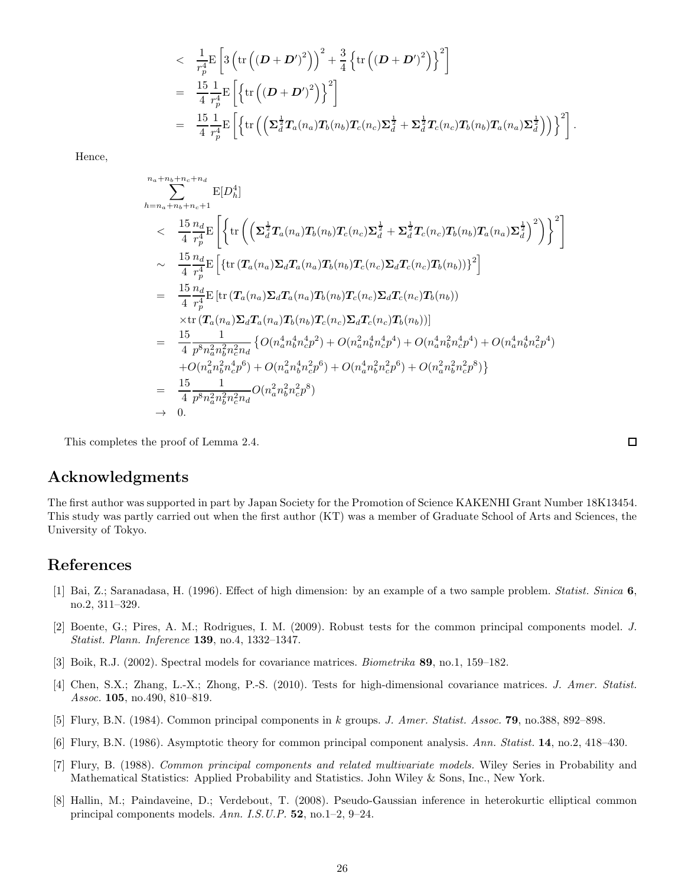$$
\begin{aligned}
&< \frac{1}{r_p^4}\mathrm{E}\left[3\left(\mathrm{tr}\left((\boldsymbol{D}+\boldsymbol{D}')^2\right)\right)^2+\frac{3}{4}\left\{\mathrm{tr}\left((\boldsymbol{D}+\boldsymbol{D}')^2\right)\right\}^2\right] \\
&= \frac{15}{4}\frac{1}{r_p^4}\mathrm{E}\left[\left\{\mathrm{tr}\left((\boldsymbol{D}+\boldsymbol{D}')^2\right)\right\}^2\right] \\
&= \frac{15}{4}\frac{1}{r_p^4}\mathrm{E}\left[\left\{\mathrm{tr}\left(\left(\boldsymbol{\Sigma}_d^{\frac{1}{2}}\boldsymbol{T}_a(n_a)\boldsymbol{T}_b(n_b)\boldsymbol{T}_c(n_c)\boldsymbol{\Sigma}_d^{\frac{1}{2}}+\boldsymbol{\Sigma}_d^{\frac{1}{2}}\boldsymbol{T}_c(n_c)\boldsymbol{T}_b(n_b)\boldsymbol{T}_a(n_a)\boldsymbol{\Sigma}_d^{\frac{1}{2}}\right)\right)\right\}^2\right].
\end{aligned}
$$

Hence,

$$
\begin{aligned}
&\sum_{h=n_a+n_b+n_c+1}^{n_a+n_b+n_c+n_d}\mathrm{E}[D_h^4] \\
&< \frac{15}{4}\frac{n_d}{r_p^4}\mathrm{E}\left[\left\{\mathrm{tr}\left(\left(\boldsymbol{\Sigma}_d^{\frac{1}{2}}\boldsymbol{T}_a(n_a)\boldsymbol{T}_b(n_b)\boldsymbol{T}_c(n_c)\boldsymbol{\Sigma}_d^{\frac{1}{2}}+\boldsymbol{\Sigma}_d^{\frac{1}{2}}\boldsymbol{T}_c(n_c)\boldsymbol{T}_b(n_b)\boldsymbol{T}_a(n_a)\boldsymbol{\Sigma}_d^{\frac{1}{2}}\right)^2\right)\right\}^2\right] \\
&\sim \frac{15}{4}\frac{n_d}{r_p^4}\mathrm{E}\left[\left\{\mathrm{tr}\left(\boldsymbol{T}_a(n_a)\boldsymbol{\Sigma}_d\boldsymbol{T}_a(n_a)\boldsymbol{T}_b(n_b)\boldsymbol{T}_c(n_c)\boldsymbol{\Sigma}_d\boldsymbol{T}_c(n_c)\boldsymbol{T}_b(n_b)\right)\right\}^2\right] \\
&= \frac{15}{4}\frac{n_d}{r_p^4}\mathrm{E}\left[\mathrm{tr}\left(\boldsymbol{T}_a(n_a)\boldsymbol{\Sigma}_d\boldsymbol{T}_a(n_a)\boldsymbol{T}_b(n_b)\boldsymbol{T}_c(n_c)\boldsymbol{\Sigma}_d\boldsymbol{T}_c(n_c)\boldsymbol{T}_b(n_b)\right)\right. \\
&\qquad \left.\times\mathrm{tr}\left(\boldsymbol{T}_a(n_a)\boldsymbol{\Sigma}_d\boldsymbol{T}_a(n_a)\boldsymbol{T}_b(n_b)\boldsymbol{T}_c(n_c)\boldsymbol{\Sigma}_d\boldsymbol{T}_c(n_c)\boldsymbol{T}_b(n_b)\right)\right] \\
&= \frac{15}{4}\frac{1}{p^8n_a^2n_b^2n_c^2n_d}\left\{O(n_a^4n_b^4n_c^4p^2)+O(n_a^2n_b^4n_c^4p^4)+O(n_a^4n_b^2n_c^4p^4)+O(n_a^4n_b^4n_c^2p^4)\right. \\
&\qquad \left.+O(n_a^2n_b^2n_c^4p^6)+O(n_a^2n_b^4n_c^2p^6)+O(n_a^4n_b^2n_c^2p^6)+O(n_a^2n_b^2n_c^2p^8)\right\} \\
&= \frac{15}{4}\frac{1}{p^8n_a^2n_b^2n_c^2n_d}O(n_a^2n_b^2n_c^2p^8) \\
&\to 0.
\end{aligned}
$$

This completes the proof of Lemma 2.4. □

## Acknowledgments

The first author was supported in part by Japan Society for the Promotion of Science KAKENHI Grant Number 18K13454. This study was partly carried out when the first author (KT) was a member of Graduate School of Arts and Sciences, the University of Tokyo.

## References

[1] Bai, Z.; Saranadasa, H. (1996). Effect of high dimension: by an example of a two sample problem. *Statist. Sinica* **6**, no.2, 311–329.

[2] Boente, G.; Pires, A. M.; Rodrigues, I. M. (2009). Robust tests for the common principal components model. *J. Statist. Plann. Inference* **139**, no.4, 1332–1347.

[3] Boik, R.J. (2002). Spectral models for covariance matrices. *Biometrika* **89**, no.1, 159–182.

[4] Chen, S.X.; Zhang, L.-X.; Zhong, P.-S. (2010). Tests for high-dimensional covariance matrices. *J. Amer. Statist. Assoc.* **105**, no.490, 810–819.

[5] Flury, B.N. (1984). Common principal components in $k$ groups. *J. Amer. Statist. Assoc.* **79**, no.388, 892–898.

[6] Flury, B.N. (1986). Asymptotic theory for common principal component analysis. *Ann. Statist.* **14**, no.2, 418–430.

[7] Flury, B. (1988). *Common principal components and related multivariate models*. Wiley Series in Probability and Mathematical Statistics: Applied Probability and Statistics. John Wiley & Sons, Inc., New York.

[8] Hallin, M.; Paindaveine, D.; Verdebout, T. (2008). Pseudo-Gaussian inference in heterokurtic elliptical common principal components models. *Ann. I.S.U.P.* **52**, no.1–2, 9–24.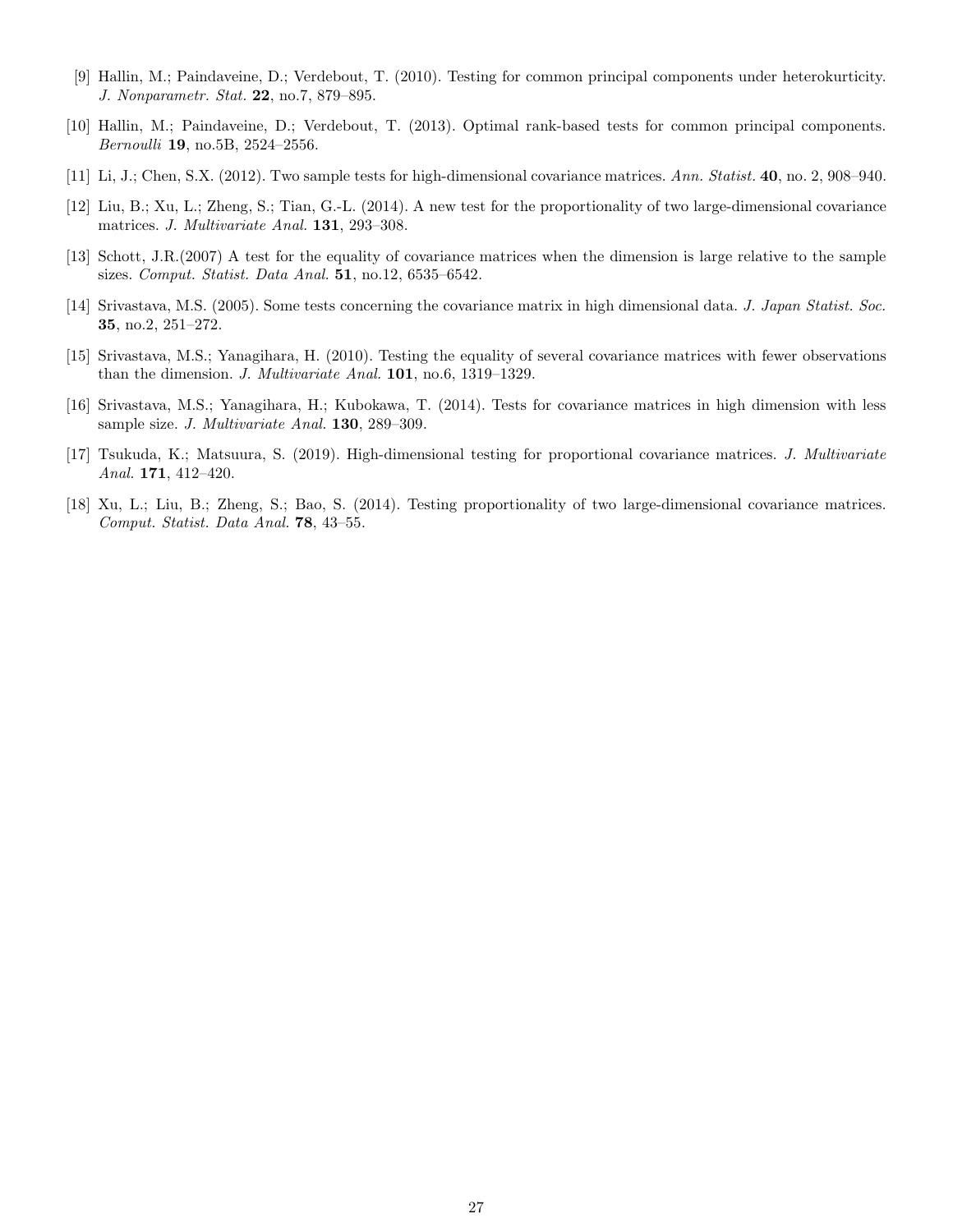[9] Hallin, M.; Paindaveine, D.; Verdebout, T. (2010). Testing for common principal components under heterokurticity. *J. Nonparametr. Stat.* **22**, no.7, 879–895.

[10] Hallin, M.; Paindaveine, D.; Verdebout, T. (2013). Optimal rank-based tests for common principal components. *Bernoulli* **19**, no.5B, 2524–2556.

[11] Li, J.; Chen, S.X. (2012). Two sample tests for high-dimensional covariance matrices. *Ann. Statist.* **40**, no. 2, 908–940.

[12] Liu, B.; Xu, L.; Zheng, S.; Tian, G.-L. (2014). A new test for the proportionality of two large-dimensional covariance matrices. *J. Multivariate Anal.* **131**, 293–308.

[13] Schott, J.R.(2007) A test for the equality of covariance matrices when the dimension is large relative to the sample sizes. *Comput. Statist. Data Anal.* **51**, no.12, 6535–6542.

[14] Srivastava, M.S. (2005). Some tests concerning the covariance matrix in high dimensional data. *J. Japan Statist. Soc.* **35**, no.2, 251–272.

[15] Srivastava, M.S.; Yanagihara, H. (2010). Testing the equality of several covariance matrices with fewer observations than the dimension. *J. Multivariate Anal.* **101**, no.6, 1319–1329.

[16] Srivastava, M.S.; Yanagihara, H.; Kubokawa, T. (2014). Tests for covariance matrices in high dimension with less sample size. *J. Multivariate Anal.* **130**, 289–309.

[17] Tsukuda, K.; Matsuura, S. (2019). High-dimensional testing for proportional covariance matrices. *J. Multivariate Anal.* **171**, 412–420.

[18] Xu, L.; Liu, B.; Zheng, S.; Bao, S. (2014). Testing proportionality of two large-dimensional covariance matrices. *Comput. Statist. Data Anal.* **78**, 43–55.